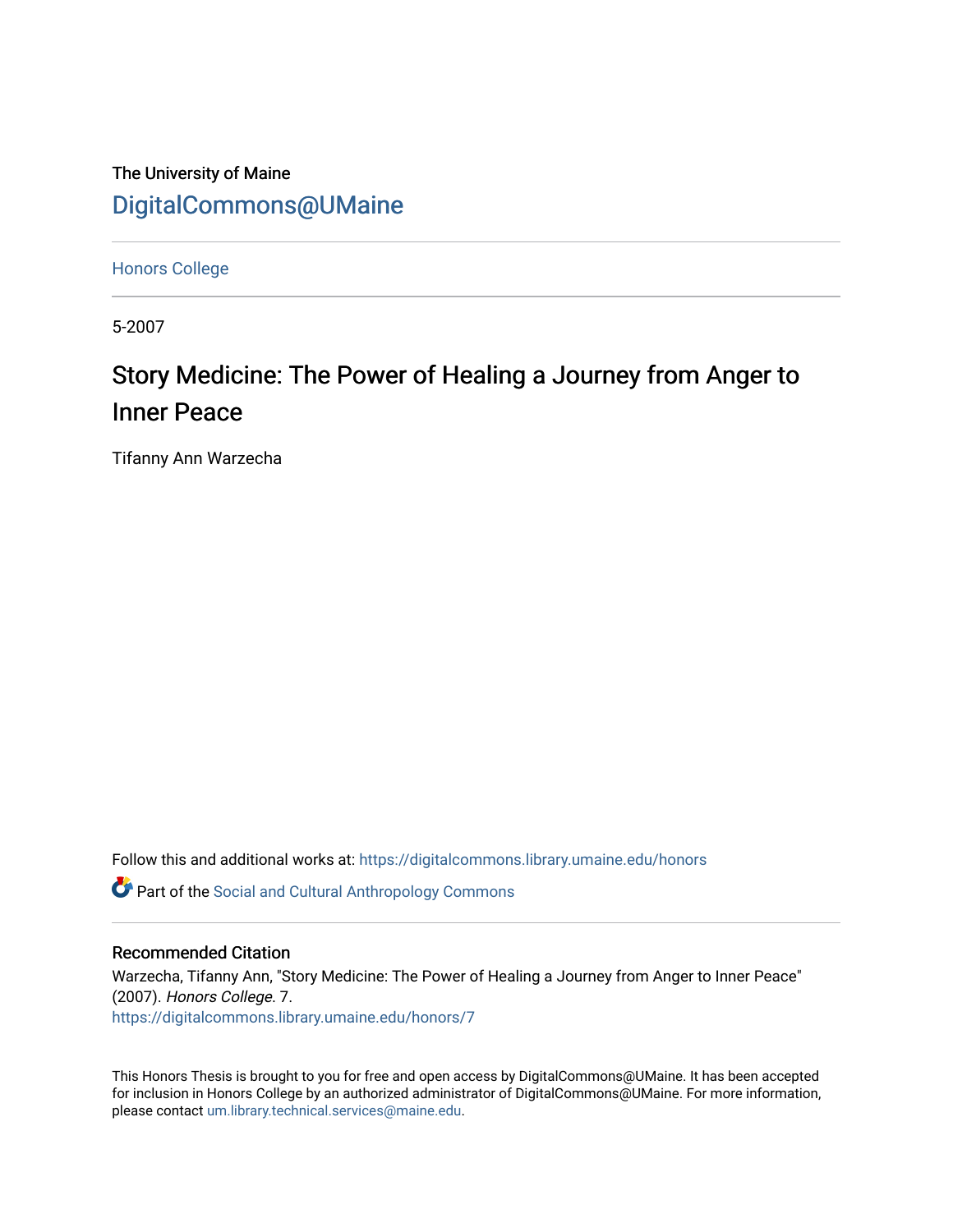The University of Maine

DigitalCommons@UMaine

Honors College

5-2007

# Story Medicine: The Power of Healing a Journey from Anger to Inner Peace

Tifanny Ann Warzecha

Follow this and additional works at: https://digitalcommons.library.umaine.edu/honors

Part of the Social and Cultural Anthropology Commons

## Recommended Citation

Warzecha, Tifanny Ann, "Story Medicine: The Power of Healing a Journey from Anger to Inner Peace" (2007). *Honors College*. 7.
https://digitalcommons.library.umaine.edu/honors/7

This Honors Thesis is brought to you for free and open access by DigitalCommons@UMaine. It has been accepted for inclusion in Honors College by an authorized administrator of DigitalCommons@UMaine. For more information, please contact um.library.technical.services@maine.edu.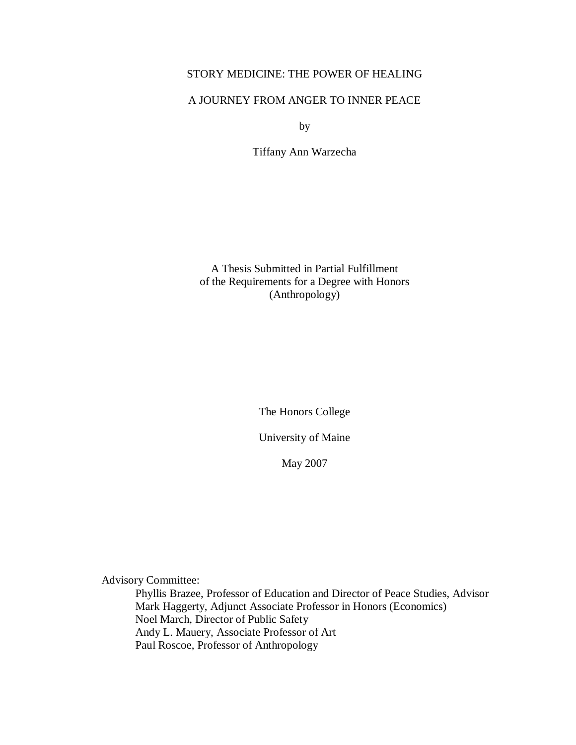# STORY MEDICINE: THE POWER OF HEALING

## A JOURNEY FROM ANGER TO INNER PEACE

by

Tiffany Ann Warzecha

A Thesis Submitted in Partial Fulfillment
of the Requirements for a Degree with Honors
(Anthropology)

The Honors College

University of Maine

May 2007

Advisory Committee:

- Phyllis Brazee, Professor of Education and Director of Peace Studies, Advisor
- Mark Haggerty, Adjunct Associate Professor in Honors (Economics)
- Noel March, Director of Public Safety
- Andy L. Mauery, Associate Professor of Art
- Paul Roscoe, Professor of Anthropology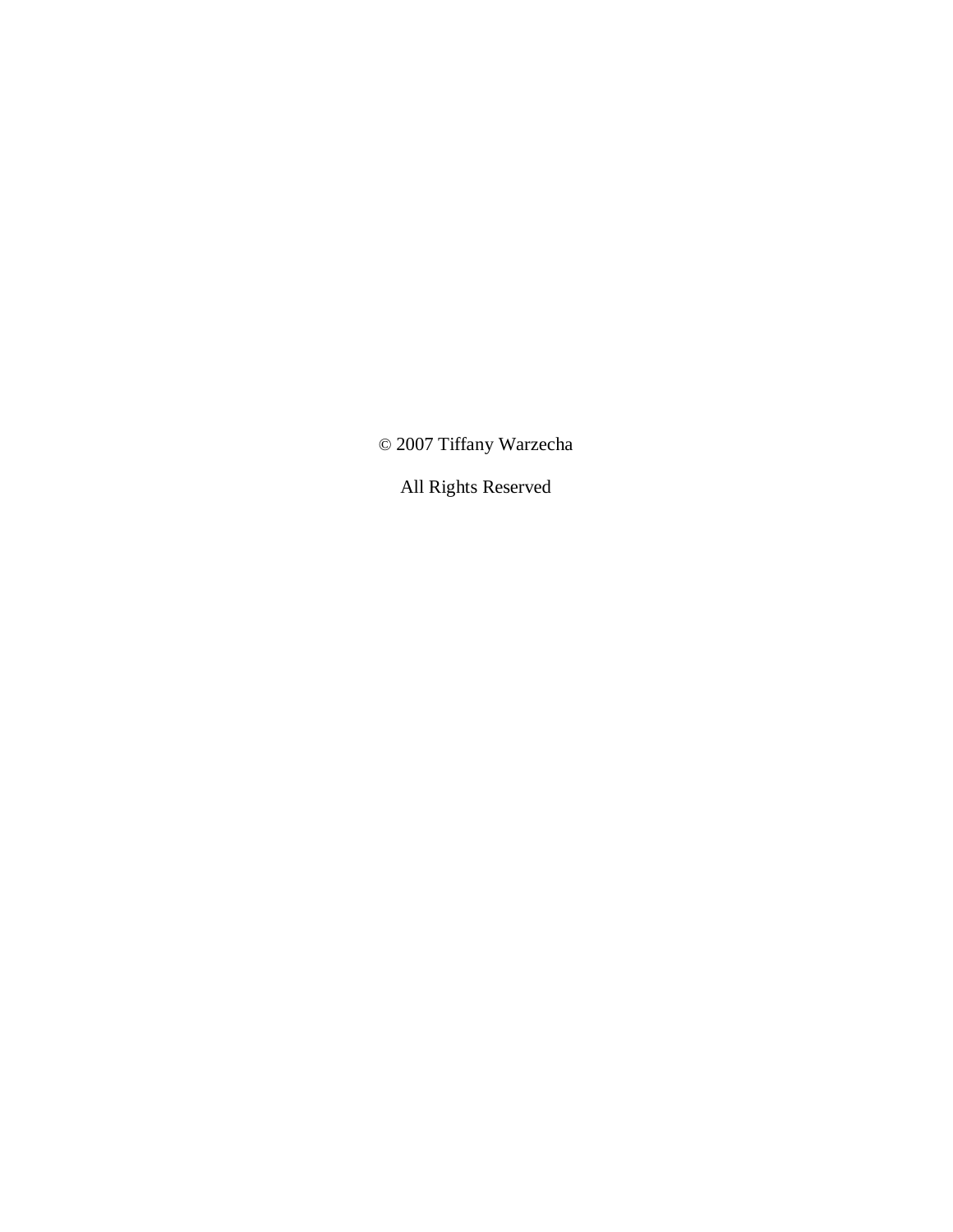© 2007 Tiffany Warzecha

All Rights Reserved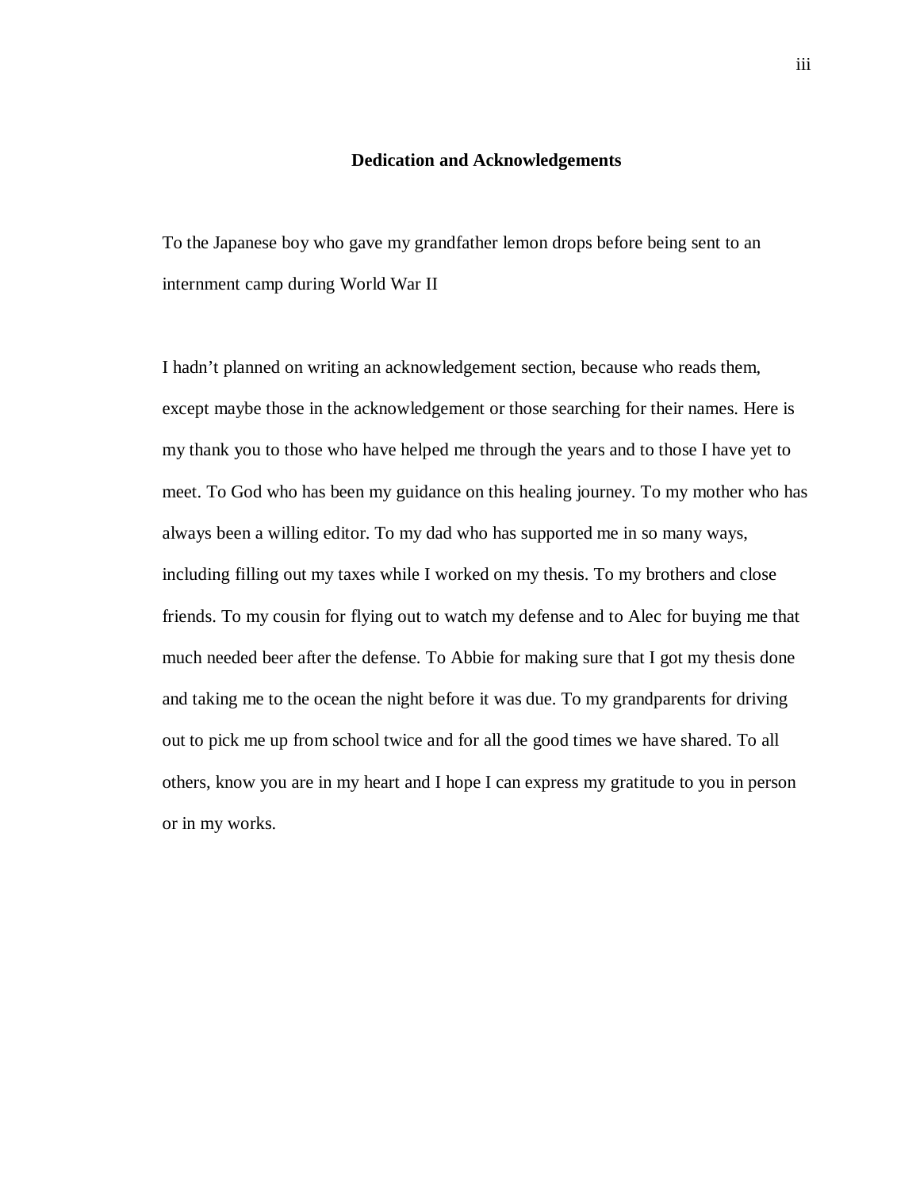# Dedication and Acknowledgements

To the Japanese boy who gave my grandfather lemon drops before being sent to an internment camp during World War II

I hadn't planned on writing an acknowledgement section, because who reads them, except maybe those in the acknowledgement or those searching for their names. Here is my thank you to those who have helped me through the years and to those I have yet to meet. To God who has been my guidance on this healing journey. To my mother who has always been a willing editor. To my dad who has supported me in so many ways, including filling out my taxes while I worked on my thesis. To my brothers and close friends. To my cousin for flying out to watch my defense and to Alec for buying me that much needed beer after the defense. To Abbie for making sure that I got my thesis done and taking me to the ocean the night before it was due. To my grandparents for driving out to pick me up from school twice and for all the good times we have shared. To all others, know you are in my heart and I hope I can express my gratitude to you in person or in my works.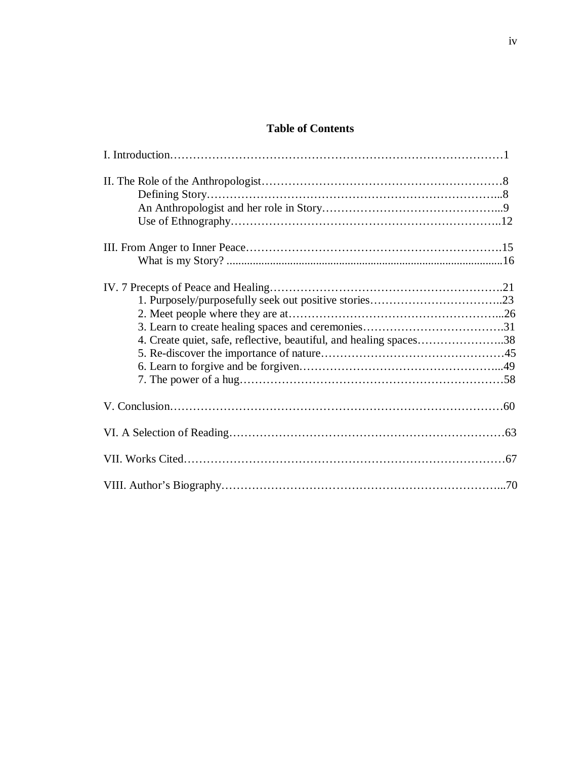# Table of Contents

I. Introduction…………………………………………………………………………1

II. The Role of the Anthropologist………………………………………………………8
    Defining Story…………………………………………………………………...8
    An Anthropologist and her role in Story………………………………………...9
    Use of Ethnography……………………………………………………………..12

III. From Anger to Inner Peace……………………………………………………….15
    What is my Story? ..........................................................................................16

IV. 7 Precepts of Peace and Healing…………………………………………………….21
    1. Purposely/purposefully seek out positive stories……………………………..23
    2. Meet people where they are at………………………………………………...26
    3. Learn to create healing spaces and ceremonies……………………………….31
    4. Create quiet, safe, reflective, beautiful, and healing spaces…………………..38
    5. Re-discover the importance of nature…………………………………………45
    6. Learn to forgive and be forgiven……………………………………………...49
    7. The power of a hug……………………………………………………………58

V. Conclusion……………………………………………………………………………60

VI. A Selection of Reading………………………………………………………………63

VII. Works Cited…………………………………………………………………………67

VIII. Author's Biography………………………………………………………………...70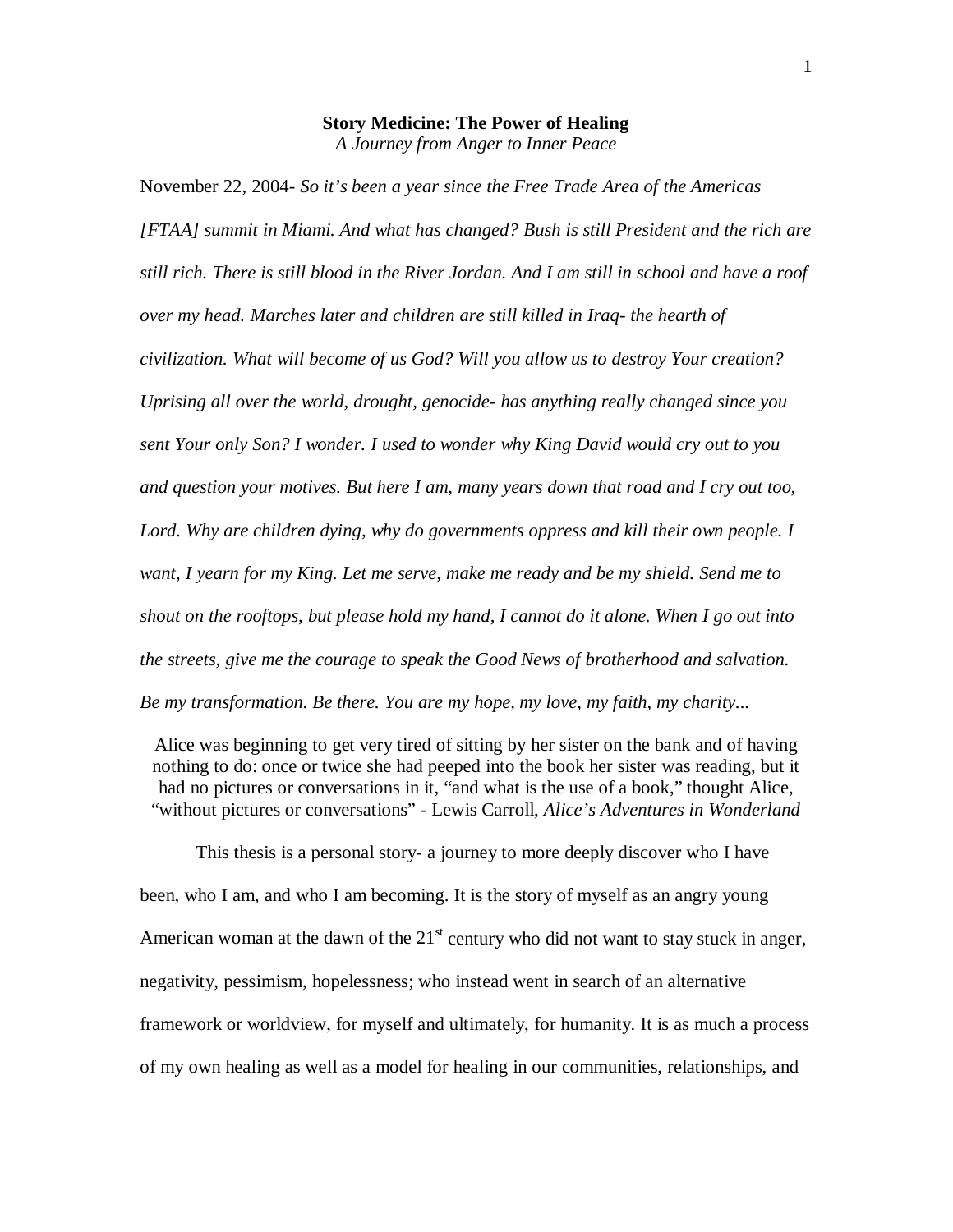**Story Medicine: The Power of Healing**

*A Journey from Anger to Inner Peace*

November 22, 2004- *So it's been a year since the Free Trade Area of the Americas [FTAA] summit in Miami. And what has changed? Bush is still President and the rich are still rich. There is still blood in the River Jordan. And I am still in school and have a roof over my head. Marches later and children are still killed in Iraq- the hearth of civilization. What will become of us God? Will you allow us to destroy Your creation? Uprising all over the world, drought, genocide- has anything really changed since you sent Your only Son? I wonder. I used to wonder why King David would cry out to you and question your motives. But here I am, many years down that road and I cry out too, Lord. Why are children dying, why do governments oppress and kill their own people. I want, I yearn for my King. Let me serve, make me ready and be my shield. Send me to shout on the rooftops, but please hold my hand, I cannot do it alone. When I go out into the streets, give me the courage to speak the Good News of brotherhood and salvation. Be my transformation. Be there. You are my hope, my love, my faith, my charity...*

> Alice was beginning to get very tired of sitting by her sister on the bank and of having nothing to do: once or twice she had peeped into the book her sister was reading, but it had no pictures or conversations in it, "and what is the use of a book," thought Alice, "without pictures or conversations" - Lewis Carroll, *Alice's Adventures in Wonderland*

This thesis is a personal story- a journey to more deeply discover who I have been, who I am, and who I am becoming. It is the story of myself as an angry young American woman at the dawn of the 21st century who did not want to stay stuck in anger, negativity, pessimism, hopelessness; who instead went in search of an alternative framework or worldview, for myself and ultimately, for humanity. It is as much a process of my own healing as well as a model for healing in our communities, relationships, and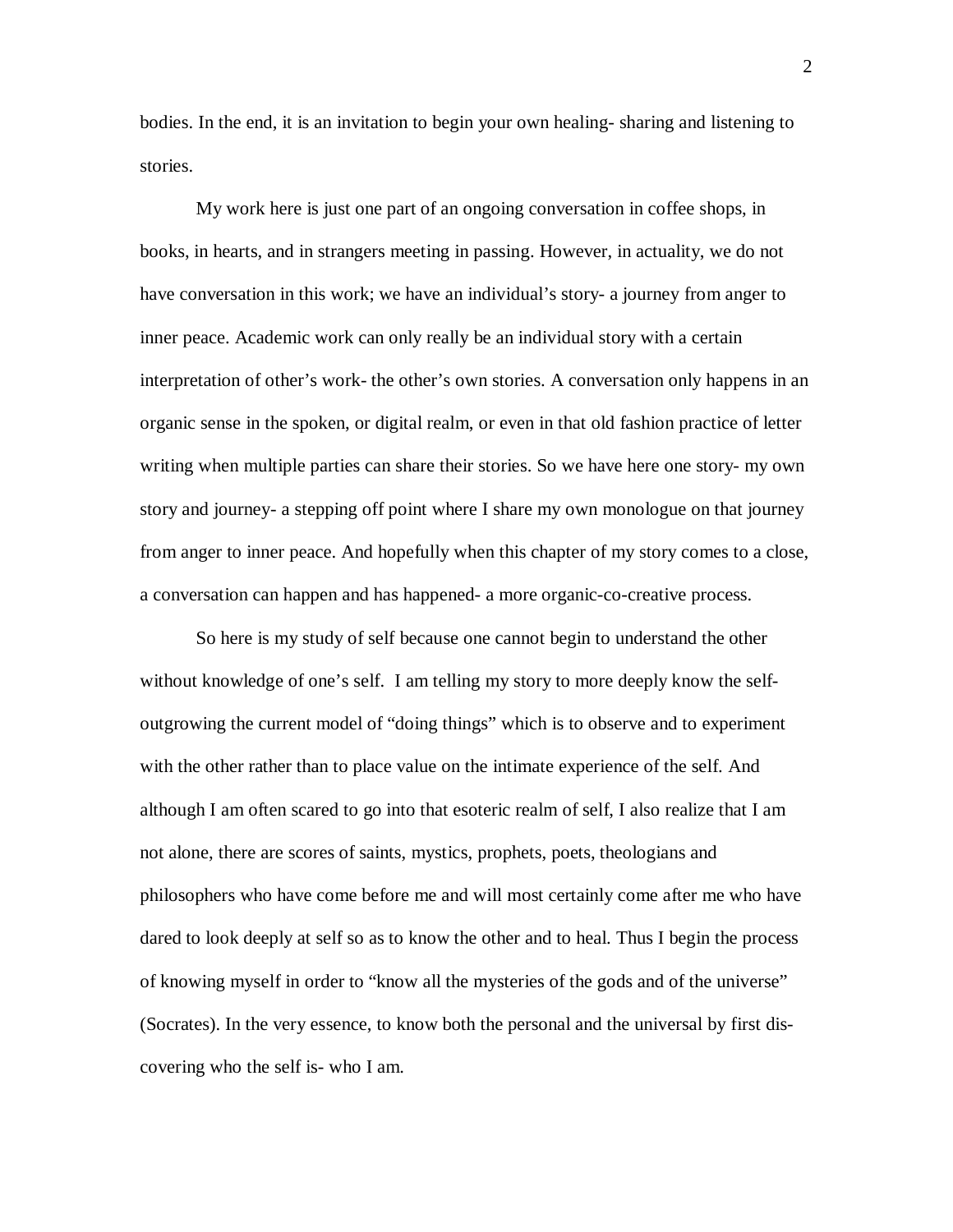bodies. In the end, it is an invitation to begin your own healing- sharing and listening to stories.

My work here is just one part of an ongoing conversation in coffee shops, in books, in hearts, and in strangers meeting in passing. However, in actuality, we do not have conversation in this work; we have an individual's story- a journey from anger to inner peace. Academic work can only really be an individual story with a certain interpretation of other's work- the other's own stories. A conversation only happens in an organic sense in the spoken, or digital realm, or even in that old fashion practice of letter writing when multiple parties can share their stories. So we have here one story- my own story and journey- a stepping off point where I share my own monologue on that journey from anger to inner peace. And hopefully when this chapter of my story comes to a close, a conversation can happen and has happened- a more organic-co-creative process.

So here is my study of self because one cannot begin to understand the other without knowledge of one's self. I am telling my story to more deeply know the self- outgrowing the current model of "doing things" which is to observe and to experiment with the other rather than to place value on the intimate experience of the self. And although I am often scared to go into that esoteric realm of self, I also realize that I am not alone, there are scores of saints, mystics, prophets, poets, theologians and philosophers who have come before me and will most certainly come after me who have dared to look deeply at self so as to know the other and to heal. Thus I begin the process of knowing myself in order to "know all the mysteries of the gods and of the universe" (Socrates). In the very essence, to know both the personal and the universal by first dis-covering who the self is- who I am.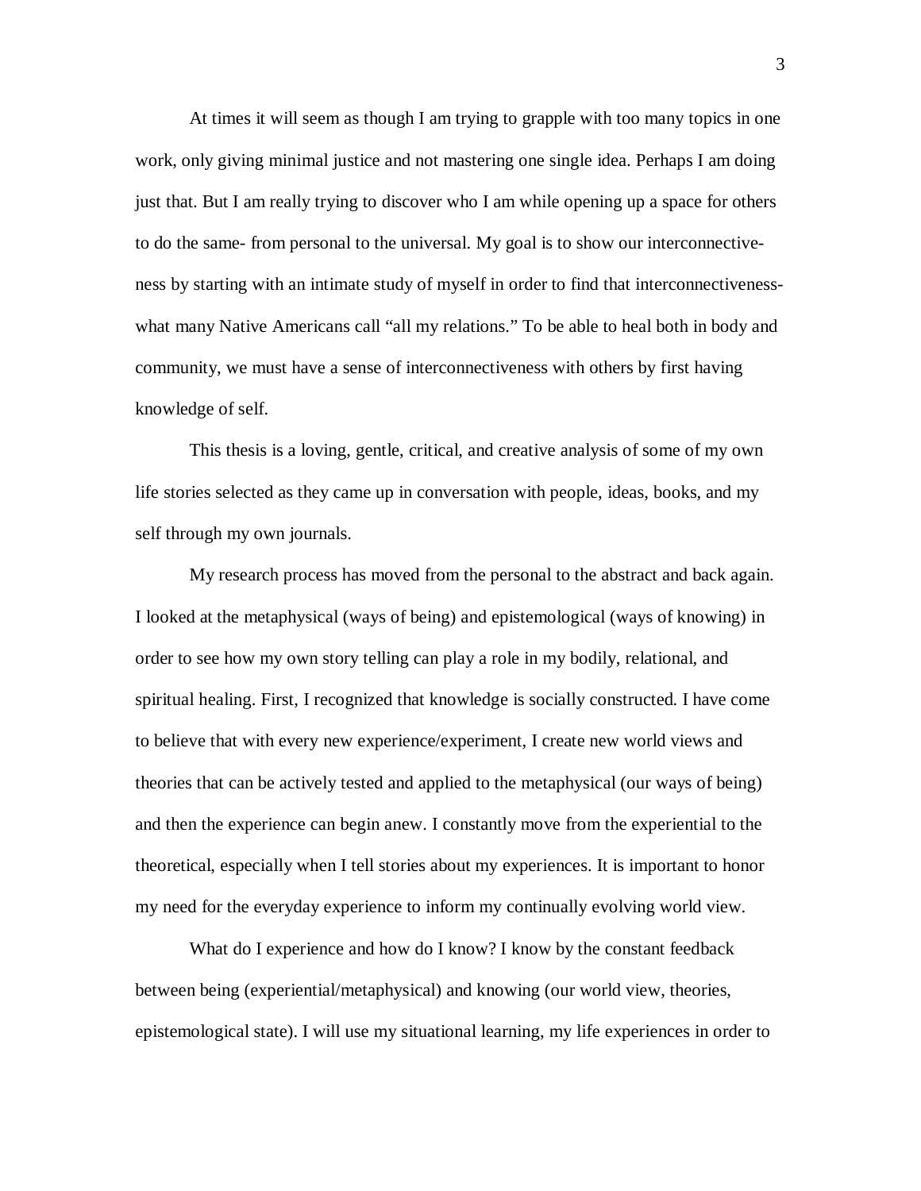At times it will seem as though I am trying to grapple with too many topics in one work, only giving minimal justice and not mastering one single idea. Perhaps I am doing just that. But I am really trying to discover who I am while opening up a space for others to do the same- from personal to the universal. My goal is to show our interconnectiveness by starting with an intimate study of myself in order to find that interconnectiveness- what many Native Americans call "all my relations." To be able to heal both in body and community, we must have a sense of interconnectiveness with others by first having knowledge of self.

This thesis is a loving, gentle, critical, and creative analysis of some of my own life stories selected as they came up in conversation with people, ideas, books, and my self through my own journals.

My research process has moved from the personal to the abstract and back again. I looked at the metaphysical (ways of being) and epistemological (ways of knowing) in order to see how my own story telling can play a role in my bodily, relational, and spiritual healing. First, I recognized that knowledge is socially constructed. I have come to believe that with every new experience/experiment, I create new world views and theories that can be actively tested and applied to the metaphysical (our ways of being) and then the experience can begin anew. I constantly move from the experiential to the theoretical, especially when I tell stories about my experiences. It is important to honor my need for the everyday experience to inform my continually evolving world view.

What do I experience and how do I know? I know by the constant feedback between being (experiential/metaphysical) and knowing (our world view, theories, epistemological state). I will use my situational learning, my life experiences in order to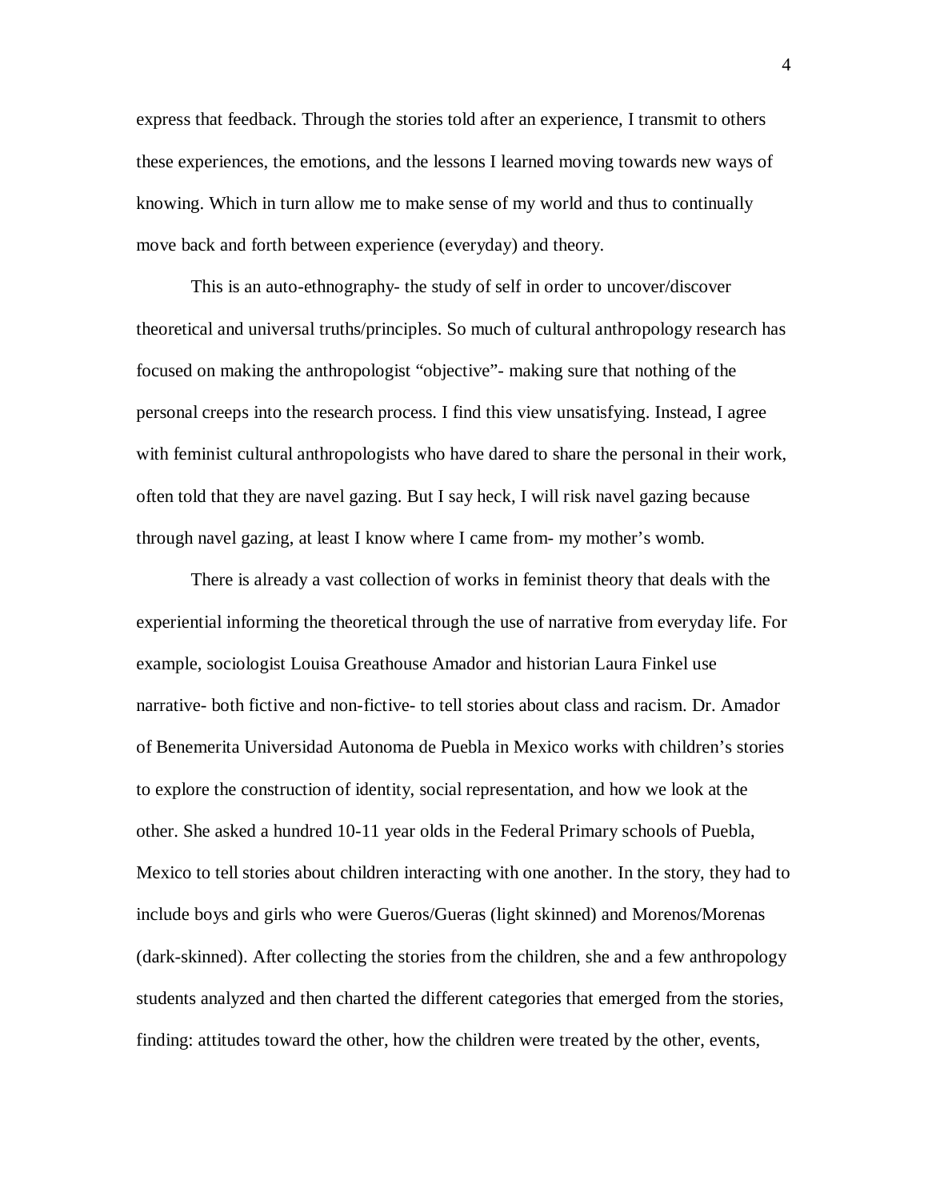express that feedback. Through the stories told after an experience, I transmit to others these experiences, the emotions, and the lessons I learned moving towards new ways of knowing. Which in turn allow me to make sense of my world and thus to continually move back and forth between experience (everyday) and theory.

This is an auto-ethnography- the study of self in order to uncover/discover theoretical and universal truths/principles. So much of cultural anthropology research has focused on making the anthropologist "objective"- making sure that nothing of the personal creeps into the research process. I find this view unsatisfying. Instead, I agree with feminist cultural anthropologists who have dared to share the personal in their work, often told that they are navel gazing. But I say heck, I will risk navel gazing because through navel gazing, at least I know where I came from- my mother's womb.

There is already a vast collection of works in feminist theory that deals with the experiential informing the theoretical through the use of narrative from everyday life. For example, sociologist Louisa Greathouse Amador and historian Laura Finkel use narrative- both fictive and non-fictive- to tell stories about class and racism. Dr. Amador of Benemerita Universidad Autonoma de Puebla in Mexico works with children's stories to explore the construction of identity, social representation, and how we look at the other. She asked a hundred 10-11 year olds in the Federal Primary schools of Puebla, Mexico to tell stories about children interacting with one another. In the story, they had to include boys and girls who were Gueros/Gueras (light skinned) and Morenos/Morenas (dark-skinned). After collecting the stories from the children, she and a few anthropology students analyzed and then charted the different categories that emerged from the stories, finding: attitudes toward the other, how the children were treated by the other, events,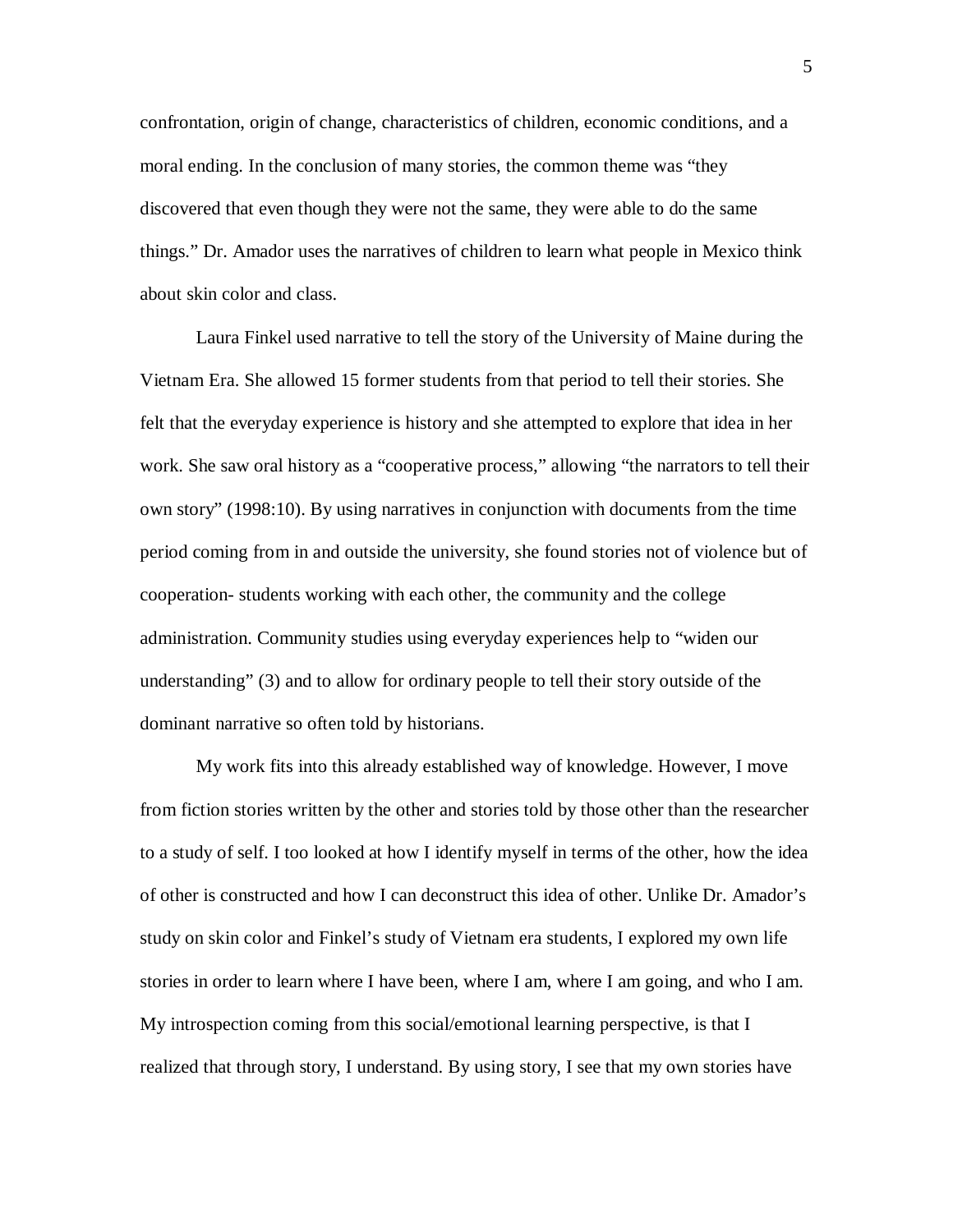confrontation, origin of change, characteristics of children, economic conditions, and a moral ending. In the conclusion of many stories, the common theme was "they discovered that even though they were not the same, they were able to do the same things." Dr. Amador uses the narratives of children to learn what people in Mexico think about skin color and class.

Laura Finkel used narrative to tell the story of the University of Maine during the Vietnam Era. She allowed 15 former students from that period to tell their stories. She felt that the everyday experience is history and she attempted to explore that idea in her work. She saw oral history as a "cooperative process," allowing "the narrators to tell their own story" (1998:10). By using narratives in conjunction with documents from the time period coming from in and outside the university, she found stories not of violence but of cooperation- students working with each other, the community and the college administration. Community studies using everyday experiences help to "widen our understanding" (3) and to allow for ordinary people to tell their story outside of the dominant narrative so often told by historians.

My work fits into this already established way of knowledge. However, I move from fiction stories written by the other and stories told by those other than the researcher to a study of self. I too looked at how I identify myself in terms of the other, how the idea of other is constructed and how I can deconstruct this idea of other. Unlike Dr. Amador's study on skin color and Finkel's study of Vietnam era students, I explored my own life stories in order to learn where I have been, where I am, where I am going, and who I am. My introspection coming from this social/emotional learning perspective, is that I realized that through story, I understand. By using story, I see that my own stories have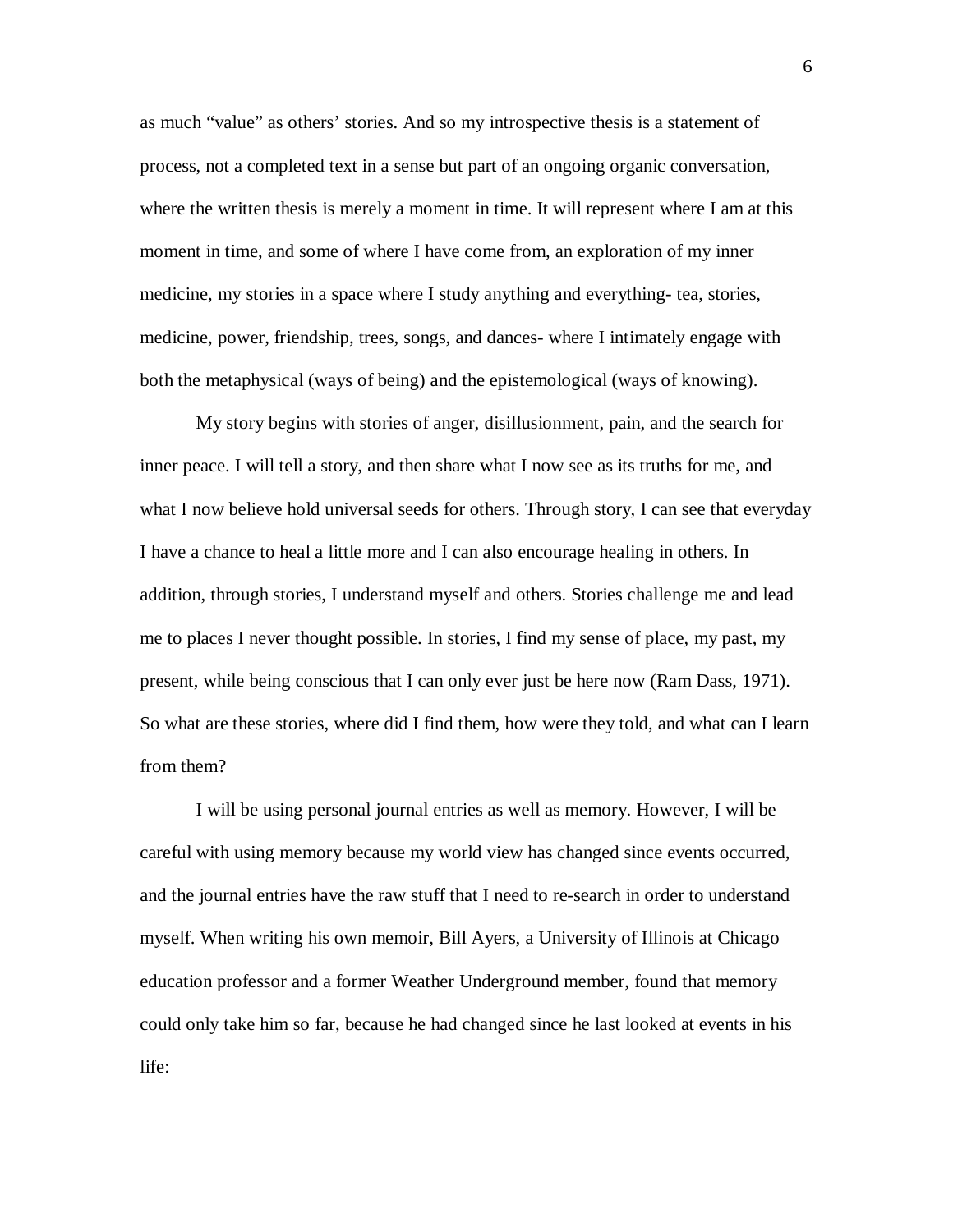as much "value" as others' stories. And so my introspective thesis is a statement of process, not a completed text in a sense but part of an ongoing organic conversation, where the written thesis is merely a moment in time. It will represent where I am at this moment in time, and some of where I have come from, an exploration of my inner medicine, my stories in a space where I study anything and everything- tea, stories, medicine, power, friendship, trees, songs, and dances- where I intimately engage with both the metaphysical (ways of being) and the epistemological (ways of knowing).

My story begins with stories of anger, disillusionment, pain, and the search for inner peace. I will tell a story, and then share what I now see as its truths for me, and what I now believe hold universal seeds for others. Through story, I can see that everyday I have a chance to heal a little more and I can also encourage healing in others. In addition, through stories, I understand myself and others. Stories challenge me and lead me to places I never thought possible. In stories, I find my sense of place, my past, my present, while being conscious that I can only ever just be here now (Ram Dass, 1971). So what are these stories, where did I find them, how were they told, and what can I learn from them?

I will be using personal journal entries as well as memory. However, I will be careful with using memory because my world view has changed since events occurred, and the journal entries have the raw stuff that I need to re-search in order to understand myself. When writing his own memoir, Bill Ayers, a University of Illinois at Chicago education professor and a former Weather Underground member, found that memory could only take him so far, because he had changed since he last looked at events in his life: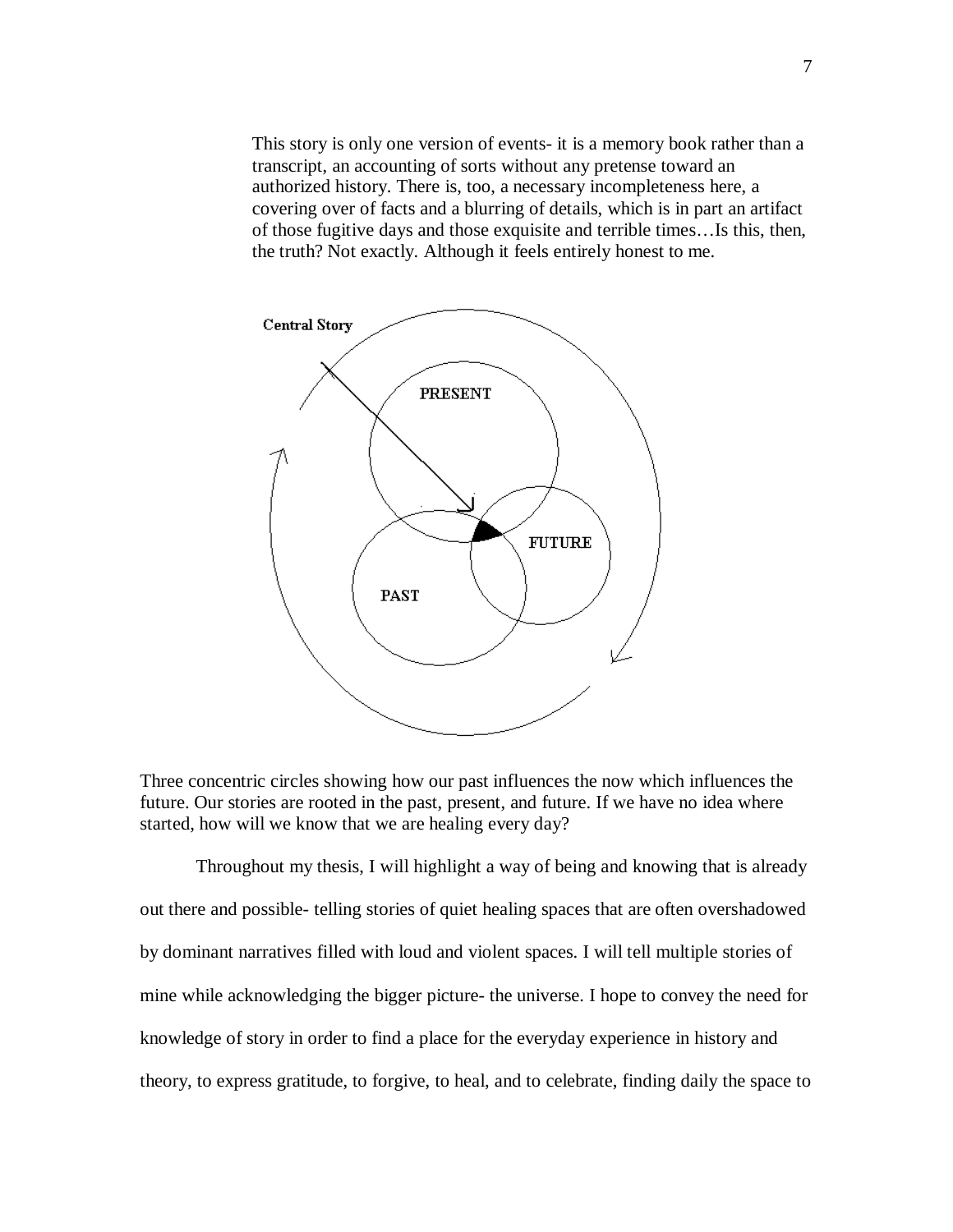> This story is only one version of events- it is a memory book rather than a transcript, an accounting of sorts without any pretense toward an authorized history. There is, too, a necessary incompleteness here, a covering over of facts and a blurring of details, which is in part an artifact of those fugitive days and those exquisite and terrible times…Is this, then, the truth? Not exactly. Although it feels entirely honest to me.

Central Story

PRESENT

FUTURE

PAST

Three concentric circles showing how our past influences the now which influences the future. Our stories are rooted in the past, present, and future. If we have no idea where started, how will we know that we are healing every day?

Throughout my thesis, I will highlight a way of being and knowing that is already out there and possible- telling stories of quiet healing spaces that are often overshadowed by dominant narratives filled with loud and violent spaces. I will tell multiple stories of mine while acknowledging the bigger picture- the universe. I hope to convey the need for knowledge of story in order to find a place for the everyday experience in history and theory, to express gratitude, to forgive, to heal, and to celebrate, finding daily the space to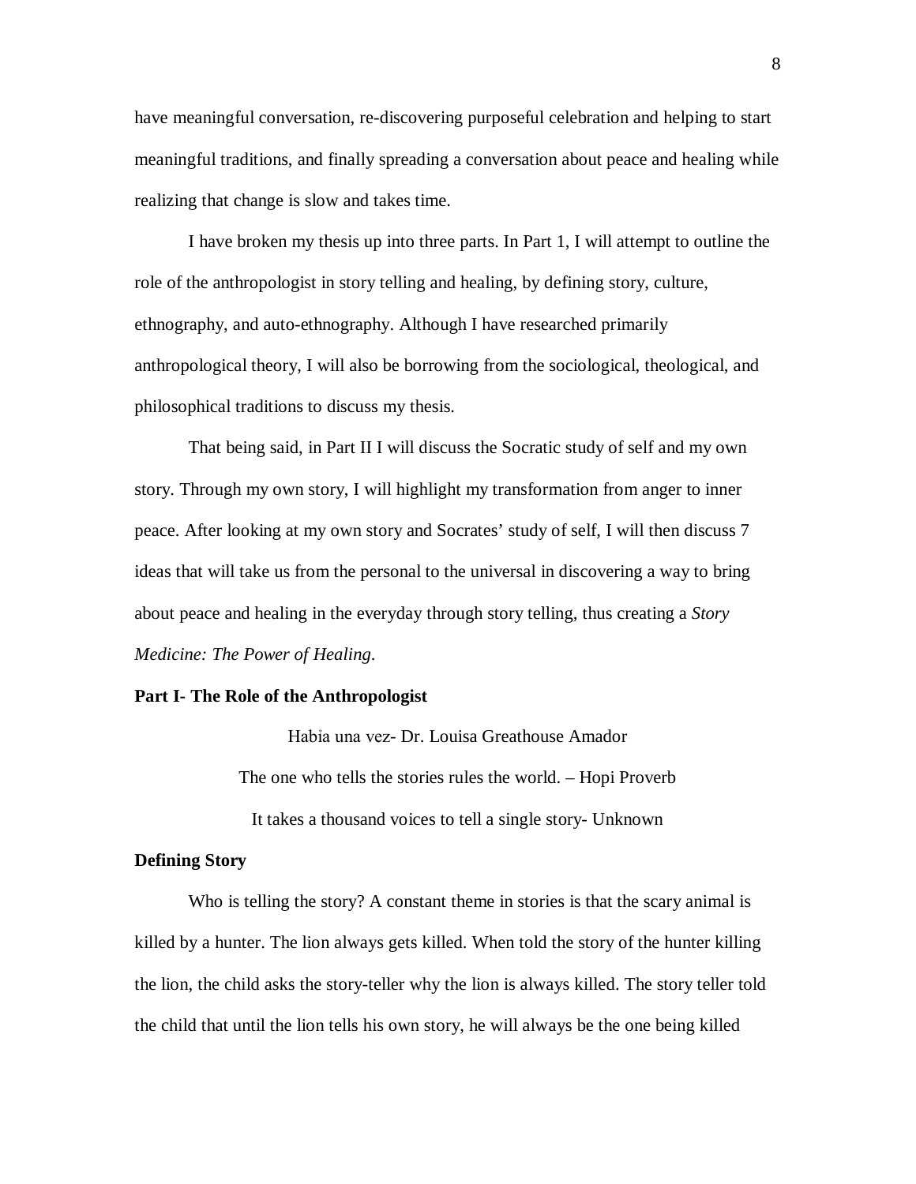have meaningful conversation, re-discovering purposeful celebration and helping to start meaningful traditions, and finally spreading a conversation about peace and healing while realizing that change is slow and takes time.

I have broken my thesis up into three parts. In Part 1, I will attempt to outline the role of the anthropologist in story telling and healing, by defining story, culture, ethnography, and auto-ethnography. Although I have researched primarily anthropological theory, I will also be borrowing from the sociological, theological, and philosophical traditions to discuss my thesis.

That being said, in Part II I will discuss the Socratic study of self and my own story. Through my own story, I will highlight my transformation from anger to inner peace. After looking at my own story and Socrates' study of self, I will then discuss 7 ideas that will take us from the personal to the universal in discovering a way to bring about peace and healing in the everyday through story telling, thus creating a *Story Medicine: The Power of Healing*.

**Part I- The Role of the Anthropologist**

Habia una vez- Dr. Louisa Greathouse Amador

The one who tells the stories rules the world. – Hopi Proverb

It takes a thousand voices to tell a single story- Unknown

**Defining Story**

Who is telling the story? A constant theme in stories is that the scary animal is killed by a hunter. The lion always gets killed. When told the story of the hunter killing the lion, the child asks the story-teller why the lion is always killed. The story teller told the child that until the lion tells his own story, he will always be the one being killed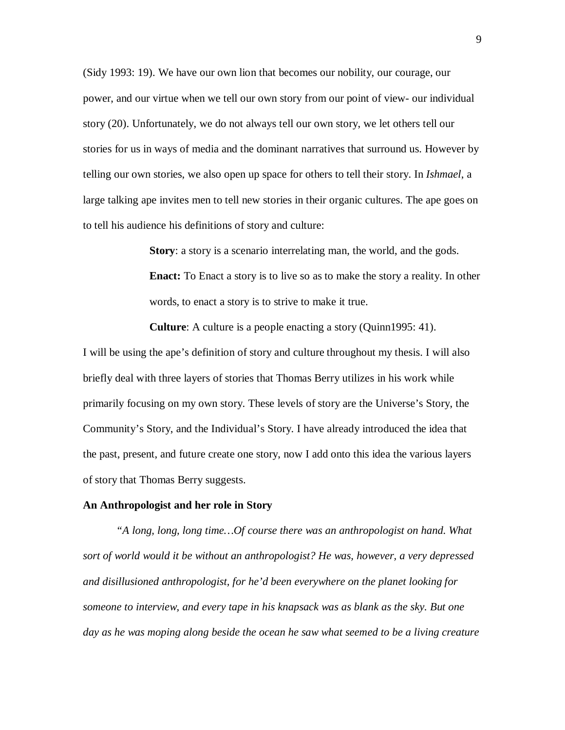(Sidy 1993: 19). We have our own lion that becomes our nobility, our courage, our power, and our virtue when we tell our own story from our point of view- our individual story (20). Unfortunately, we do not always tell our own story, we let others tell our stories for us in ways of media and the dominant narratives that surround us. However by telling our own stories, we also open up space for others to tell their story. In *Ishmael*, a large talking ape invites men to tell new stories in their organic cultures. The ape goes on to tell his audience his definitions of story and culture:

> **Story**: a story is a scenario interrelating man, the world, and the gods.
>
> **Enact:** To Enact a story is to live so as to make the story a reality. In other words, to enact a story is to strive to make it true.
>
> **Culture**: A culture is a people enacting a story (Quinn1995: 41).

I will be using the ape's definition of story and culture throughout my thesis. I will also briefly deal with three layers of stories that Thomas Berry utilizes in his work while primarily focusing on my own story. These levels of story are the Universe's Story, the Community's Story, and the Individual's Story. I have already introduced the idea that the past, present, and future create one story, now I add onto this idea the various layers of story that Thomas Berry suggests.

**An Anthropologist and her role in Story**

*"A long, long, long time…Of course there was an anthropologist on hand. What sort of world would it be without an anthropologist? He was, however, a very depressed and disillusioned anthropologist, for he'd been everywhere on the planet looking for someone to interview, and every tape in his knapsack was as blank as the sky. But one day as he was moping along beside the ocean he saw what seemed to be a living creature*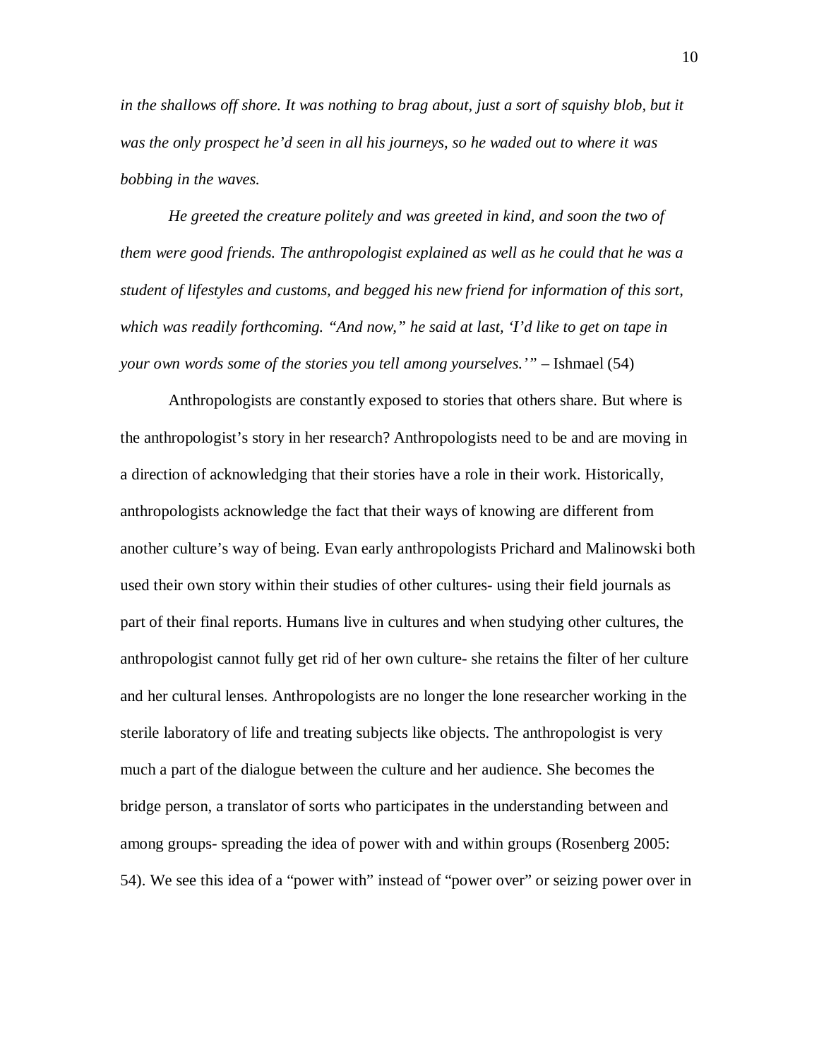*in the shallows off shore. It was nothing to brag about, just a sort of squishy blob, but it was the only prospect he'd seen in all his journeys, so he waded out to where it was bobbing in the waves.*

*He greeted the creature politely and was greeted in kind, and soon the two of them were good friends. The anthropologist explained as well as he could that he was a student of lifestyles and customs, and begged his new friend for information of this sort, which was readily forthcoming. "And now," he said at last, 'I'd like to get on tape in your own words some of the stories you tell among yourselves.'"* – Ishmael (54)

Anthropologists are constantly exposed to stories that others share. But where is the anthropologist's story in her research? Anthropologists need to be and are moving in a direction of acknowledging that their stories have a role in their work. Historically, anthropologists acknowledge the fact that their ways of knowing are different from another culture's way of being. Evan early anthropologists Prichard and Malinowski both used their own story within their studies of other cultures- using their field journals as part of their final reports. Humans live in cultures and when studying other cultures, the anthropologist cannot fully get rid of her own culture- she retains the filter of her culture and her cultural lenses. Anthropologists are no longer the lone researcher working in the sterile laboratory of life and treating subjects like objects. The anthropologist is very much a part of the dialogue between the culture and her audience. She becomes the bridge person, a translator of sorts who participates in the understanding between and among groups- spreading the idea of power with and within groups (Rosenberg 2005: 54). We see this idea of a "power with" instead of "power over" or seizing power over in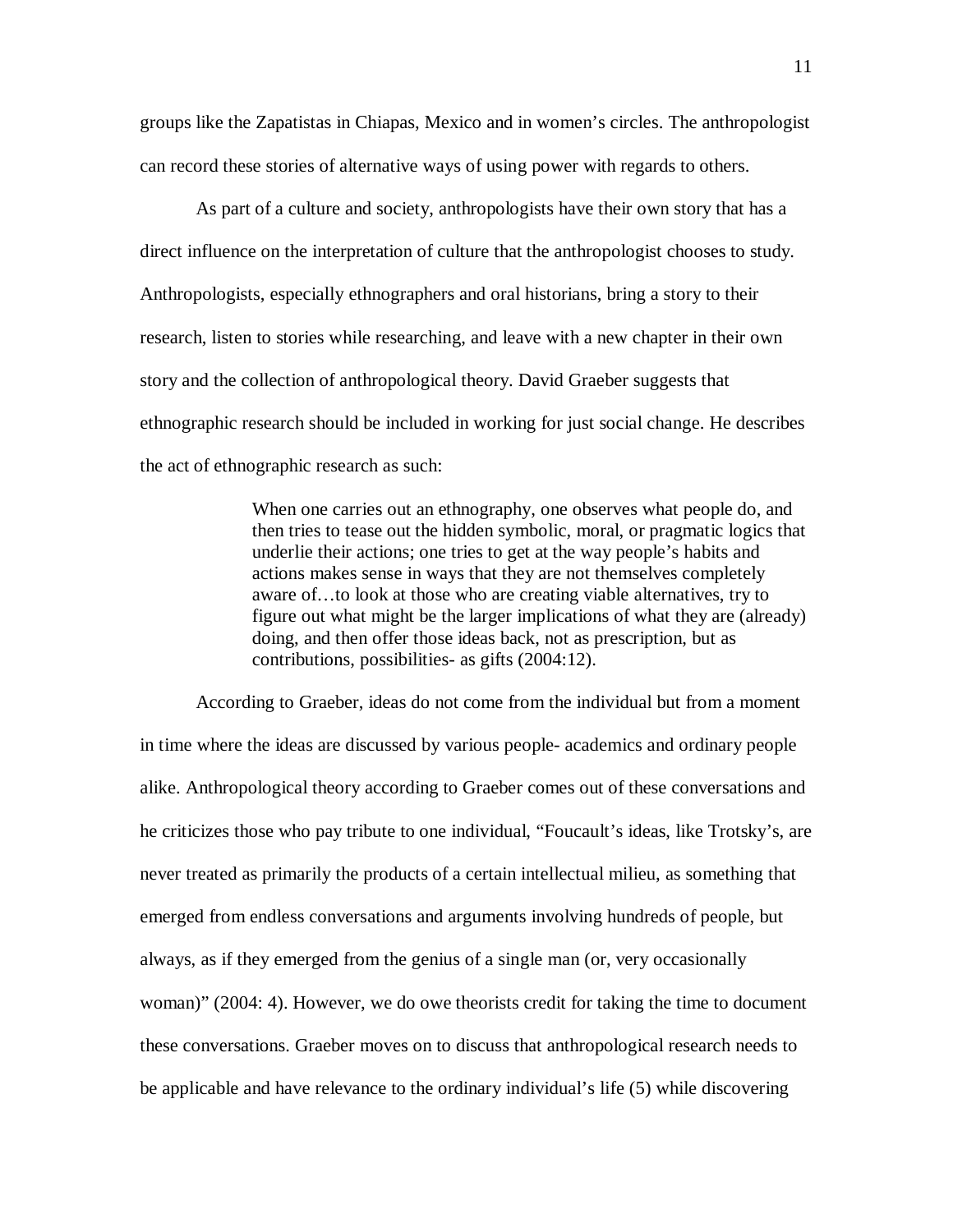groups like the Zapatistas in Chiapas, Mexico and in women's circles. The anthropologist can record these stories of alternative ways of using power with regards to others.

As part of a culture and society, anthropologists have their own story that has a direct influence on the interpretation of culture that the anthropologist chooses to study. Anthropologists, especially ethnographers and oral historians, bring a story to their research, listen to stories while researching, and leave with a new chapter in their own story and the collection of anthropological theory. David Graeber suggests that ethnographic research should be included in working for just social change. He describes the act of ethnographic research as such:

> When one carries out an ethnography, one observes what people do, and then tries to tease out the hidden symbolic, moral, or pragmatic logics that underlie their actions; one tries to get at the way people's habits and actions makes sense in ways that they are not themselves completely aware of…to look at those who are creating viable alternatives, try to figure out what might be the larger implications of what they are (already) doing, and then offer those ideas back, not as prescription, but as contributions, possibilities- as gifts (2004:12).

According to Graeber, ideas do not come from the individual but from a moment in time where the ideas are discussed by various people- academics and ordinary people alike. Anthropological theory according to Graeber comes out of these conversations and he criticizes those who pay tribute to one individual, "Foucault's ideas, like Trotsky's, are never treated as primarily the products of a certain intellectual milieu, as something that emerged from endless conversations and arguments involving hundreds of people, but always, as if they emerged from the genius of a single man (or, very occasionally woman)" (2004: 4). However, we do owe theorists credit for taking the time to document these conversations. Graeber moves on to discuss that anthropological research needs to be applicable and have relevance to the ordinary individual's life (5) while discovering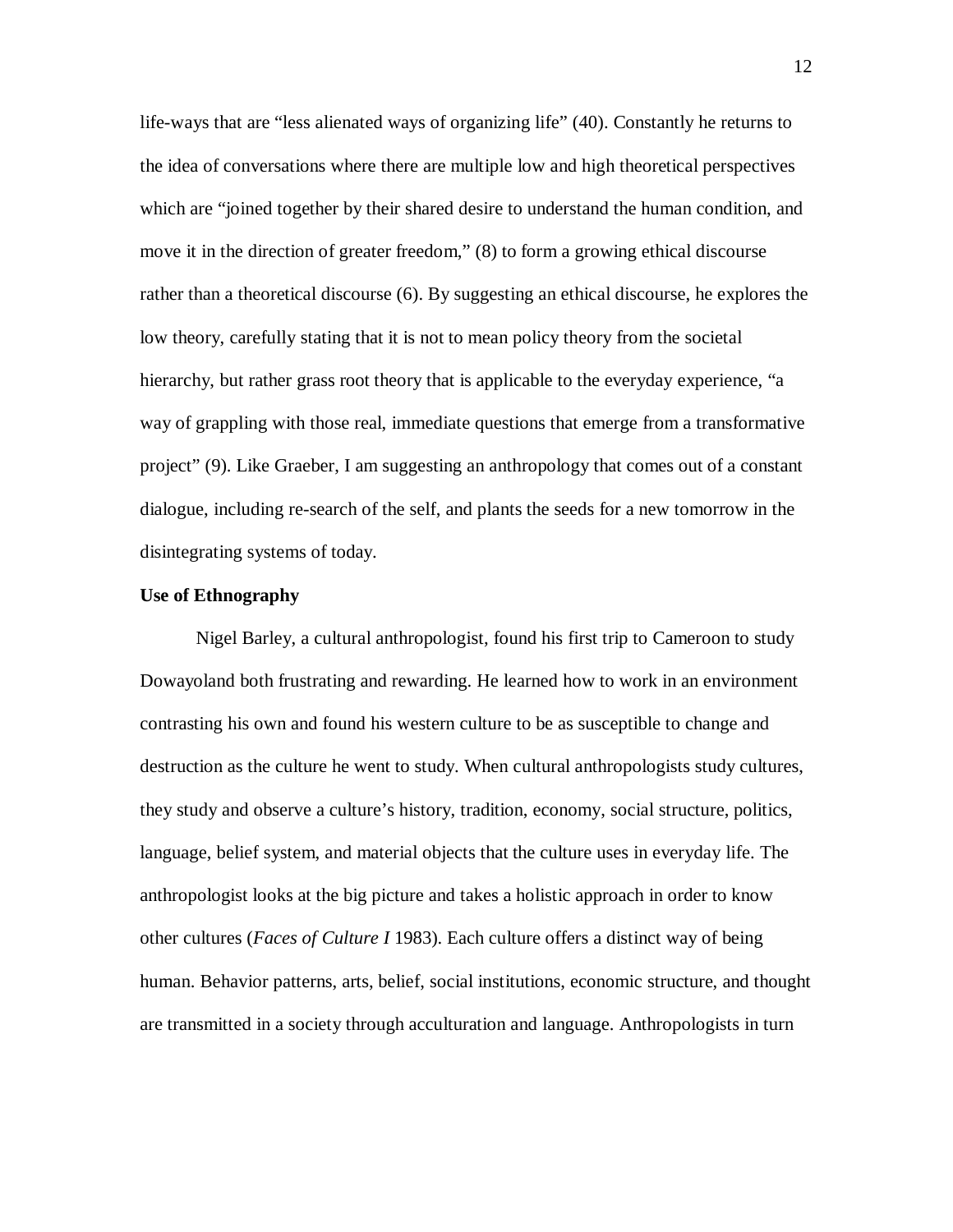life-ways that are "less alienated ways of organizing life" (40). Constantly he returns to the idea of conversations where there are multiple low and high theoretical perspectives which are "joined together by their shared desire to understand the human condition, and move it in the direction of greater freedom," (8) to form a growing ethical discourse rather than a theoretical discourse (6). By suggesting an ethical discourse, he explores the low theory, carefully stating that it is not to mean policy theory from the societal hierarchy, but rather grass root theory that is applicable to the everyday experience, "a way of grappling with those real, immediate questions that emerge from a transformative project" (9). Like Graeber, I am suggesting an anthropology that comes out of a constant dialogue, including re-search of the self, and plants the seeds for a new tomorrow in the disintegrating systems of today.

**Use of Ethnography**

Nigel Barley, a cultural anthropologist, found his first trip to Cameroon to study Dowayoland both frustrating and rewarding. He learned how to work in an environment contrasting his own and found his western culture to be as susceptible to change and destruction as the culture he went to study. When cultural anthropologists study cultures, they study and observe a culture's history, tradition, economy, social structure, politics, language, belief system, and material objects that the culture uses in everyday life. The anthropologist looks at the big picture and takes a holistic approach in order to know other cultures (*Faces of Culture I* 1983). Each culture offers a distinct way of being human. Behavior patterns, arts, belief, social institutions, economic structure, and thought are transmitted in a society through acculturation and language. Anthropologists in turn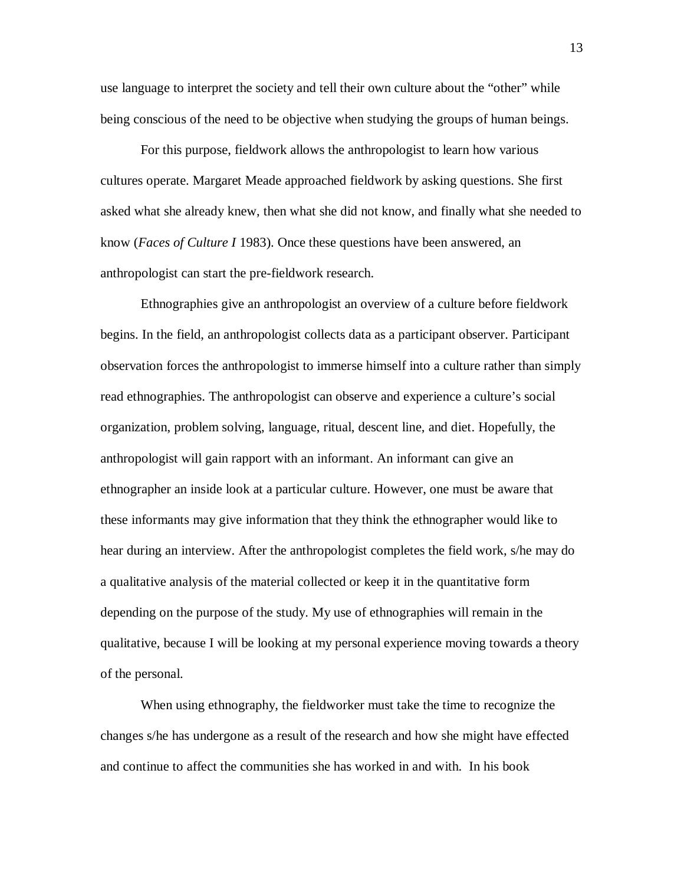use language to interpret the society and tell their own culture about the "other" while being conscious of the need to be objective when studying the groups of human beings.

For this purpose, fieldwork allows the anthropologist to learn how various cultures operate. Margaret Meade approached fieldwork by asking questions. She first asked what she already knew, then what she did not know, and finally what she needed to know (*Faces of Culture I* 1983). Once these questions have been answered, an anthropologist can start the pre-fieldwork research.

Ethnographies give an anthropologist an overview of a culture before fieldwork begins. In the field, an anthropologist collects data as a participant observer. Participant observation forces the anthropologist to immerse himself into a culture rather than simply read ethnographies. The anthropologist can observe and experience a culture's social organization, problem solving, language, ritual, descent line, and diet. Hopefully, the anthropologist will gain rapport with an informant. An informant can give an ethnographer an inside look at a particular culture. However, one must be aware that these informants may give information that they think the ethnographer would like to hear during an interview. After the anthropologist completes the field work, s/he may do a qualitative analysis of the material collected or keep it in the quantitative form depending on the purpose of the study. My use of ethnographies will remain in the qualitative, because I will be looking at my personal experience moving towards a theory of the personal.

When using ethnography, the fieldworker must take the time to recognize the changes s/he has undergone as a result of the research and how she might have effected and continue to affect the communities she has worked in and with. In his book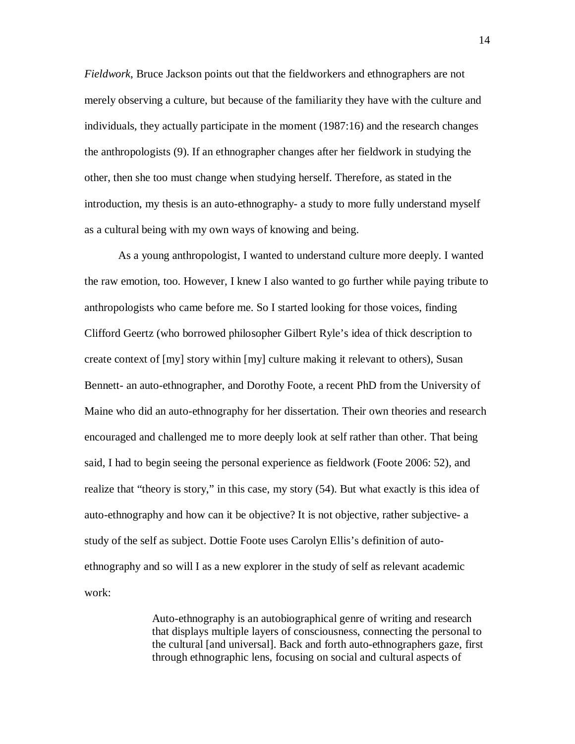*Fieldwork*, Bruce Jackson points out that the fieldworkers and ethnographers are not merely observing a culture, but because of the familiarity they have with the culture and individuals, they actually participate in the moment (1987:16) and the research changes the anthropologists (9). If an ethnographer changes after her fieldwork in studying the other, then she too must change when studying herself. Therefore, as stated in the introduction, my thesis is an auto-ethnography- a study to more fully understand myself as a cultural being with my own ways of knowing and being.

As a young anthropologist, I wanted to understand culture more deeply. I wanted the raw emotion, too. However, I knew I also wanted to go further while paying tribute to anthropologists who came before me. So I started looking for those voices, finding Clifford Geertz (who borrowed philosopher Gilbert Ryle's idea of thick description to create context of [my] story within [my] culture making it relevant to others), Susan Bennett- an auto-ethnographer, and Dorothy Foote, a recent PhD from the University of Maine who did an auto-ethnography for her dissertation. Their own theories and research encouraged and challenged me to more deeply look at self rather than other. That being said, I had to begin seeing the personal experience as fieldwork (Foote 2006: 52), and realize that "theory is story," in this case, my story (54). But what exactly is this idea of auto-ethnography and how can it be objective? It is not objective, rather subjective- a study of the self as subject. Dottie Foote uses Carolyn Ellis's definition of auto-ethnography and so will I as a new explorer in the study of self as relevant academic work:

> Auto-ethnography is an autobiographical genre of writing and research that displays multiple layers of consciousness, connecting the personal to the cultural [and universal]. Back and forth auto-ethnographers gaze, first through ethnographic lens, focusing on social and cultural aspects of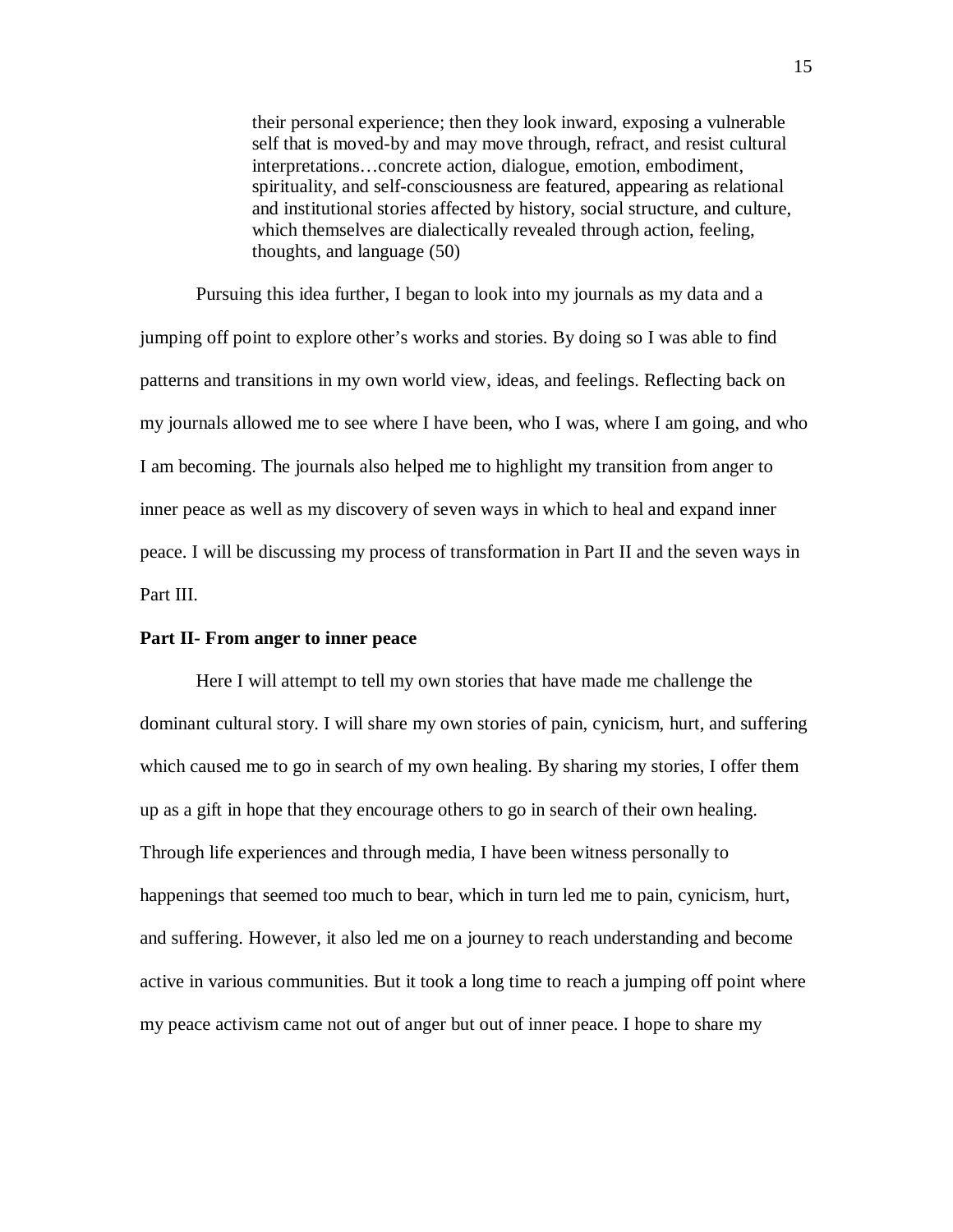> their personal experience; then they look inward, exposing a vulnerable self that is moved-by and may move through, refract, and resist cultural interpretations…concrete action, dialogue, emotion, embodiment, spirituality, and self-consciousness are featured, appearing as relational and institutional stories affected by history, social structure, and culture, which themselves are dialectically revealed through action, feeling, thoughts, and language (50)

Pursuing this idea further, I began to look into my journals as my data and a jumping off point to explore other's works and stories. By doing so I was able to find patterns and transitions in my own world view, ideas, and feelings. Reflecting back on my journals allowed me to see where I have been, who I was, where I am going, and who I am becoming. The journals also helped me to highlight my transition from anger to inner peace as well as my discovery of seven ways in which to heal and expand inner peace. I will be discussing my process of transformation in Part II and the seven ways in Part III.

**Part II- From anger to inner peace**

Here I will attempt to tell my own stories that have made me challenge the dominant cultural story. I will share my own stories of pain, cynicism, hurt, and suffering which caused me to go in search of my own healing. By sharing my stories, I offer them up as a gift in hope that they encourage others to go in search of their own healing. Through life experiences and through media, I have been witness personally to happenings that seemed too much to bear, which in turn led me to pain, cynicism, hurt, and suffering. However, it also led me on a journey to reach understanding and become active in various communities. But it took a long time to reach a jumping off point where my peace activism came not out of anger but out of inner peace. I hope to share my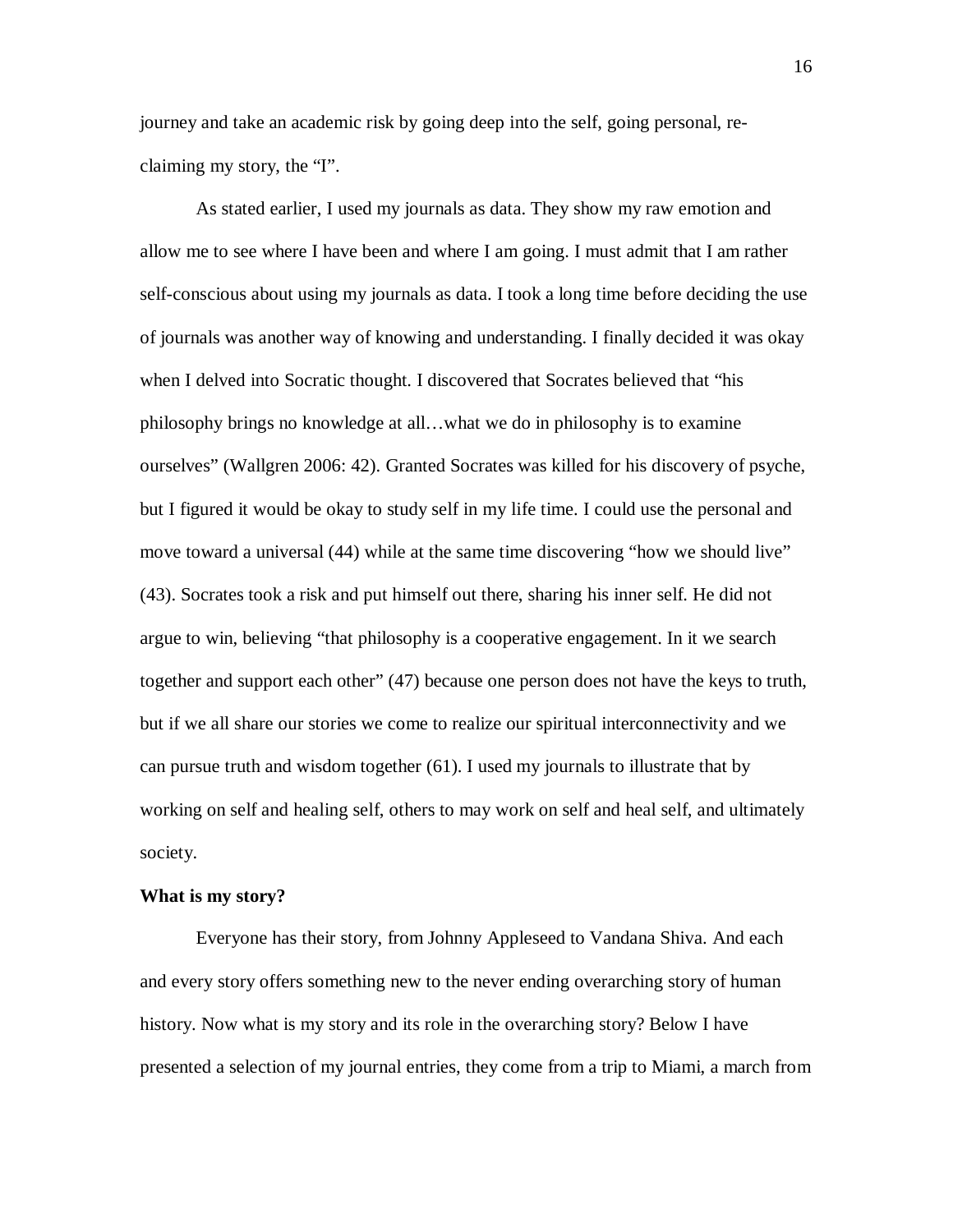journey and take an academic risk by going deep into the self, going personal, re-claiming my story, the "I".

As stated earlier, I used my journals as data. They show my raw emotion and allow me to see where I have been and where I am going. I must admit that I am rather self-conscious about using my journals as data. I took a long time before deciding the use of journals was another way of knowing and understanding. I finally decided it was okay when I delved into Socratic thought. I discovered that Socrates believed that "his philosophy brings no knowledge at all…what we do in philosophy is to examine ourselves" (Wallgren 2006: 42). Granted Socrates was killed for his discovery of psyche, but I figured it would be okay to study self in my life time. I could use the personal and move toward a universal (44) while at the same time discovering "how we should live" (43). Socrates took a risk and put himself out there, sharing his inner self. He did not argue to win, believing "that philosophy is a cooperative engagement. In it we search together and support each other" (47) because one person does not have the keys to truth, but if we all share our stories we come to realize our spiritual interconnectivity and we can pursue truth and wisdom together (61). I used my journals to illustrate that by working on self and healing self, others to may work on self and heal self, and ultimately society.

**What is my story?**

Everyone has their story, from Johnny Appleseed to Vandana Shiva. And each and every story offers something new to the never ending overarching story of human history. Now what is my story and its role in the overarching story? Below I have presented a selection of my journal entries, they come from a trip to Miami, a march from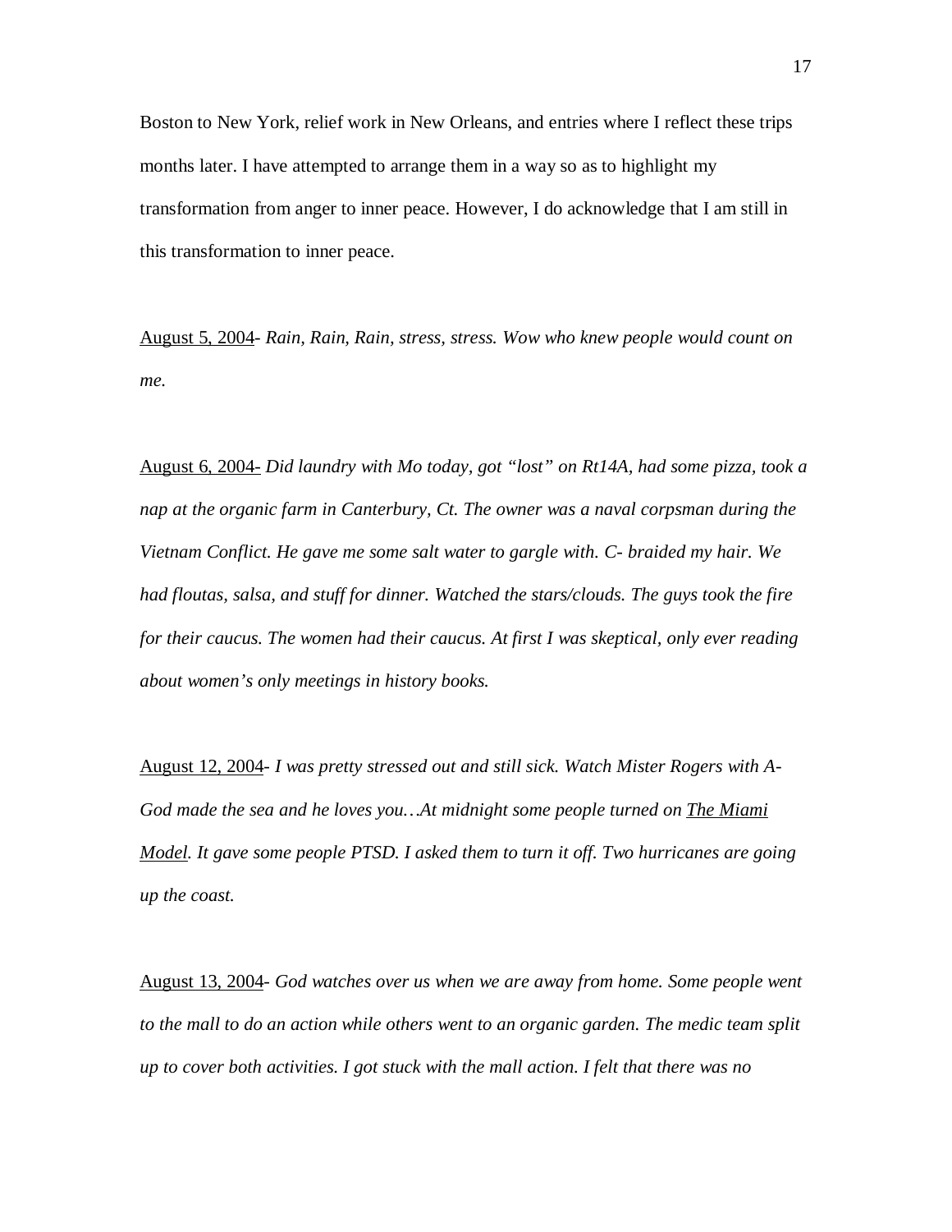Boston to New York, relief work in New Orleans, and entries where I reflect these trips months later. I have attempted to arrange them in a way so as to highlight my transformation from anger to inner peace. However, I do acknowledge that I am still in this transformation to inner peace.

<u>August 5, 2004</u>- *Rain, Rain, Rain, stress, stress. Wow who knew people would count on me.*

<u>August 6, 2004-</u> *Did laundry with Mo today, got "lost" on Rt14A, had some pizza, took a nap at the organic farm in Canterbury, Ct. The owner was a naval corpsman during the Vietnam Conflict. He gave me some salt water to gargle with. C- braided my hair. We had floutas, salsa, and stuff for dinner. Watched the stars/clouds. The guys took the fire for their caucus. The women had their caucus. At first I was skeptical, only ever reading about women's only meetings in history books.*

<u>August 12, 2004</u>- *I was pretty stressed out and still sick. Watch Mister Rogers with A- God made the sea and he loves you…At midnight some people turned on <u>The Miami Model</u>. It gave some people PTSD. I asked them to turn it off. Two hurricanes are going up the coast.*

<u>August 13, 2004</u>- *God watches over us when we are away from home. Some people went to the mall to do an action while others went to an organic garden. The medic team split up to cover both activities. I got stuck with the mall action. I felt that there was no*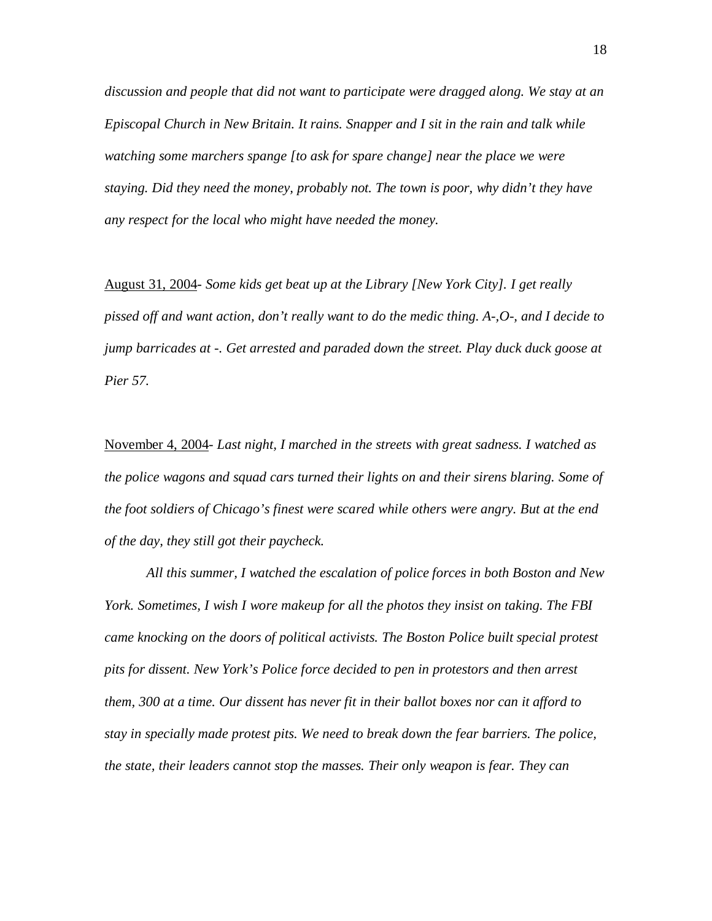*discussion and people that did not want to participate were dragged along. We stay at an Episcopal Church in New Britain. It rains. Snapper and I sit in the rain and talk while watching some marchers spange [to ask for spare change] near the place we were staying. Did they need the money, probably not. The town is poor, why didn't they have any respect for the local who might have needed the money.*

<u>August 31, 2004</u>- *Some kids get beat up at the Library [New York City]. I get really pissed off and want action, don't really want to do the medic thing. A-,O-, and I decide to jump barricades at -. Get arrested and paraded down the street. Play duck duck goose at Pier 57.*

<u>November 4, 2004</u>- *Last night, I marched in the streets with great sadness. I watched as the police wagons and squad cars turned their lights on and their sirens blaring. Some of the foot soldiers of Chicago's finest were scared while others were angry. But at the end of the day, they still got their paycheck.*

*All this summer, I watched the escalation of police forces in both Boston and New York. Sometimes, I wish I wore makeup for all the photos they insist on taking. The FBI came knocking on the doors of political activists. The Boston Police built special protest pits for dissent. New York's Police force decided to pen in protestors and then arrest them, 300 at a time. Our dissent has never fit in their ballot boxes nor can it afford to stay in specially made protest pits. We need to break down the fear barriers. The police, the state, their leaders cannot stop the masses. Their only weapon is fear. They can*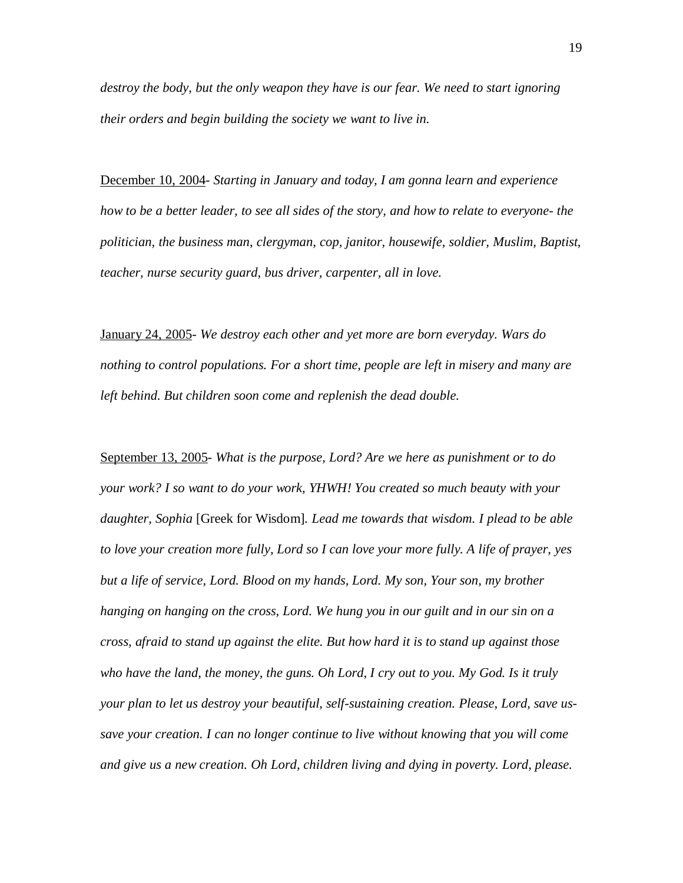*destroy the body, but the only weapon they have is our fear. We need to start ignoring their orders and begin building the society we want to live in.*

<u>December 10, 2004</u>- *Starting in January and today, I am gonna learn and experience how to be a better leader, to see all sides of the story, and how to relate to everyone- the politician, the business man, clergyman, cop, janitor, housewife, soldier, Muslim, Baptist, teacher, nurse security guard, bus driver, carpenter, all in love.*

<u>January 24, 2005</u>- *We destroy each other and yet more are born everyday. Wars do nothing to control populations. For a short time, people are left in misery and many are left behind. But children soon come and replenish the dead double.*

<u>September 13, 2005</u>- *What is the purpose, Lord? Are we here as punishment or to do your work? I so want to do your work, YHWH! You created so much beauty with your daughter, Sophia* [Greek for Wisdom]*. Lead me towards that wisdom. I plead to be able to love your creation more fully, Lord so I can love your more fully. A life of prayer, yes but a life of service, Lord. Blood on my hands, Lord. My son, Your son, my brother hanging on hanging on the cross, Lord. We hung you in our guilt and in our sin on a cross, afraid to stand up against the elite. But how hard it is to stand up against those who have the land, the money, the guns. Oh Lord, I cry out to you. My God. Is it truly your plan to let us destroy your beautiful, self-sustaining creation. Please, Lord, save us- save your creation. I can no longer continue to live without knowing that you will come and give us a new creation. Oh Lord, children living and dying in poverty. Lord, please.*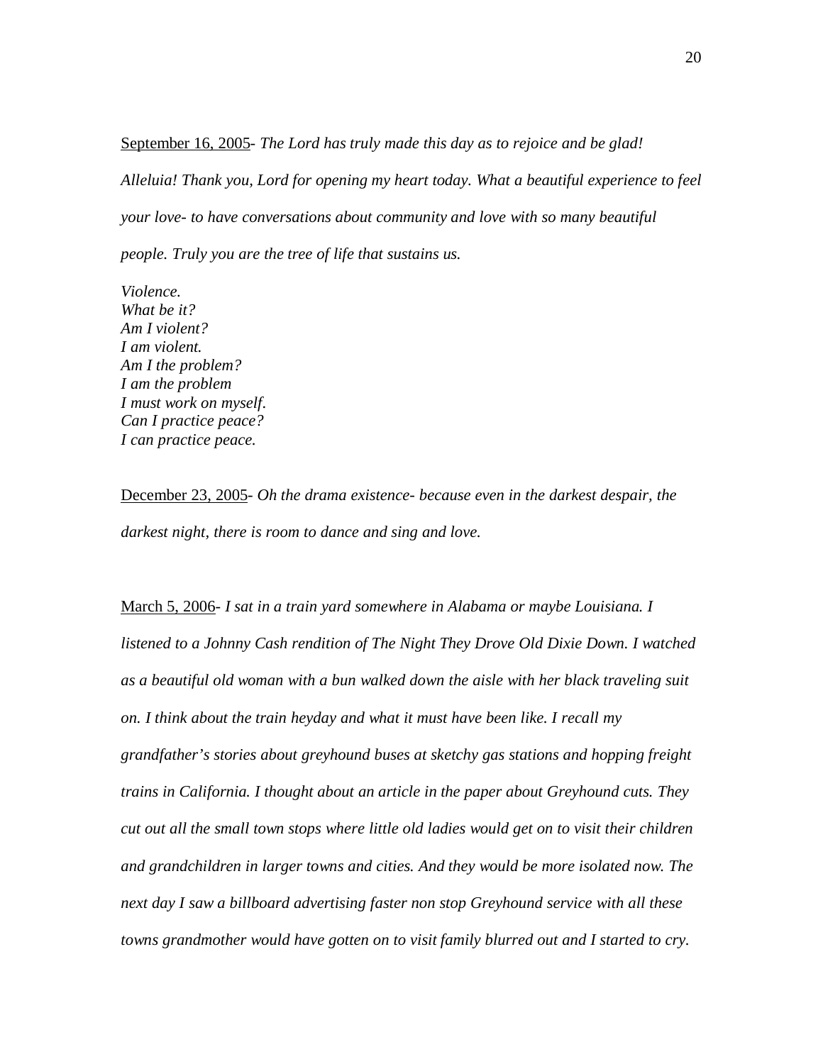<u>September 16, 2005</u>- *The Lord has truly made this day as to rejoice and be glad! Alleluia! Thank you, Lord for opening my heart today. What a beautiful experience to feel your love- to have conversations about community and love with so many beautiful people. Truly you are the tree of life that sustains us.*

*Violence.*
*What be it?*
*Am I violent?*
*I am violent.*
*Am I the problem?*
*I am the problem*
*I must work on myself.*
*Can I practice peace?*
*I can practice peace.*

<u>December 23, 2005</u>- *Oh the drama existence- because even in the darkest despair, the darkest night, there is room to dance and sing and love.*

<u>March 5, 2006</u>- *I sat in a train yard somewhere in Alabama or maybe Louisiana. I listened to a Johnny Cash rendition of The Night They Drove Old Dixie Down. I watched as a beautiful old woman with a bun walked down the aisle with her black traveling suit on. I think about the train heyday and what it must have been like. I recall my grandfather's stories about greyhound buses at sketchy gas stations and hopping freight trains in California. I thought about an article in the paper about Greyhound cuts. They cut out all the small town stops where little old ladies would get on to visit their children and grandchildren in larger towns and cities. And they would be more isolated now. The next day I saw a billboard advertising faster non stop Greyhound service with all these towns grandmother would have gotten on to visit family blurred out and I started to cry.*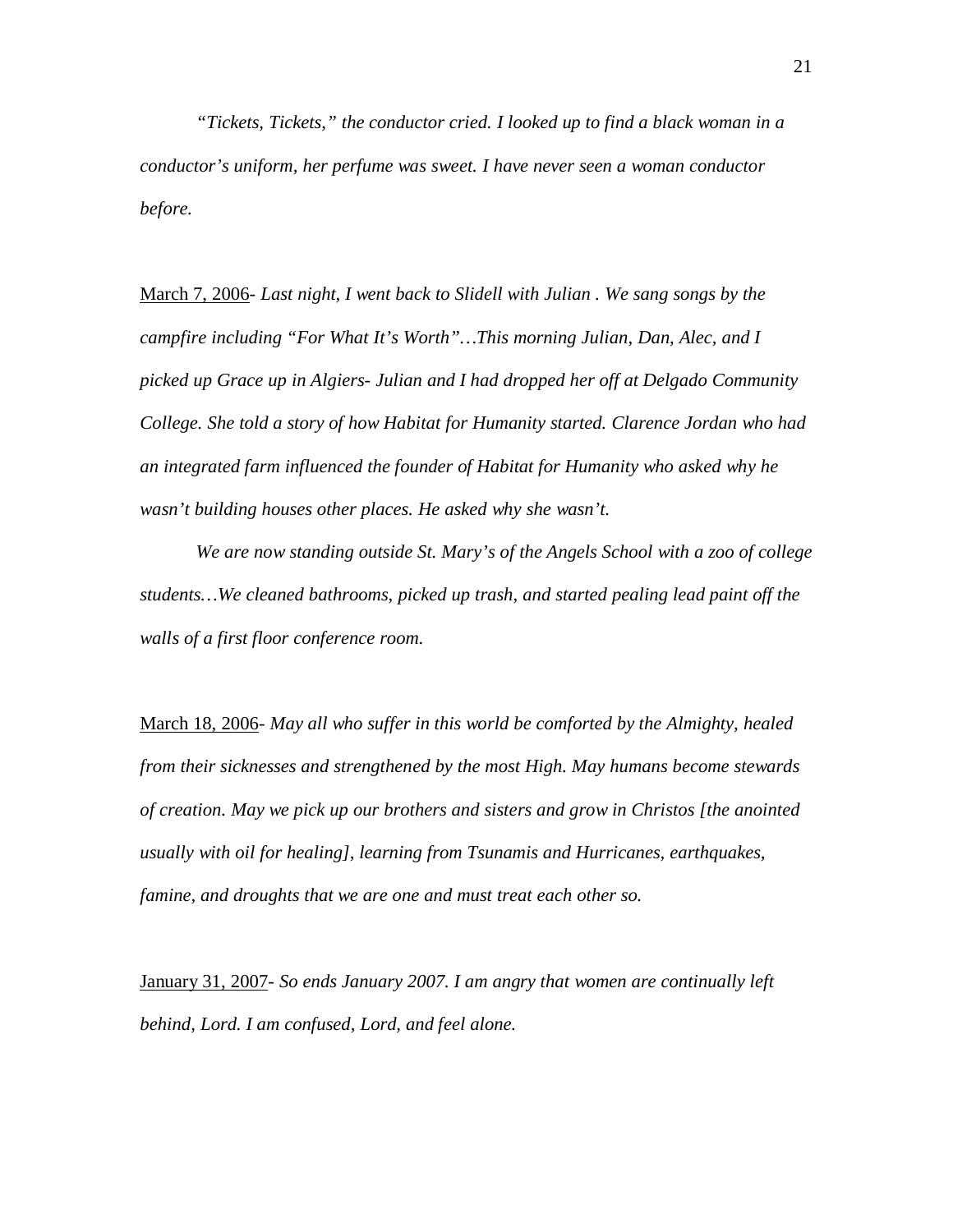*"Tickets, Tickets," the conductor cried. I looked up to find a black woman in a conductor's uniform, her perfume was sweet. I have never seen a woman conductor before.*

<u>March 7, 2006</u>- *Last night, I went back to Slidell with Julian . We sang songs by the campfire including "For What It's Worth"…This morning Julian, Dan, Alec, and I picked up Grace up in Algiers- Julian and I had dropped her off at Delgado Community College. She told a story of how Habitat for Humanity started. Clarence Jordan who had an integrated farm influenced the founder of Habitat for Humanity who asked why he wasn't building houses other places. He asked why she wasn't.*

*We are now standing outside St. Mary's of the Angels School with a zoo of college students…We cleaned bathrooms, picked up trash, and started pealing lead paint off the walls of a first floor conference room.*

<u>March 18, 2006</u>- *May all who suffer in this world be comforted by the Almighty, healed from their sicknesses and strengthened by the most High. May humans become stewards of creation. May we pick up our brothers and sisters and grow in Christos [the anointed usually with oil for healing], learning from Tsunamis and Hurricanes, earthquakes, famine, and droughts that we are one and must treat each other so.*

<u>January 31, 2007</u>- *So ends January 2007. I am angry that women are continually left behind, Lord. I am confused, Lord, and feel alone.*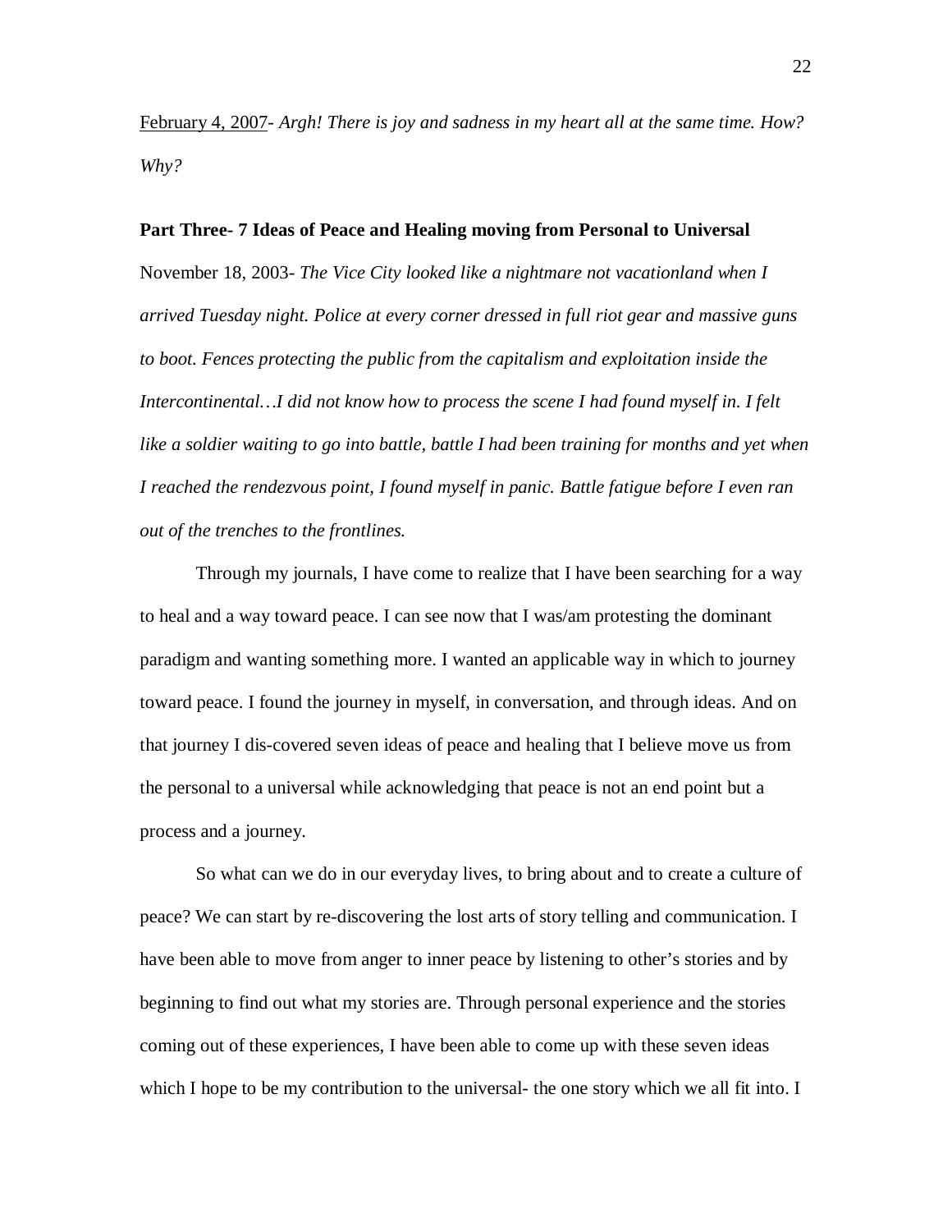<u>February 4, 2007</u>- *Argh! There is joy and sadness in my heart all at the same time. How? Why?*

**Part Three- 7 Ideas of Peace and Healing moving from Personal to Universal**

November 18, 2003- *The Vice City looked like a nightmare not vacationland when I arrived Tuesday night. Police at every corner dressed in full riot gear and massive guns to boot. Fences protecting the public from the capitalism and exploitation inside the Intercontinental…I did not know how to process the scene I had found myself in. I felt like a soldier waiting to go into battle, battle I had been training for months and yet when I reached the rendezvous point, I found myself in panic. Battle fatigue before I even ran out of the trenches to the frontlines.*

Through my journals, I have come to realize that I have been searching for a way to heal and a way toward peace. I can see now that I was/am protesting the dominant paradigm and wanting something more. I wanted an applicable way in which to journey toward peace. I found the journey in myself, in conversation, and through ideas. And on that journey I dis-covered seven ideas of peace and healing that I believe move us from the personal to a universal while acknowledging that peace is not an end point but a process and a journey.

So what can we do in our everyday lives, to bring about and to create a culture of peace? We can start by re-discovering the lost arts of story telling and communication. I have been able to move from anger to inner peace by listening to other's stories and by beginning to find out what my stories are. Through personal experience and the stories coming out of these experiences, I have been able to come up with these seven ideas which I hope to be my contribution to the universal- the one story which we all fit into. I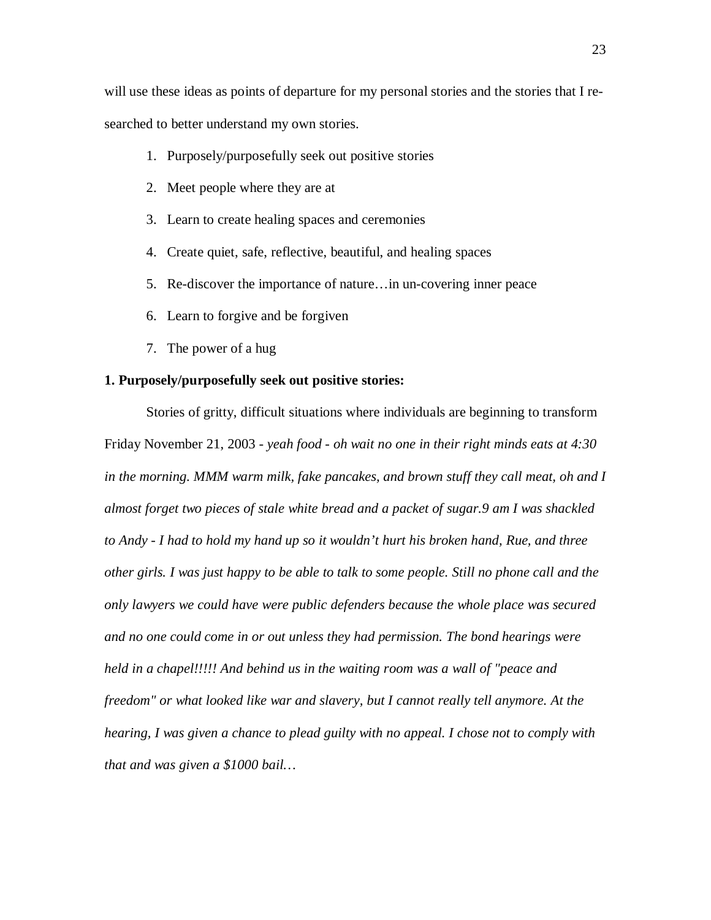will use these ideas as points of departure for my personal stories and the stories that I re-searched to better understand my own stories.

1. Purposely/purposefully seek out positive stories
2. Meet people where they are at
3. Learn to create healing spaces and ceremonies
4. Create quiet, safe, reflective, beautiful, and healing spaces
5. Re-discover the importance of nature…in un-covering inner peace
6. Learn to forgive and be forgiven
7. The power of a hug

**1. Purposely/purposefully seek out positive stories:**

Stories of gritty, difficult situations where individuals are beginning to transform

Friday November 21, 2003 - *yeah food - oh wait no one in their right minds eats at 4:30 in the morning. MMM warm milk, fake pancakes, and brown stuff they call meat, oh and I almost forget two pieces of stale white bread and a packet of sugar.9 am I was shackled to Andy - I had to hold my hand up so it wouldn't hurt his broken hand, Rue, and three other girls. I was just happy to be able to talk to some people. Still no phone call and the only lawyers we could have were public defenders because the whole place was secured and no one could come in or out unless they had permission. The bond hearings were held in a chapel!!!!! And behind us in the waiting room was a wall of "peace and freedom" or what looked like war and slavery, but I cannot really tell anymore. At the hearing, I was given a chance to plead guilty with no appeal. I chose not to comply with that and was given a $1000 bail…*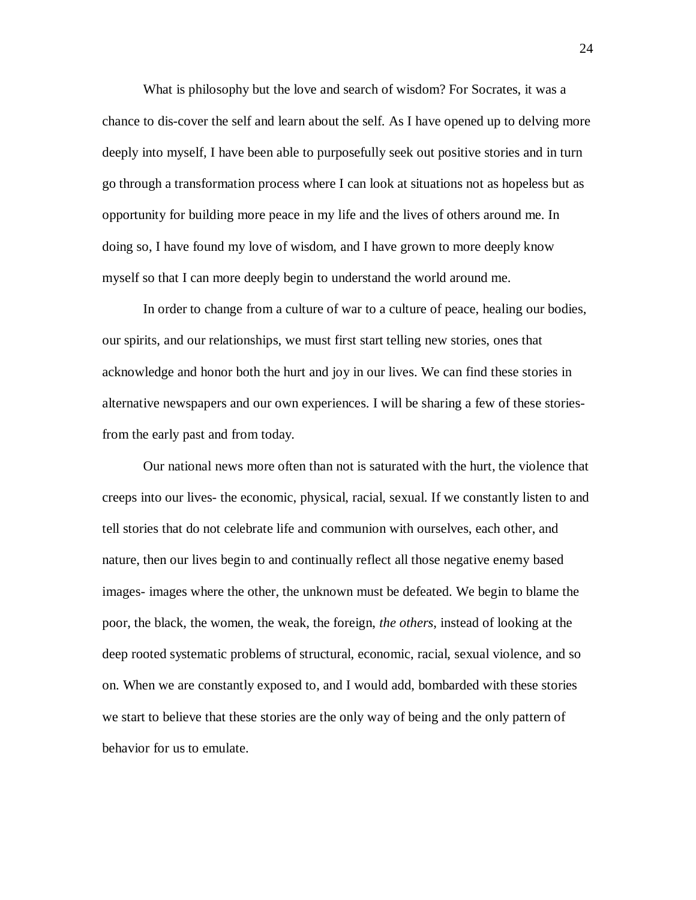What is philosophy but the love and search of wisdom? For Socrates, it was a chance to dis-cover the self and learn about the self. As I have opened up to delving more deeply into myself, I have been able to purposefully seek out positive stories and in turn go through a transformation process where I can look at situations not as hopeless but as opportunity for building more peace in my life and the lives of others around me. In doing so, I have found my love of wisdom, and I have grown to more deeply know myself so that I can more deeply begin to understand the world around me.

In order to change from a culture of war to a culture of peace, healing our bodies, our spirits, and our relationships, we must first start telling new stories, ones that acknowledge and honor both the hurt and joy in our lives. We can find these stories in alternative newspapers and our own experiences. I will be sharing a few of these stories- from the early past and from today.

Our national news more often than not is saturated with the hurt, the violence that creeps into our lives- the economic, physical, racial, sexual. If we constantly listen to and tell stories that do not celebrate life and communion with ourselves, each other, and nature, then our lives begin to and continually reflect all those negative enemy based images- images where the other, the unknown must be defeated. We begin to blame the poor, the black, the women, the weak, the foreign, *the others*, instead of looking at the deep rooted systematic problems of structural, economic, racial, sexual violence, and so on. When we are constantly exposed to, and I would add, bombarded with these stories we start to believe that these stories are the only way of being and the only pattern of behavior for us to emulate.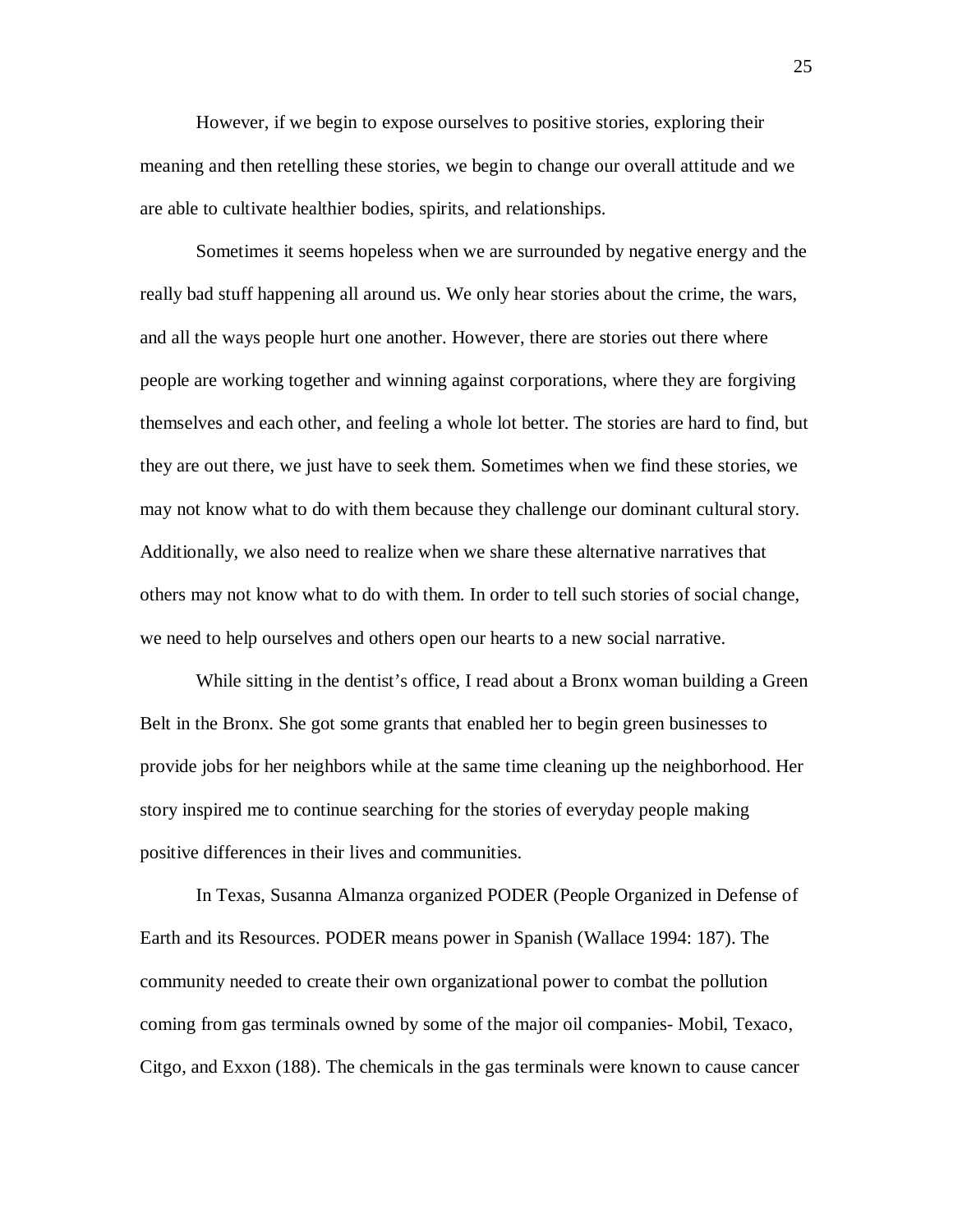However, if we begin to expose ourselves to positive stories, exploring their meaning and then retelling these stories, we begin to change our overall attitude and we are able to cultivate healthier bodies, spirits, and relationships.

Sometimes it seems hopeless when we are surrounded by negative energy and the really bad stuff happening all around us. We only hear stories about the crime, the wars, and all the ways people hurt one another. However, there are stories out there where people are working together and winning against corporations, where they are forgiving themselves and each other, and feeling a whole lot better. The stories are hard to find, but they are out there, we just have to seek them. Sometimes when we find these stories, we may not know what to do with them because they challenge our dominant cultural story. Additionally, we also need to realize when we share these alternative narratives that others may not know what to do with them. In order to tell such stories of social change, we need to help ourselves and others open our hearts to a new social narrative.

While sitting in the dentist's office, I read about a Bronx woman building a Green Belt in the Bronx. She got some grants that enabled her to begin green businesses to provide jobs for her neighbors while at the same time cleaning up the neighborhood. Her story inspired me to continue searching for the stories of everyday people making positive differences in their lives and communities.

In Texas, Susanna Almanza organized PODER (People Organized in Defense of Earth and its Resources. PODER means power in Spanish (Wallace 1994: 187). The community needed to create their own organizational power to combat the pollution coming from gas terminals owned by some of the major oil companies- Mobil, Texaco, Citgo, and Exxon (188). The chemicals in the gas terminals were known to cause cancer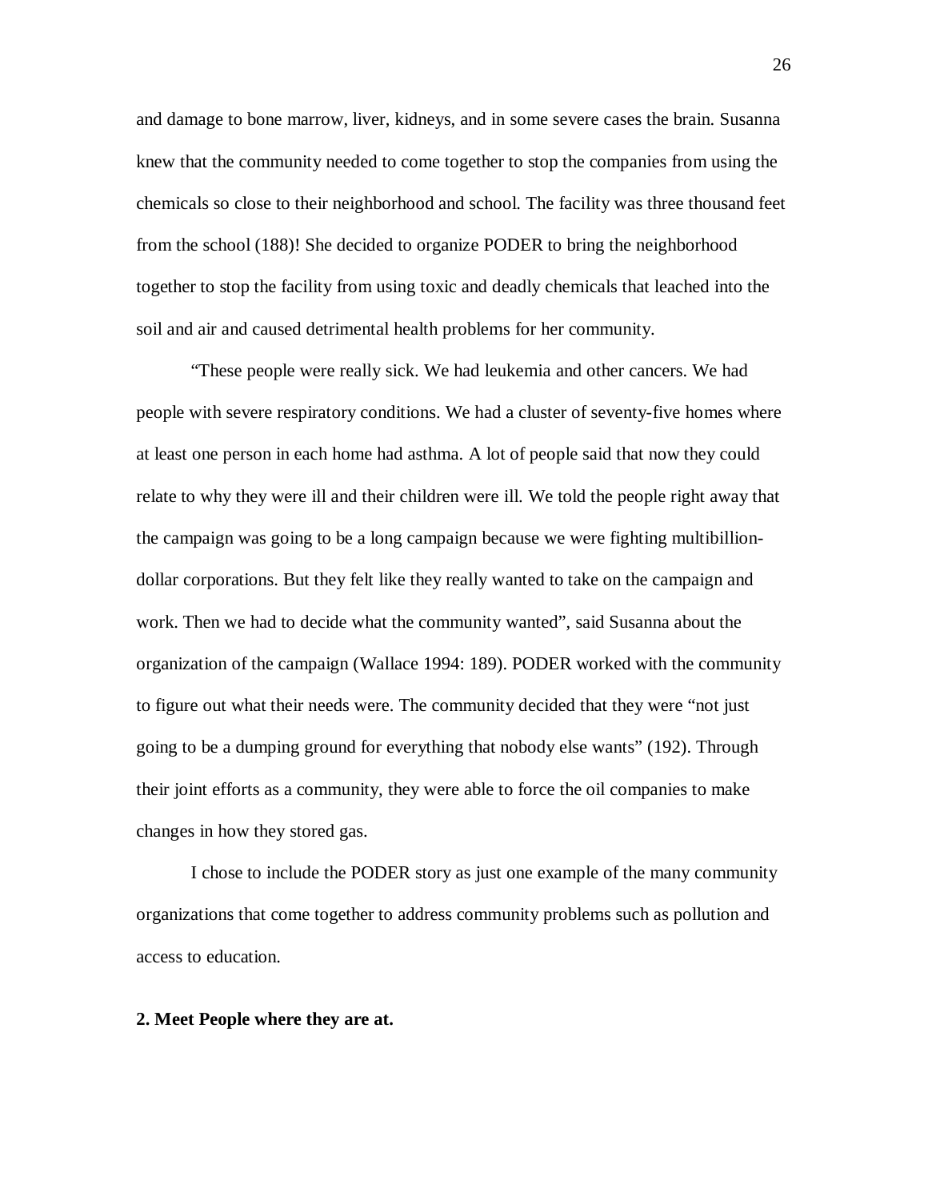and damage to bone marrow, liver, kidneys, and in some severe cases the brain. Susanna knew that the community needed to come together to stop the companies from using the chemicals so close to their neighborhood and school. The facility was three thousand feet from the school (188)! She decided to organize PODER to bring the neighborhood together to stop the facility from using toxic and deadly chemicals that leached into the soil and air and caused detrimental health problems for her community.

"These people were really sick. We had leukemia and other cancers. We had people with severe respiratory conditions. We had a cluster of seventy-five homes where at least one person in each home had asthma. A lot of people said that now they could relate to why they were ill and their children were ill. We told the people right away that the campaign was going to be a long campaign because we were fighting multibillion-dollar corporations. But they felt like they really wanted to take on the campaign and work. Then we had to decide what the community wanted", said Susanna about the organization of the campaign (Wallace 1994: 189). PODER worked with the community to figure out what their needs were. The community decided that they were "not just going to be a dumping ground for everything that nobody else wants" (192). Through their joint efforts as a community, they were able to force the oil companies to make changes in how they stored gas.

I chose to include the PODER story as just one example of the many community organizations that come together to address community problems such as pollution and access to education.

**2. Meet People where they are at.**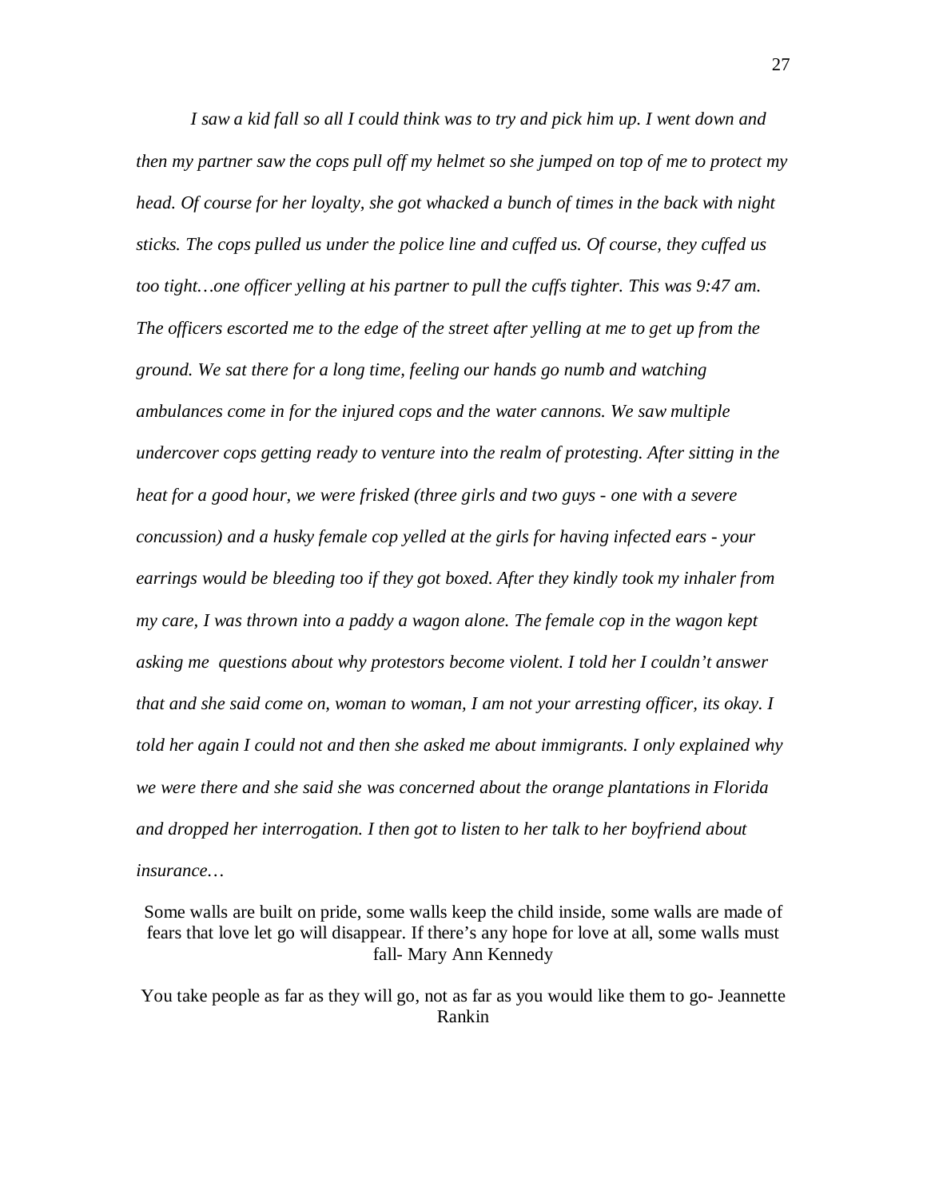*I saw a kid fall so all I could think was to try and pick him up. I went down and then my partner saw the cops pull off my helmet so she jumped on top of me to protect my head. Of course for her loyalty, she got whacked a bunch of times in the back with night sticks. The cops pulled us under the police line and cuffed us. Of course, they cuffed us too tight…one officer yelling at his partner to pull the cuffs tighter. This was 9:47 am. The officers escorted me to the edge of the street after yelling at me to get up from the ground. We sat there for a long time, feeling our hands go numb and watching ambulances come in for the injured cops and the water cannons. We saw multiple undercover cops getting ready to venture into the realm of protesting. After sitting in the heat for a good hour, we were frisked (three girls and two guys - one with a severe concussion) and a husky female cop yelled at the girls for having infected ears - your earrings would be bleeding too if they got boxed. After they kindly took my inhaler from my care, I was thrown into a paddy a wagon alone. The female cop in the wagon kept asking me  questions about why protestors become violent. I told her I couldn't answer that and she said come on, woman to woman, I am not your arresting officer, its okay. I told her again I could not and then she asked me about immigrants. I only explained why we were there and she said she was concerned about the orange plantations in Florida and dropped her interrogation. I then got to listen to her talk to her boyfriend about insurance…*

Some walls are built on pride, some walls keep the child inside, some walls are made of fears that love let go will disappear. If there's any hope for love at all, some walls must fall- Mary Ann Kennedy

You take people as far as they will go, not as far as you would like them to go- Jeannette Rankin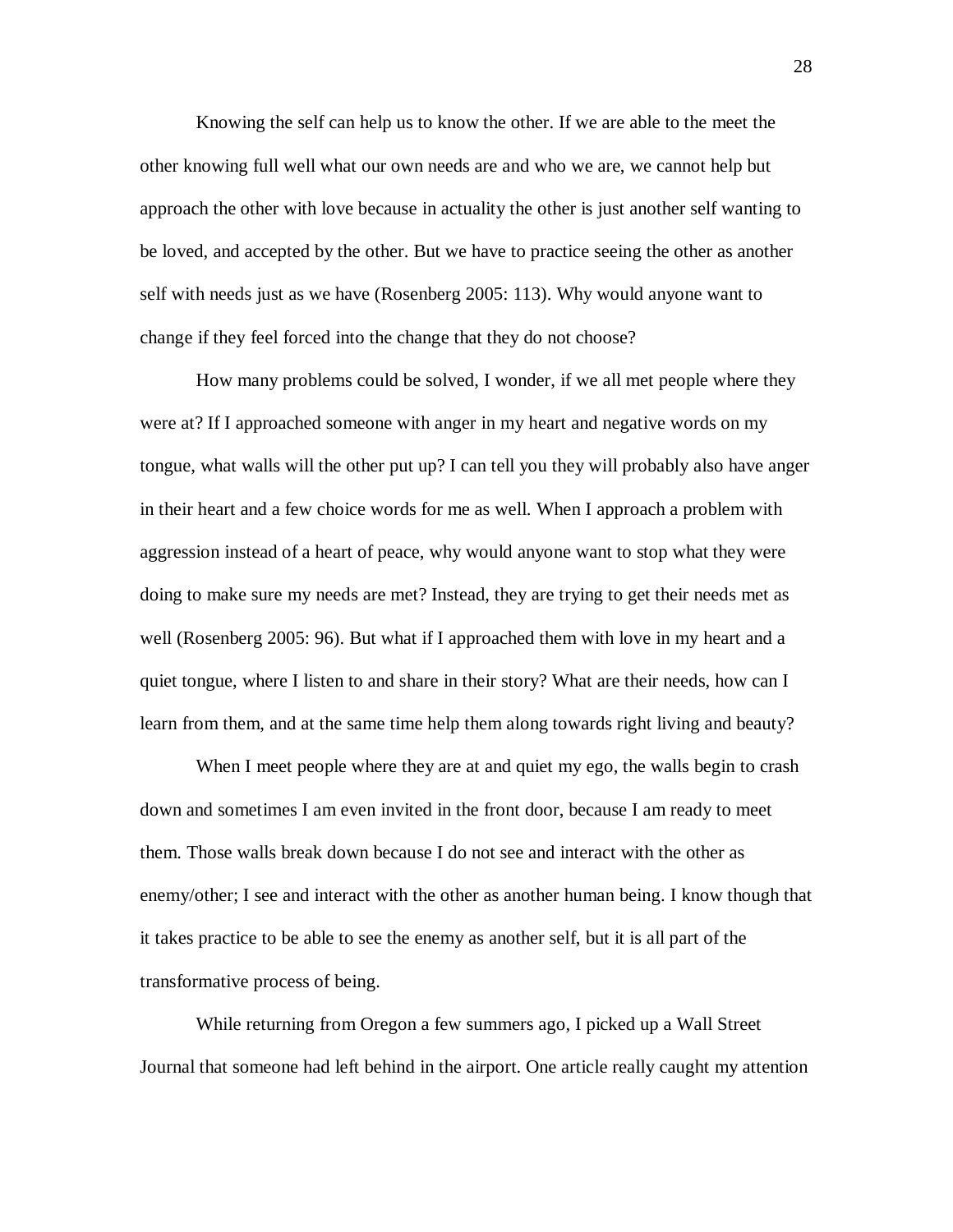Knowing the self can help us to know the other. If we are able to the meet the other knowing full well what our own needs are and who we are, we cannot help but approach the other with love because in actuality the other is just another self wanting to be loved, and accepted by the other. But we have to practice seeing the other as another self with needs just as we have (Rosenberg 2005: 113). Why would anyone want to change if they feel forced into the change that they do not choose?

How many problems could be solved, I wonder, if we all met people where they were at? If I approached someone with anger in my heart and negative words on my tongue, what walls will the other put up? I can tell you they will probably also have anger in their heart and a few choice words for me as well. When I approach a problem with aggression instead of a heart of peace, why would anyone want to stop what they were doing to make sure my needs are met? Instead, they are trying to get their needs met as well (Rosenberg 2005: 96). But what if I approached them with love in my heart and a quiet tongue, where I listen to and share in their story? What are their needs, how can I learn from them, and at the same time help them along towards right living and beauty?

When I meet people where they are at and quiet my ego, the walls begin to crash down and sometimes I am even invited in the front door, because I am ready to meet them. Those walls break down because I do not see and interact with the other as enemy/other; I see and interact with the other as another human being. I know though that it takes practice to be able to see the enemy as another self, but it is all part of the transformative process of being.

While returning from Oregon a few summers ago, I picked up a Wall Street Journal that someone had left behind in the airport. One article really caught my attention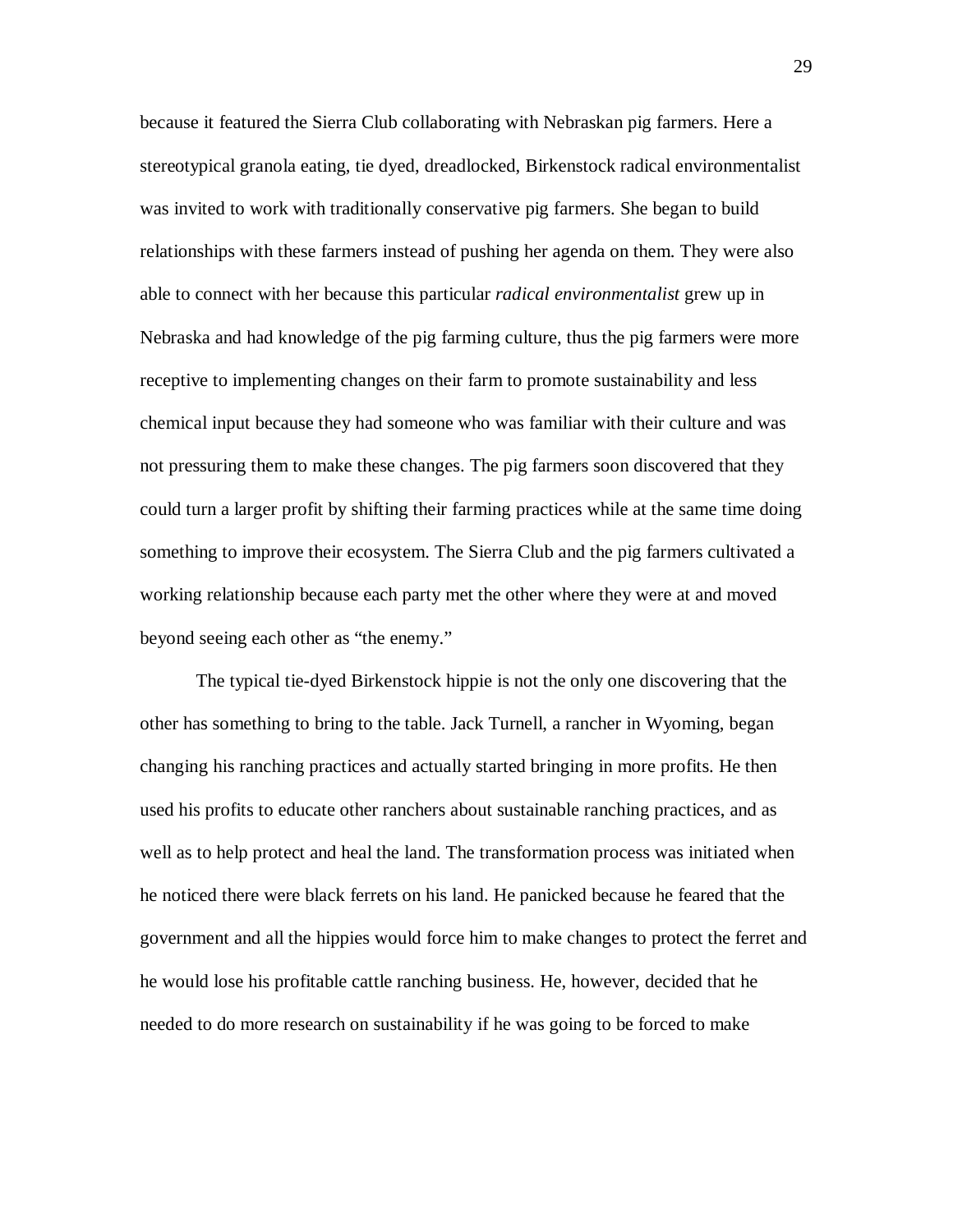because it featured the Sierra Club collaborating with Nebraskan pig farmers. Here a stereotypical granola eating, tie dyed, dreadlocked, Birkenstock radical environmentalist was invited to work with traditionally conservative pig farmers. She began to build relationships with these farmers instead of pushing her agenda on them. They were also able to connect with her because this particular *radical environmentalist* grew up in Nebraska and had knowledge of the pig farming culture, thus the pig farmers were more receptive to implementing changes on their farm to promote sustainability and less chemical input because they had someone who was familiar with their culture and was not pressuring them to make these changes. The pig farmers soon discovered that they could turn a larger profit by shifting their farming practices while at the same time doing something to improve their ecosystem. The Sierra Club and the pig farmers cultivated a working relationship because each party met the other where they were at and moved beyond seeing each other as "the enemy."

The typical tie-dyed Birkenstock hippie is not the only one discovering that the other has something to bring to the table. Jack Turnell, a rancher in Wyoming, began changing his ranching practices and actually started bringing in more profits. He then used his profits to educate other ranchers about sustainable ranching practices, and as well as to help protect and heal the land. The transformation process was initiated when he noticed there were black ferrets on his land. He panicked because he feared that the government and all the hippies would force him to make changes to protect the ferret and he would lose his profitable cattle ranching business. He, however, decided that he needed to do more research on sustainability if he was going to be forced to make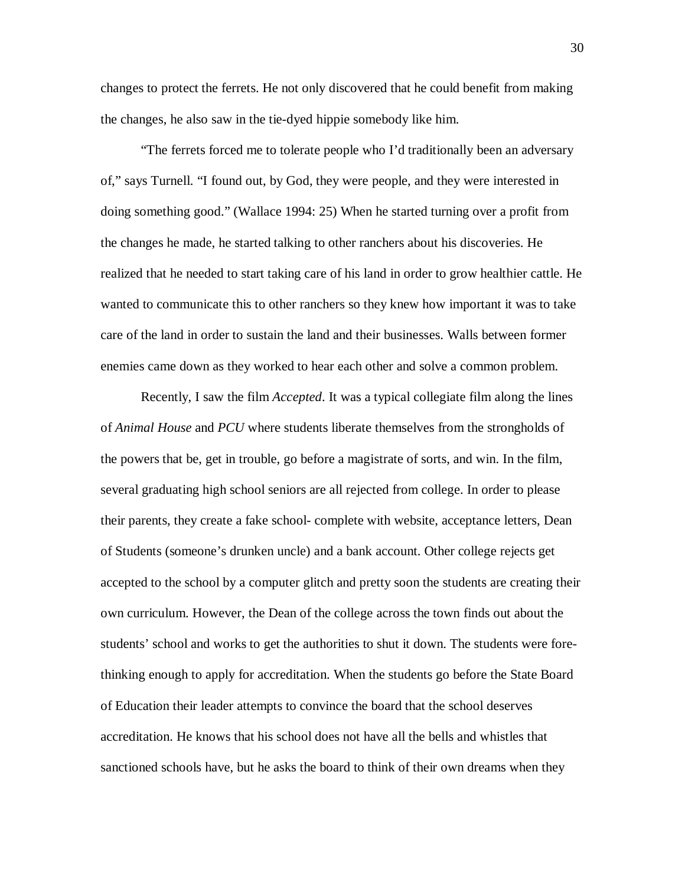changes to protect the ferrets. He not only discovered that he could benefit from making the changes, he also saw in the tie-dyed hippie somebody like him.

"The ferrets forced me to tolerate people who I'd traditionally been an adversary of," says Turnell. "I found out, by God, they were people, and they were interested in doing something good." (Wallace 1994: 25) When he started turning over a profit from the changes he made, he started talking to other ranchers about his discoveries. He realized that he needed to start taking care of his land in order to grow healthier cattle. He wanted to communicate this to other ranchers so they knew how important it was to take care of the land in order to sustain the land and their businesses. Walls between former enemies came down as they worked to hear each other and solve a common problem.

Recently, I saw the film *Accepted*. It was a typical collegiate film along the lines of *Animal House* and *PCU* where students liberate themselves from the strongholds of the powers that be, get in trouble, go before a magistrate of sorts, and win. In the film, several graduating high school seniors are all rejected from college. In order to please their parents, they create a fake school- complete with website, acceptance letters, Dean of Students (someone's drunken uncle) and a bank account. Other college rejects get accepted to the school by a computer glitch and pretty soon the students are creating their own curriculum. However, the Dean of the college across the town finds out about the students' school and works to get the authorities to shut it down. The students were fore-thinking enough to apply for accreditation. When the students go before the State Board of Education their leader attempts to convince the board that the school deserves accreditation. He knows that his school does not have all the bells and whistles that sanctioned schools have, but he asks the board to think of their own dreams when they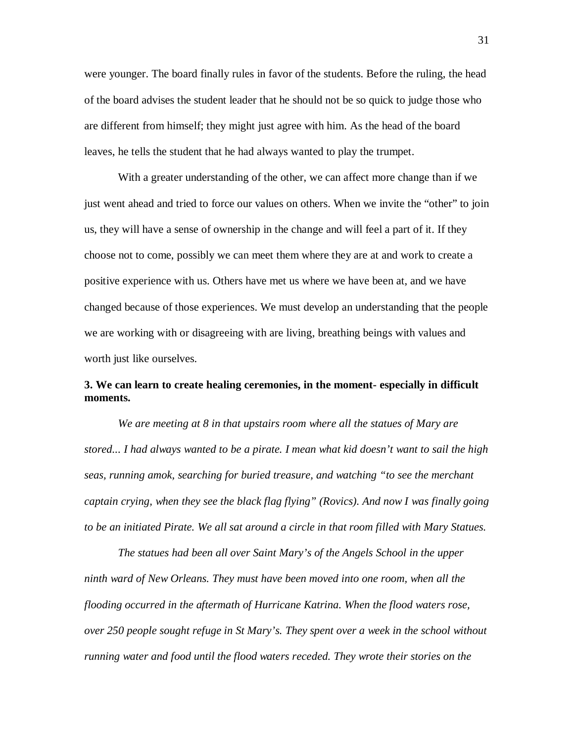were younger. The board finally rules in favor of the students. Before the ruling, the head of the board advises the student leader that he should not be so quick to judge those who are different from himself; they might just agree with him. As the head of the board leaves, he tells the student that he had always wanted to play the trumpet.

With a greater understanding of the other, we can affect more change than if we just went ahead and tried to force our values on others. When we invite the "other" to join us, they will have a sense of ownership in the change and will feel a part of it. If they choose not to come, possibly we can meet them where they are at and work to create a positive experience with us. Others have met us where we have been at, and we have changed because of those experiences. We must develop an understanding that the people we are working with or disagreeing with are living, breathing beings with values and worth just like ourselves.

**3. We can learn to create healing ceremonies, in the moment- especially in difficult moments.**

*We are meeting at 8 in that upstairs room where all the statues of Mary are stored... I had always wanted to be a pirate. I mean what kid doesn't want to sail the high seas, running amok, searching for buried treasure, and watching "to see the merchant captain crying, when they see the black flag flying" (Rovics). And now I was finally going to be an initiated Pirate. We all sat around a circle in that room filled with Mary Statues.*

*The statues had been all over Saint Mary's of the Angels School in the upper ninth ward of New Orleans. They must have been moved into one room, when all the flooding occurred in the aftermath of Hurricane Katrina. When the flood waters rose, over 250 people sought refuge in St Mary's. They spent over a week in the school without running water and food until the flood waters receded. They wrote their stories on the*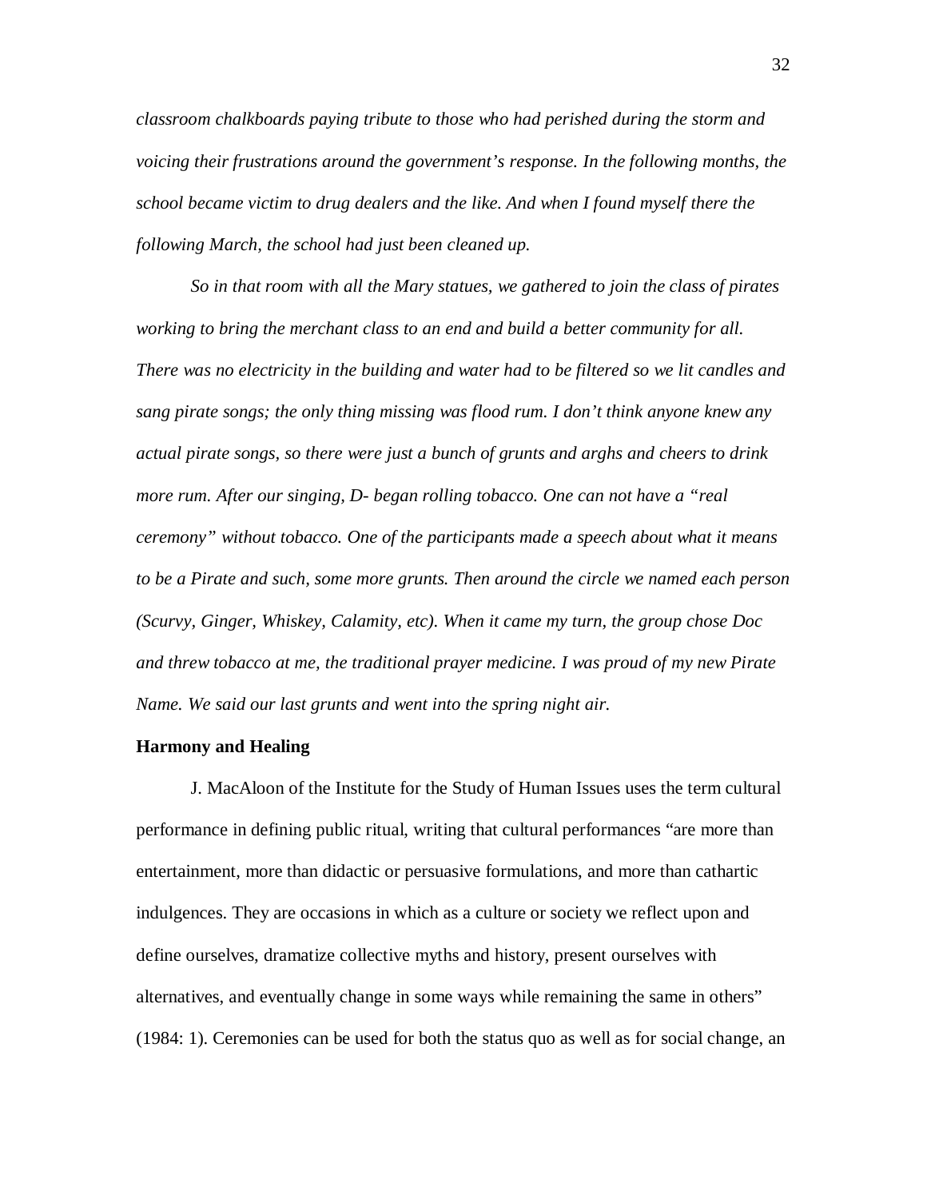*classroom chalkboards paying tribute to those who had perished during the storm and voicing their frustrations around the government's response. In the following months, the school became victim to drug dealers and the like. And when I found myself there the following March, the school had just been cleaned up.*

*So in that room with all the Mary statues, we gathered to join the class of pirates working to bring the merchant class to an end and build a better community for all. There was no electricity in the building and water had to be filtered so we lit candles and sang pirate songs; the only thing missing was flood rum. I don't think anyone knew any actual pirate songs, so there were just a bunch of grunts and arghs and cheers to drink more rum. After our singing, D- began rolling tobacco. One can not have a "real ceremony" without tobacco. One of the participants made a speech about what it means to be a Pirate and such, some more grunts. Then around the circle we named each person (Scurvy, Ginger, Whiskey, Calamity, etc). When it came my turn, the group chose Doc and threw tobacco at me, the traditional prayer medicine. I was proud of my new Pirate Name. We said our last grunts and went into the spring night air.*

**Harmony and Healing**

J. MacAloon of the Institute for the Study of Human Issues uses the term cultural performance in defining public ritual, writing that cultural performances "are more than entertainment, more than didactic or persuasive formulations, and more than cathartic indulgences. They are occasions in which as a culture or society we reflect upon and define ourselves, dramatize collective myths and history, present ourselves with alternatives, and eventually change in some ways while remaining the same in others" (1984: 1). Ceremonies can be used for both the status quo as well as for social change, an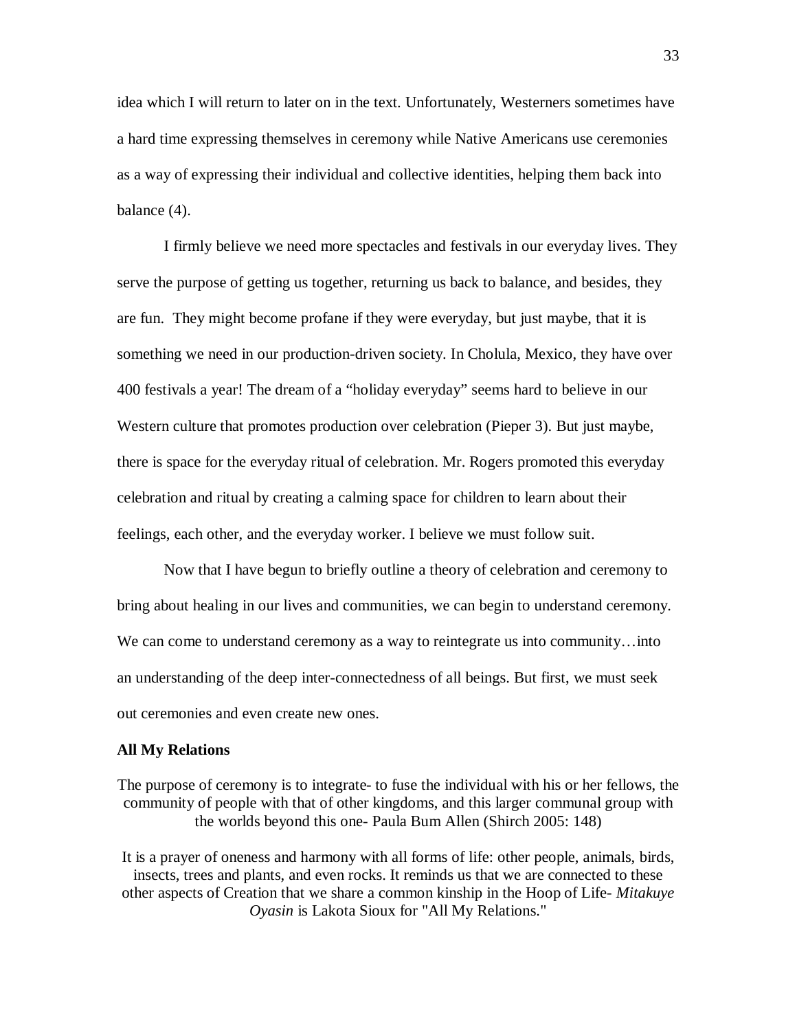idea which I will return to later on in the text. Unfortunately, Westerners sometimes have a hard time expressing themselves in ceremony while Native Americans use ceremonies as a way of expressing their individual and collective identities, helping them back into balance (4).

I firmly believe we need more spectacles and festivals in our everyday lives. They serve the purpose of getting us together, returning us back to balance, and besides, they are fun. They might become profane if they were everyday, but just maybe, that it is something we need in our production-driven society. In Cholula, Mexico, they have over 400 festivals a year! The dream of a "holiday everyday" seems hard to believe in our Western culture that promotes production over celebration (Pieper 3). But just maybe, there is space for the everyday ritual of celebration. Mr. Rogers promoted this everyday celebration and ritual by creating a calming space for children to learn about their feelings, each other, and the everyday worker. I believe we must follow suit.

Now that I have begun to briefly outline a theory of celebration and ceremony to bring about healing in our lives and communities, we can begin to understand ceremony. We can come to understand ceremony as a way to reintegrate us into community…into an understanding of the deep inter-connectedness of all beings. But first, we must seek out ceremonies and even create new ones.

**All My Relations**

> The purpose of ceremony is to integrate- to fuse the individual with his or her fellows, the community of people with that of other kingdoms, and this larger communal group with the worlds beyond this one- Paula Bum Allen (Shirch 2005: 148)

> It is a prayer of oneness and harmony with all forms of life: other people, animals, birds, insects, trees and plants, and even rocks. It reminds us that we are connected to these other aspects of Creation that we share a common kinship in the Hoop of Life- *Mitakuye Oyasin* is Lakota Sioux for "All My Relations."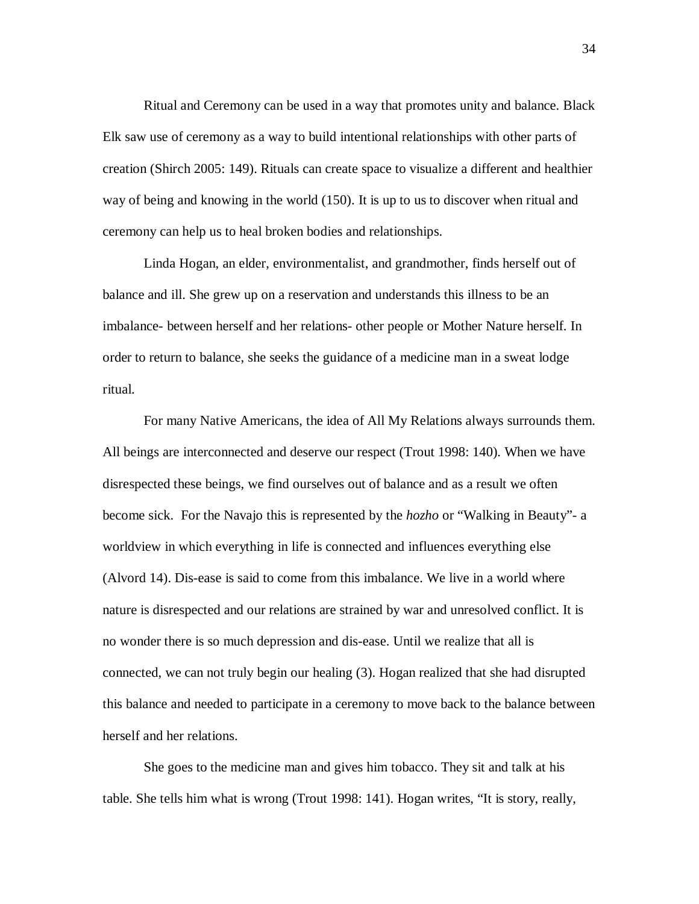Ritual and Ceremony can be used in a way that promotes unity and balance. Black Elk saw use of ceremony as a way to build intentional relationships with other parts of creation (Shirch 2005: 149). Rituals can create space to visualize a different and healthier way of being and knowing in the world (150). It is up to us to discover when ritual and ceremony can help us to heal broken bodies and relationships.

Linda Hogan, an elder, environmentalist, and grandmother, finds herself out of balance and ill. She grew up on a reservation and understands this illness to be an imbalance- between herself and her relations- other people or Mother Nature herself. In order to return to balance, she seeks the guidance of a medicine man in a sweat lodge ritual.

For many Native Americans, the idea of All My Relations always surrounds them. All beings are interconnected and deserve our respect (Trout 1998: 140). When we have disrespected these beings, we find ourselves out of balance and as a result we often become sick. For the Navajo this is represented by the *hozho* or "Walking in Beauty"- a worldview in which everything in life is connected and influences everything else (Alvord 14). Dis-ease is said to come from this imbalance. We live in a world where nature is disrespected and our relations are strained by war and unresolved conflict. It is no wonder there is so much depression and dis-ease. Until we realize that all is connected, we can not truly begin our healing (3). Hogan realized that she had disrupted this balance and needed to participate in a ceremony to move back to the balance between herself and her relations.

She goes to the medicine man and gives him tobacco. They sit and talk at his table. She tells him what is wrong (Trout 1998: 141). Hogan writes, "It is story, really,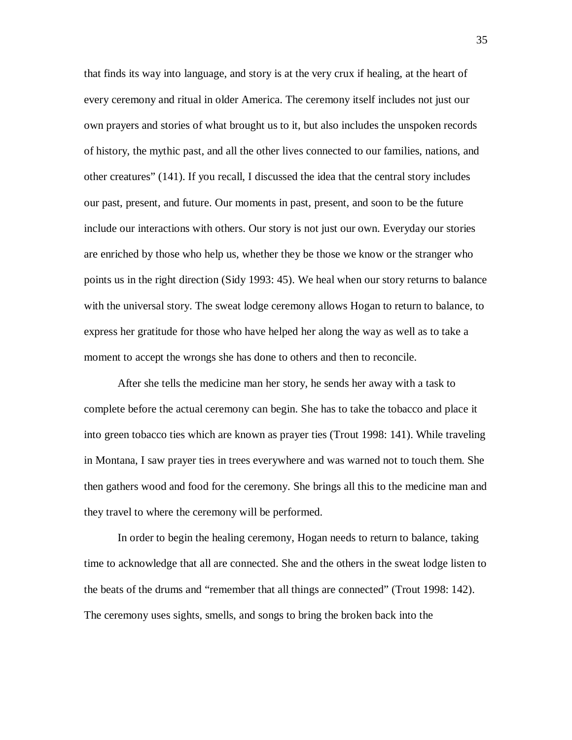that finds its way into language, and story is at the very crux if healing, at the heart of every ceremony and ritual in older America. The ceremony itself includes not just our own prayers and stories of what brought us to it, but also includes the unspoken records of history, the mythic past, and all the other lives connected to our families, nations, and other creatures" (141). If you recall, I discussed the idea that the central story includes our past, present, and future. Our moments in past, present, and soon to be the future include our interactions with others. Our story is not just our own. Everyday our stories are enriched by those who help us, whether they be those we know or the stranger who points us in the right direction (Sidy 1993: 45). We heal when our story returns to balance with the universal story. The sweat lodge ceremony allows Hogan to return to balance, to express her gratitude for those who have helped her along the way as well as to take a moment to accept the wrongs she has done to others and then to reconcile.

After she tells the medicine man her story, he sends her away with a task to complete before the actual ceremony can begin. She has to take the tobacco and place it into green tobacco ties which are known as prayer ties (Trout 1998: 141). While traveling in Montana, I saw prayer ties in trees everywhere and was warned not to touch them. She then gathers wood and food for the ceremony. She brings all this to the medicine man and they travel to where the ceremony will be performed.

In order to begin the healing ceremony, Hogan needs to return to balance, taking time to acknowledge that all are connected. She and the others in the sweat lodge listen to the beats of the drums and "remember that all things are connected" (Trout 1998: 142). The ceremony uses sights, smells, and songs to bring the broken back into the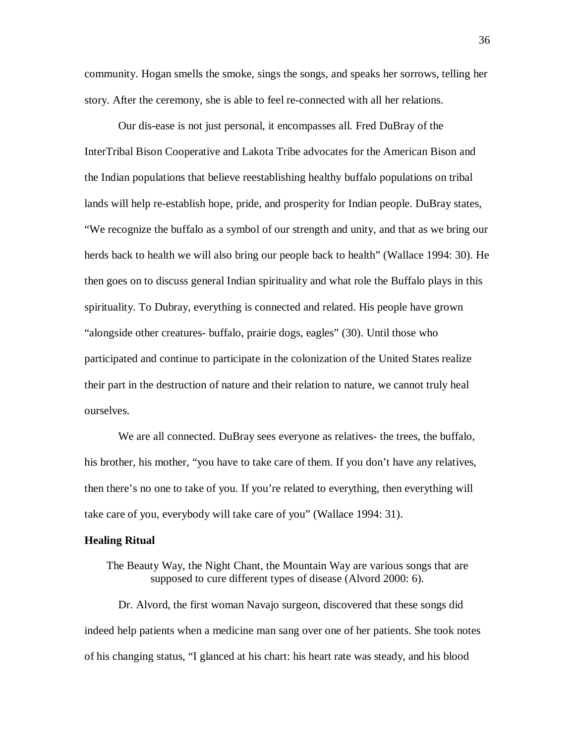community. Hogan smells the smoke, sings the songs, and speaks her sorrows, telling her story. After the ceremony, she is able to feel re-connected with all her relations.

Our dis-ease is not just personal, it encompasses all. Fred DuBray of the InterTribal Bison Cooperative and Lakota Tribe advocates for the American Bison and the Indian populations that believe reestablishing healthy buffalo populations on tribal lands will help re-establish hope, pride, and prosperity for Indian people. DuBray states, "We recognize the buffalo as a symbol of our strength and unity, and that as we bring our herds back to health we will also bring our people back to health" (Wallace 1994: 30). He then goes on to discuss general Indian spirituality and what role the Buffalo plays in this spirituality. To Dubray, everything is connected and related. His people have grown "alongside other creatures- buffalo, prairie dogs, eagles" (30). Until those who participated and continue to participate in the colonization of the United States realize their part in the destruction of nature and their relation to nature, we cannot truly heal ourselves.

We are all connected. DuBray sees everyone as relatives- the trees, the buffalo, his brother, his mother, "you have to take care of them. If you don't have any relatives, then there's no one to take of you. If you're related to everything, then everything will take care of you, everybody will take care of you" (Wallace 1994: 31).

**Healing Ritual**

> The Beauty Way, the Night Chant, the Mountain Way are various songs that are supposed to cure different types of disease (Alvord 2000: 6).

Dr. Alvord, the first woman Navajo surgeon, discovered that these songs did indeed help patients when a medicine man sang over one of her patients. She took notes of his changing status, "I glanced at his chart: his heart rate was steady, and his blood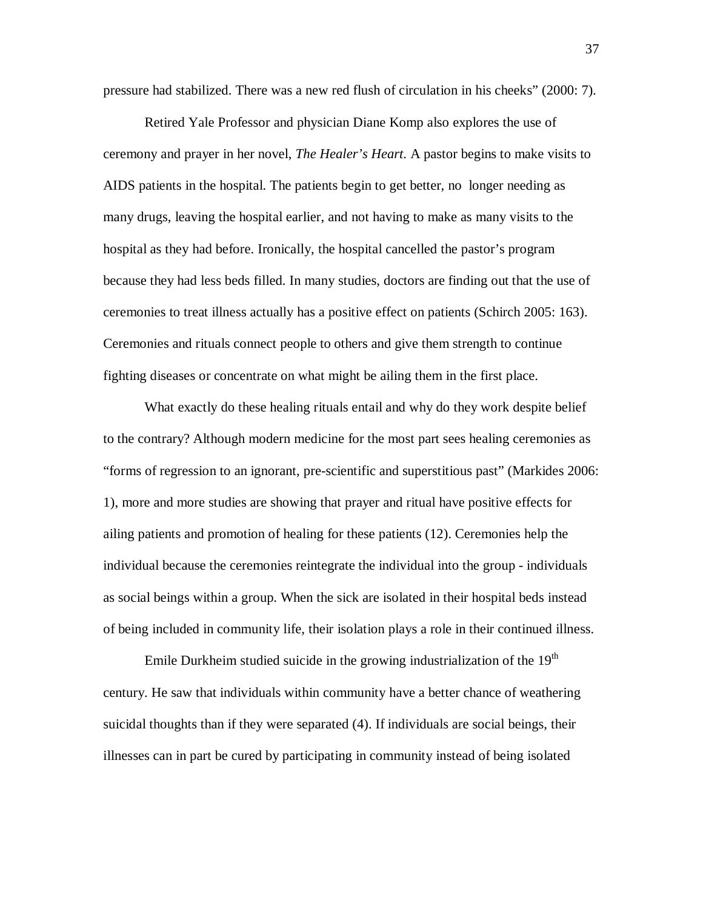pressure had stabilized. There was a new red flush of circulation in his cheeks" (2000: 7).

Retired Yale Professor and physician Diane Komp also explores the use of ceremony and prayer in her novel, *The Healer's Heart*. A pastor begins to make visits to AIDS patients in the hospital. The patients begin to get better, no longer needing as many drugs, leaving the hospital earlier, and not having to make as many visits to the hospital as they had before. Ironically, the hospital cancelled the pastor's program because they had less beds filled. In many studies, doctors are finding out that the use of ceremonies to treat illness actually has a positive effect on patients (Schirch 2005: 163). Ceremonies and rituals connect people to others and give them strength to continue fighting diseases or concentrate on what might be ailing them in the first place.

What exactly do these healing rituals entail and why do they work despite belief to the contrary? Although modern medicine for the most part sees healing ceremonies as "forms of regression to an ignorant, pre-scientific and superstitious past" (Markides 2006: 1), more and more studies are showing that prayer and ritual have positive effects for ailing patients and promotion of healing for these patients (12). Ceremonies help the individual because the ceremonies reintegrate the individual into the group - individuals as social beings within a group. When the sick are isolated in their hospital beds instead of being included in community life, their isolation plays a role in their continued illness.

Emile Durkheim studied suicide in the growing industrialization of the 19th century. He saw that individuals within community have a better chance of weathering suicidal thoughts than if they were separated (4). If individuals are social beings, their illnesses can in part be cured by participating in community instead of being isolated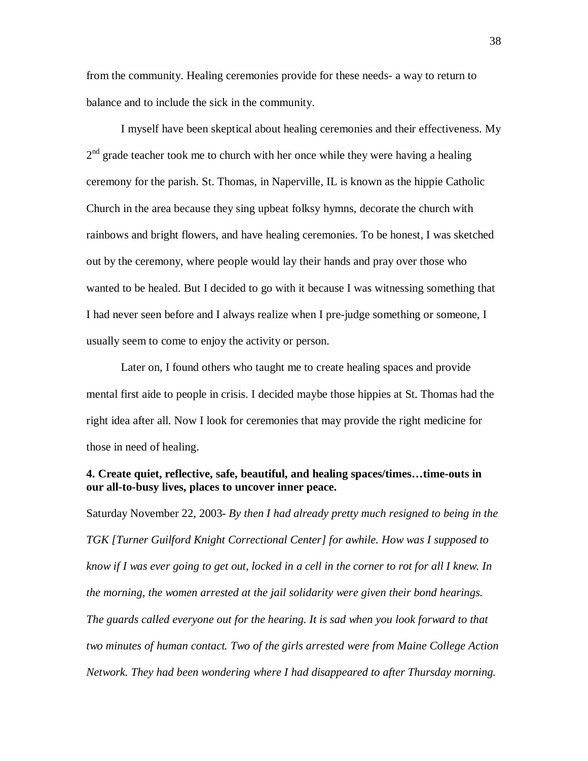from the community. Healing ceremonies provide for these needs- a way to return to balance and to include the sick in the community.

I myself have been skeptical about healing ceremonies and their effectiveness. My 2nd grade teacher took me to church with her once while they were having a healing ceremony for the parish. St. Thomas, in Naperville, IL is known as the hippie Catholic Church in the area because they sing upbeat folksy hymns, decorate the church with rainbows and bright flowers, and have healing ceremonies. To be honest, I was sketched out by the ceremony, where people would lay their hands and pray over those who wanted to be healed. But I decided to go with it because I was witnessing something that I had never seen before and I always realize when I pre-judge something or someone, I usually seem to come to enjoy the activity or person.

Later on, I found others who taught me to create healing spaces and provide mental first aide to people in crisis. I decided maybe those hippies at St. Thomas had the right idea after all. Now I look for ceremonies that may provide the right medicine for those in need of healing.

**4. Create quiet, reflective, safe, beautiful, and healing spaces/times…time-outs in our all-to-busy lives, places to uncover inner peace.**

Saturday November 22, 2003- *By then I had already pretty much resigned to being in the TGK [Turner Guilford Knight Correctional Center] for awhile. How was I supposed to know if I was ever going to get out, locked in a cell in the corner to rot for all I knew. In the morning, the women arrested at the jail solidarity were given their bond hearings. The guards called everyone out for the hearing. It is sad when you look forward to that two minutes of human contact. Two of the girls arrested were from Maine College Action Network. They had been wondering where I had disappeared to after Thursday morning.*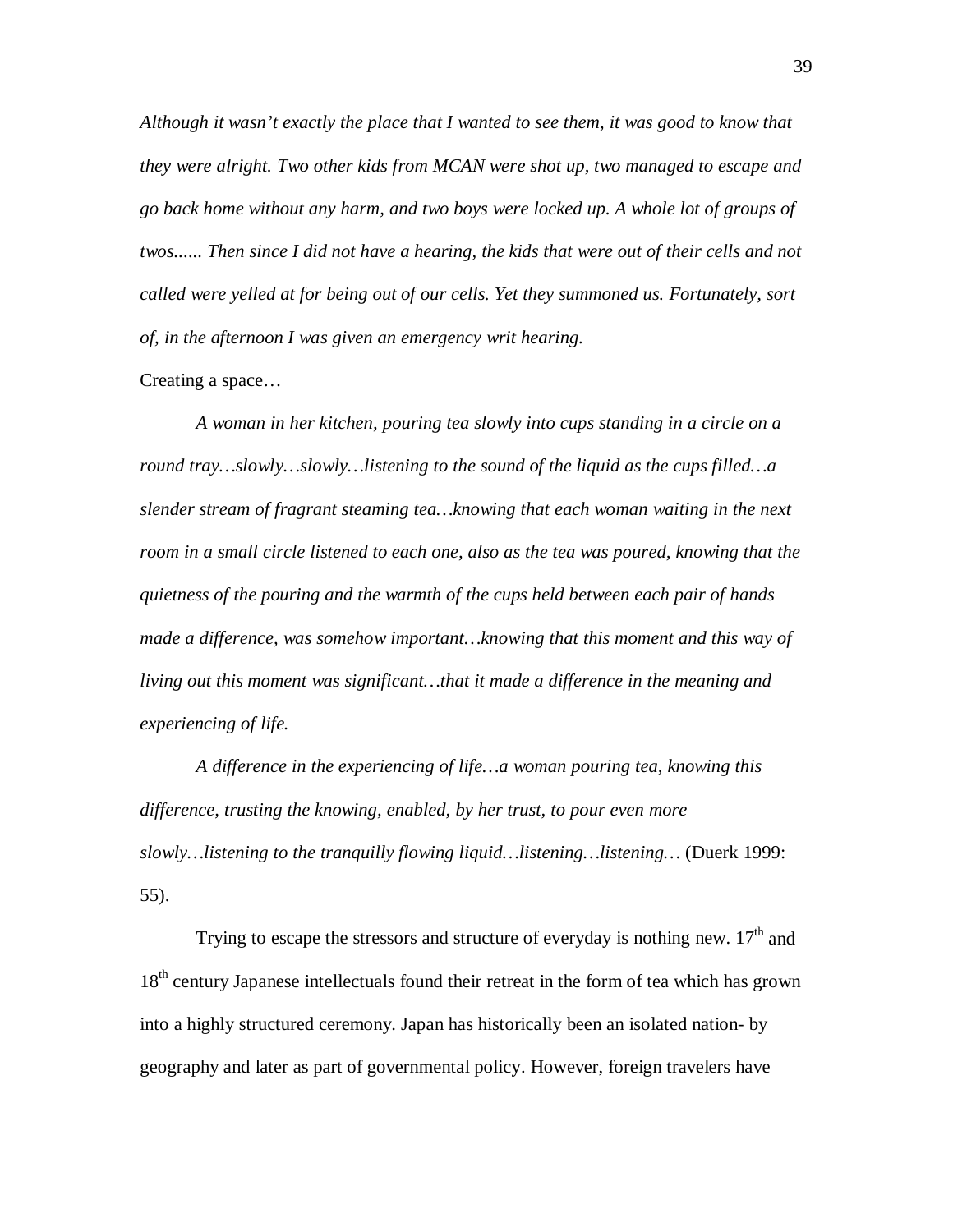*Although it wasn't exactly the place that I wanted to see them, it was good to know that they were alright. Two other kids from MCAN were shot up, two managed to escape and go back home without any harm, and two boys were locked up. A whole lot of groups of twos...... Then since I did not have a hearing, the kids that were out of their cells and not called were yelled at for being out of our cells. Yet they summoned us. Fortunately, sort of, in the afternoon I was given an emergency writ hearing.*

Creating a space…

*A woman in her kitchen, pouring tea slowly into cups standing in a circle on a round tray…slowly…slowly…listening to the sound of the liquid as the cups filled…a slender stream of fragrant steaming tea…knowing that each woman waiting in the next room in a small circle listened to each one, also as the tea was poured, knowing that the quietness of the pouring and the warmth of the cups held between each pair of hands made a difference, was somehow important…knowing that this moment and this way of living out this moment was significant…that it made a difference in the meaning and experiencing of life.*

*A difference in the experiencing of life…a woman pouring tea, knowing this difference, trusting the knowing, enabled, by her trust, to pour even more slowly…listening to the tranquilly flowing liquid…listening…listening…* (Duerk 1999: 55).

Trying to escape the stressors and structure of everyday is nothing new. 17th and 18th century Japanese intellectuals found their retreat in the form of tea which has grown into a highly structured ceremony. Japan has historically been an isolated nation- by geography and later as part of governmental policy. However, foreign travelers have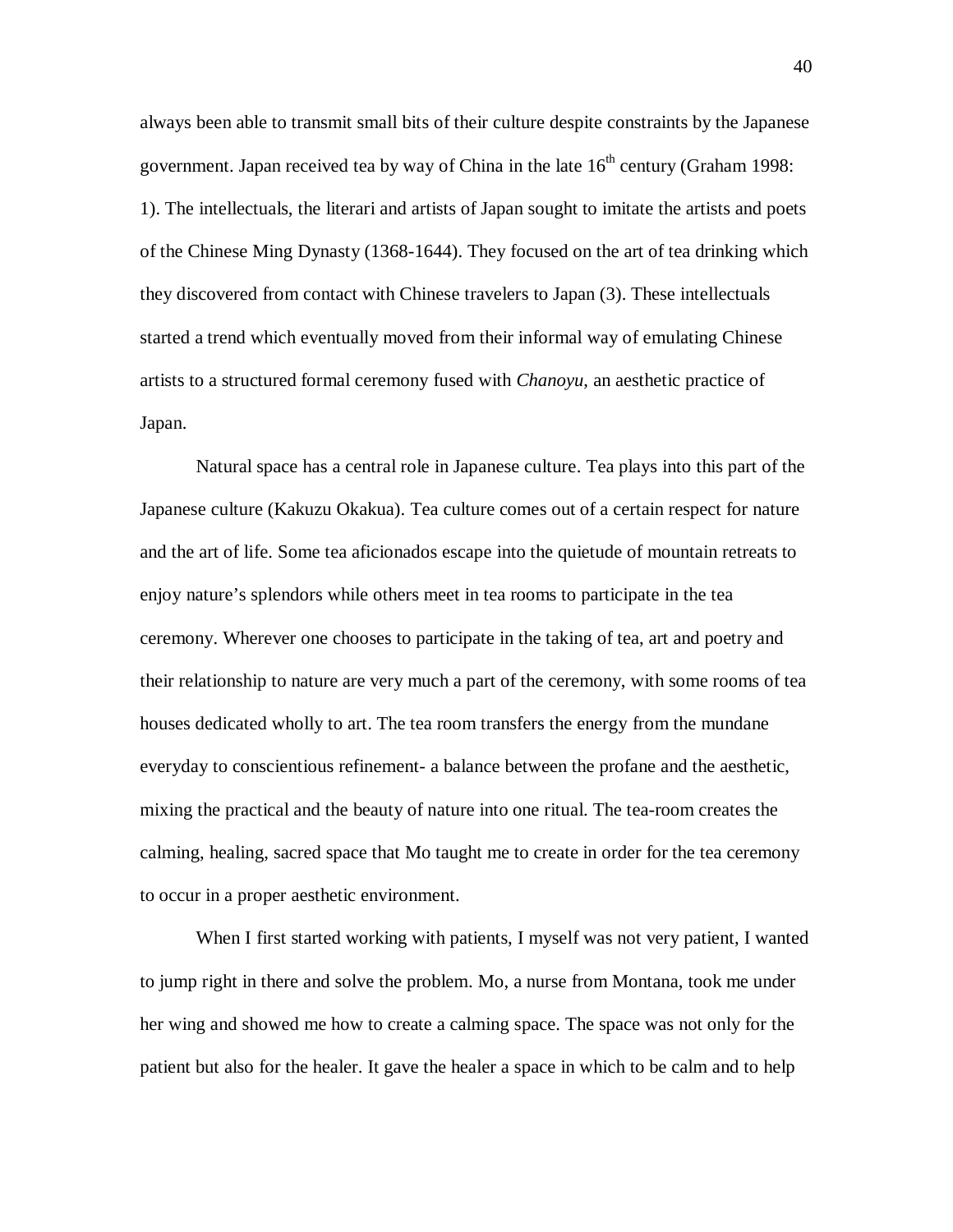always been able to transmit small bits of their culture despite constraints by the Japanese government. Japan received tea by way of China in the late 16th century (Graham 1998: 1). The intellectuals, the literari and artists of Japan sought to imitate the artists and poets of the Chinese Ming Dynasty (1368-1644). They focused on the art of tea drinking which they discovered from contact with Chinese travelers to Japan (3). These intellectuals started a trend which eventually moved from their informal way of emulating Chinese artists to a structured formal ceremony fused with *Chanoyu*, an aesthetic practice of Japan.

Natural space has a central role in Japanese culture. Tea plays into this part of the Japanese culture (Kakuzu Okakua). Tea culture comes out of a certain respect for nature and the art of life. Some tea aficionados escape into the quietude of mountain retreats to enjoy nature's splendors while others meet in tea rooms to participate in the tea ceremony. Wherever one chooses to participate in the taking of tea, art and poetry and their relationship to nature are very much a part of the ceremony, with some rooms of tea houses dedicated wholly to art. The tea room transfers the energy from the mundane everyday to conscientious refinement- a balance between the profane and the aesthetic, mixing the practical and the beauty of nature into one ritual. The tea-room creates the calming, healing, sacred space that Mo taught me to create in order for the tea ceremony to occur in a proper aesthetic environment.

When I first started working with patients, I myself was not very patient, I wanted to jump right in there and solve the problem. Mo, a nurse from Montana, took me under her wing and showed me how to create a calming space. The space was not only for the patient but also for the healer. It gave the healer a space in which to be calm and to help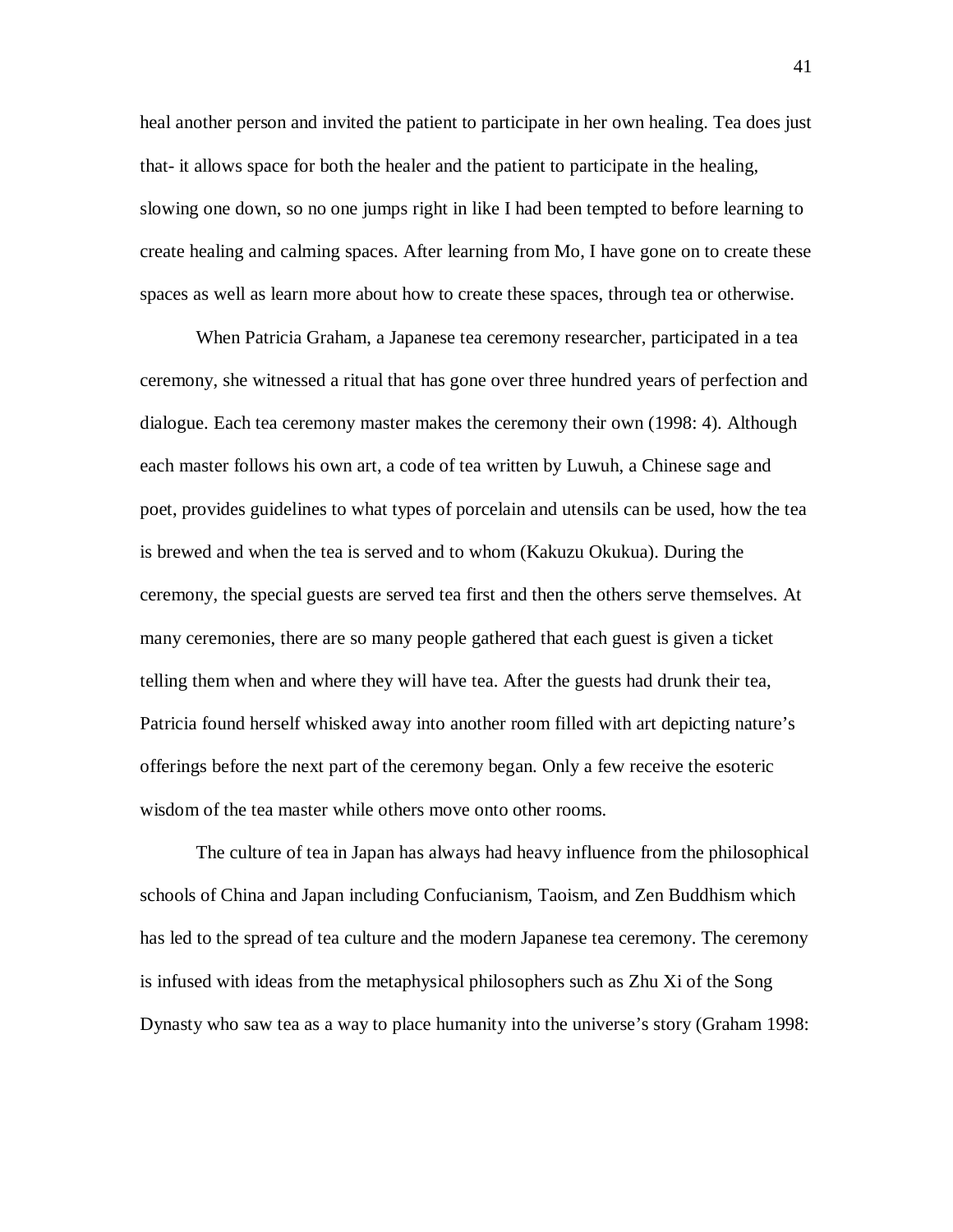heal another person and invited the patient to participate in her own healing. Tea does just that- it allows space for both the healer and the patient to participate in the healing, slowing one down, so no one jumps right in like I had been tempted to before learning to create healing and calming spaces. After learning from Mo, I have gone on to create these spaces as well as learn more about how to create these spaces, through tea or otherwise.

When Patricia Graham, a Japanese tea ceremony researcher, participated in a tea ceremony, she witnessed a ritual that has gone over three hundred years of perfection and dialogue. Each tea ceremony master makes the ceremony their own (1998: 4). Although each master follows his own art, a code of tea written by Luwuh, a Chinese sage and poet, provides guidelines to what types of porcelain and utensils can be used, how the tea is brewed and when the tea is served and to whom (Kakuzu Okukua). During the ceremony, the special guests are served tea first and then the others serve themselves. At many ceremonies, there are so many people gathered that each guest is given a ticket telling them when and where they will have tea. After the guests had drunk their tea, Patricia found herself whisked away into another room filled with art depicting nature's offerings before the next part of the ceremony began. Only a few receive the esoteric wisdom of the tea master while others move onto other rooms.

The culture of tea in Japan has always had heavy influence from the philosophical schools of China and Japan including Confucianism, Taoism, and Zen Buddhism which has led to the spread of tea culture and the modern Japanese tea ceremony. The ceremony is infused with ideas from the metaphysical philosophers such as Zhu Xi of the Song Dynasty who saw tea as a way to place humanity into the universe's story (Graham 1998: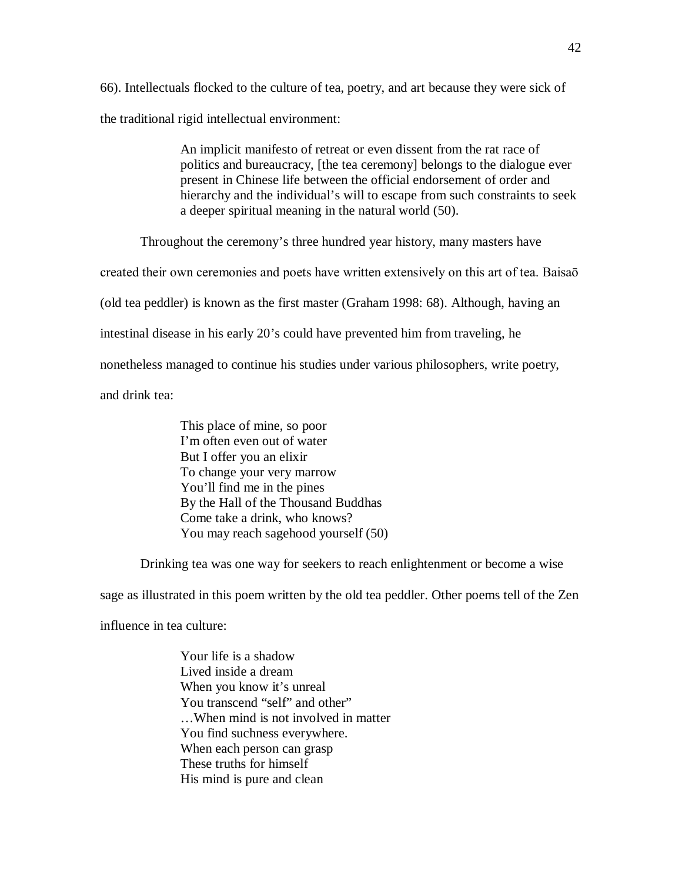66). Intellectuals flocked to the culture of tea, poetry, and art because they were sick of the traditional rigid intellectual environment:

> An implicit manifesto of retreat or even dissent from the rat race of politics and bureaucracy, [the tea ceremony] belongs to the dialogue ever present in Chinese life between the official endorsement of order and hierarchy and the individual's will to escape from such constraints to seek a deeper spiritual meaning in the natural world (50).

Throughout the ceremony's three hundred year history, many masters have created their own ceremonies and poets have written extensively on this art of tea. Baisaō (old tea peddler) is known as the first master (Graham 1998: 68). Although, having an intestinal disease in his early 20's could have prevented him from traveling, he nonetheless managed to continue his studies under various philosophers, write poetry, and drink tea:

> This place of mine, so poor  
> I'm often even out of water  
> But I offer you an elixir  
> To change your very marrow  
> You'll find me in the pines  
> By the Hall of the Thousand Buddhas  
> Come take a drink, who knows?  
> You may reach sagehood yourself (50)

Drinking tea was one way for seekers to reach enlightenment or become a wise sage as illustrated in this poem written by the old tea peddler. Other poems tell of the Zen influence in tea culture:

> Your life is a shadow  
> Lived inside a dream  
> When you know it's unreal  
> You transcend "self" and other"  
> …When mind is not involved in matter  
> You find suchness everywhere.  
> When each person can grasp  
> These truths for himself  
> His mind is pure and clean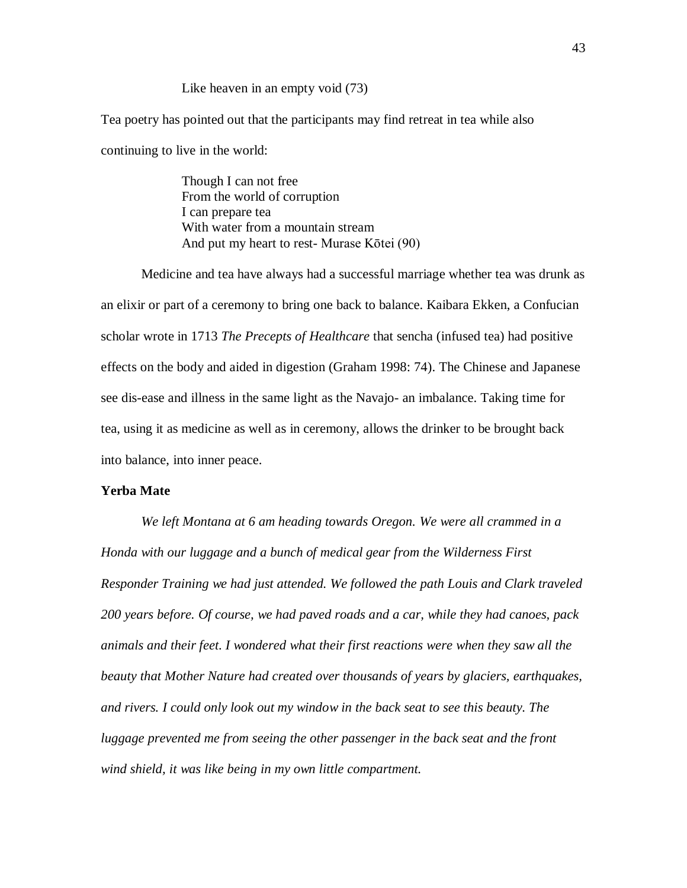Like heaven in an empty void (73)

Tea poetry has pointed out that the participants may find retreat in tea while also continuing to live in the world:

> Though I can not free  
> From the world of corruption  
> I can prepare tea  
> With water from a mountain stream  
> And put my heart to rest- Murase Kōtei (90)

Medicine and tea have always had a successful marriage whether tea was drunk as an elixir or part of a ceremony to bring one back to balance. Kaibara Ekken, a Confucian scholar wrote in 1713 *The Precepts of Healthcare* that sencha (infused tea) had positive effects on the body and aided in digestion (Graham 1998: 74). The Chinese and Japanese see dis-ease and illness in the same light as the Navajo- an imbalance. Taking time for tea, using it as medicine as well as in ceremony, allows the drinker to be brought back into balance, into inner peace.

**Yerba Mate**

*We left Montana at 6 am heading towards Oregon. We were all crammed in a Honda with our luggage and a bunch of medical gear from the Wilderness First Responder Training we had just attended. We followed the path Louis and Clark traveled 200 years before. Of course, we had paved roads and a car, while they had canoes, pack animals and their feet. I wondered what their first reactions were when they saw all the beauty that Mother Nature had created over thousands of years by glaciers, earthquakes, and rivers. I could only look out my window in the back seat to see this beauty. The luggage prevented me from seeing the other passenger in the back seat and the front wind shield, it was like being in my own little compartment.*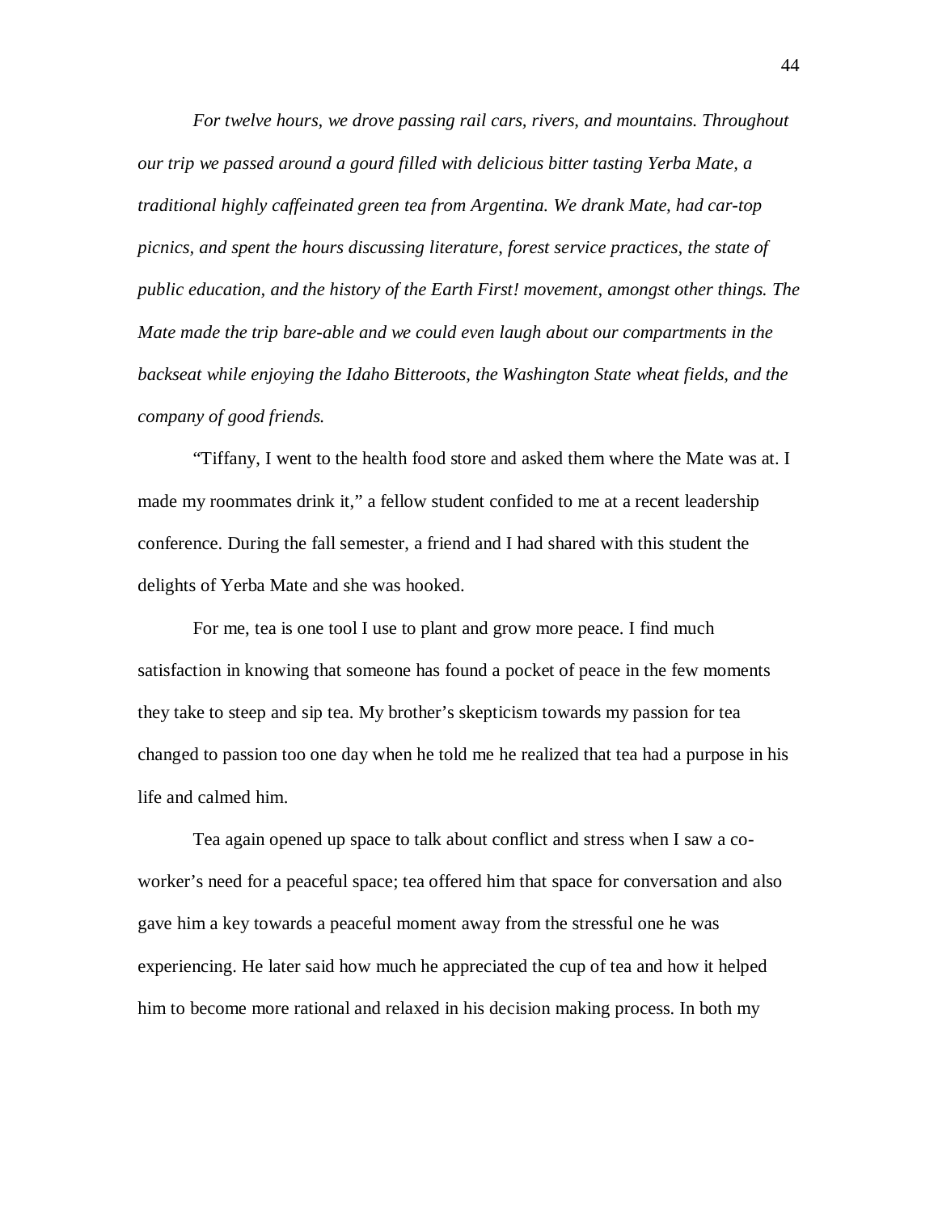*For twelve hours, we drove passing rail cars, rivers, and mountains. Throughout our trip we passed around a gourd filled with delicious bitter tasting Yerba Mate, a traditional highly caffeinated green tea from Argentina. We drank Mate, had car-top picnics, and spent the hours discussing literature, forest service practices, the state of public education, and the history of the Earth First! movement, amongst other things. The Mate made the trip bare-able and we could even laugh about our compartments in the backseat while enjoying the Idaho Bitterroots, the Washington State wheat fields, and the company of good friends.*

"Tiffany, I went to the health food store and asked them where the Mate was at. I made my roommates drink it," a fellow student confided to me at a recent leadership conference. During the fall semester, a friend and I had shared with this student the delights of Yerba Mate and she was hooked.

For me, tea is one tool I use to plant and grow more peace. I find much satisfaction in knowing that someone has found a pocket of peace in the few moments they take to steep and sip tea. My brother's skepticism towards my passion for tea changed to passion too one day when he told me he realized that tea had a purpose in his life and calmed him.

Tea again opened up space to talk about conflict and stress when I saw a co-worker's need for a peaceful space; tea offered him that space for conversation and also gave him a key towards a peaceful moment away from the stressful one he was experiencing. He later said how much he appreciated the cup of tea and how it helped him to become more rational and relaxed in his decision making process. In both my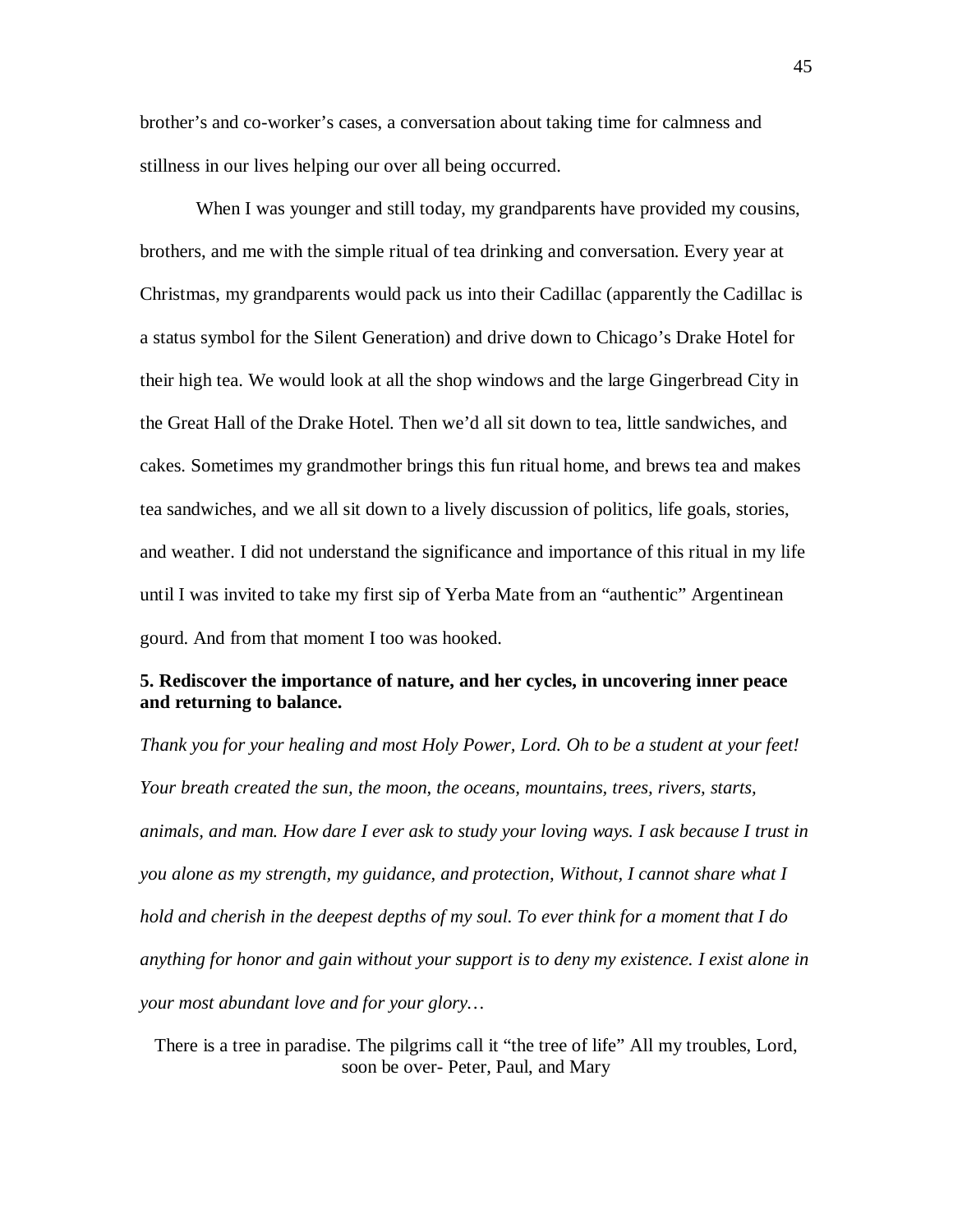brother's and co-worker's cases, a conversation about taking time for calmness and stillness in our lives helping our over all being occurred.

When I was younger and still today, my grandparents have provided my cousins, brothers, and me with the simple ritual of tea drinking and conversation. Every year at Christmas, my grandparents would pack us into their Cadillac (apparently the Cadillac is a status symbol for the Silent Generation) and drive down to Chicago's Drake Hotel for their high tea. We would look at all the shop windows and the large Gingerbread City in the Great Hall of the Drake Hotel. Then we'd all sit down to tea, little sandwiches, and cakes. Sometimes my grandmother brings this fun ritual home, and brews tea and makes tea sandwiches, and we all sit down to a lively discussion of politics, life goals, stories, and weather. I did not understand the significance and importance of this ritual in my life until I was invited to take my first sip of Yerba Mate from an "authentic" Argentinean gourd. And from that moment I too was hooked.

**5. Rediscover the importance of nature, and her cycles, in uncovering inner peace and returning to balance.**

*Thank you for your healing and most Holy Power, Lord. Oh to be a student at your feet! Your breath created the sun, the moon, the oceans, mountains, trees, rivers, starts, animals, and man. How dare I ever ask to study your loving ways. I ask because I trust in you alone as my strength, my guidance, and protection, Without, I cannot share what I hold and cherish in the deepest depths of my soul. To ever think for a moment that I do anything for honor and gain without your support is to deny my existence. I exist alone in your most abundant love and for your glory…*

There is a tree in paradise. The pilgrims call it "the tree of life" All my troubles, Lord, soon be over- Peter, Paul, and Mary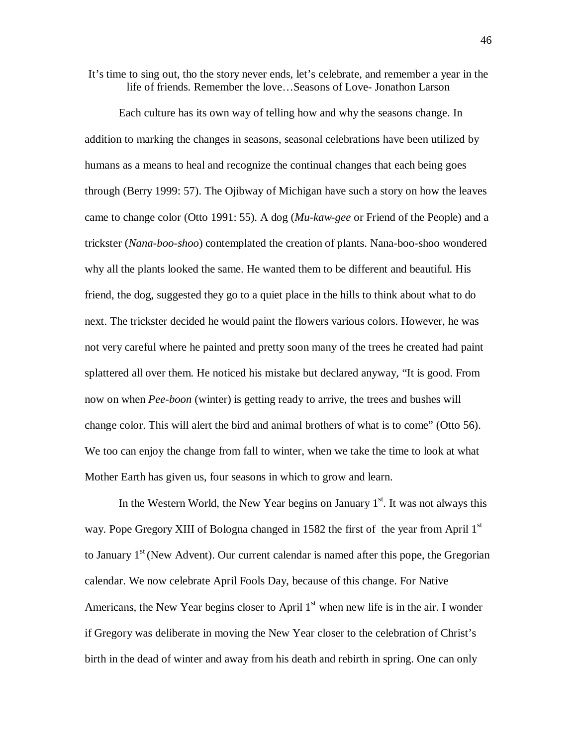It's time to sing out, tho the story never ends, let's celebrate, and remember a year in the life of friends. Remember the love…Seasons of Love- Jonathon Larson

Each culture has its own way of telling how and why the seasons change. In addition to marking the changes in seasons, seasonal celebrations have been utilized by humans as a means to heal and recognize the continual changes that each being goes through (Berry 1999: 57). The Ojibway of Michigan have such a story on how the leaves came to change color (Otto 1991: 55). A dog (*Mu-kaw-gee* or Friend of the People) and a trickster (*Nana-boo-shoo*) contemplated the creation of plants. Nana-boo-shoo wondered why all the plants looked the same. He wanted them to be different and beautiful. His friend, the dog, suggested they go to a quiet place in the hills to think about what to do next. The trickster decided he would paint the flowers various colors. However, he was not very careful where he painted and pretty soon many of the trees he created had paint splattered all over them. He noticed his mistake but declared anyway, "It is good. From now on when *Pee-boon* (winter) is getting ready to arrive, the trees and bushes will change color. This will alert the bird and animal brothers of what is to come" (Otto 56). We too can enjoy the change from fall to winter, when we take the time to look at what Mother Earth has given us, four seasons in which to grow and learn.

In the Western World, the New Year begins on January 1st. It was not always this way. Pope Gregory XIII of Bologna changed in 1582 the first of the year from April 1st to January 1st (New Advent). Our current calendar is named after this pope, the Gregorian calendar. We now celebrate April Fools Day, because of this change. For Native Americans, the New Year begins closer to April 1st when new life is in the air. I wonder if Gregory was deliberate in moving the New Year closer to the celebration of Christ's birth in the dead of winter and away from his death and rebirth in spring. One can only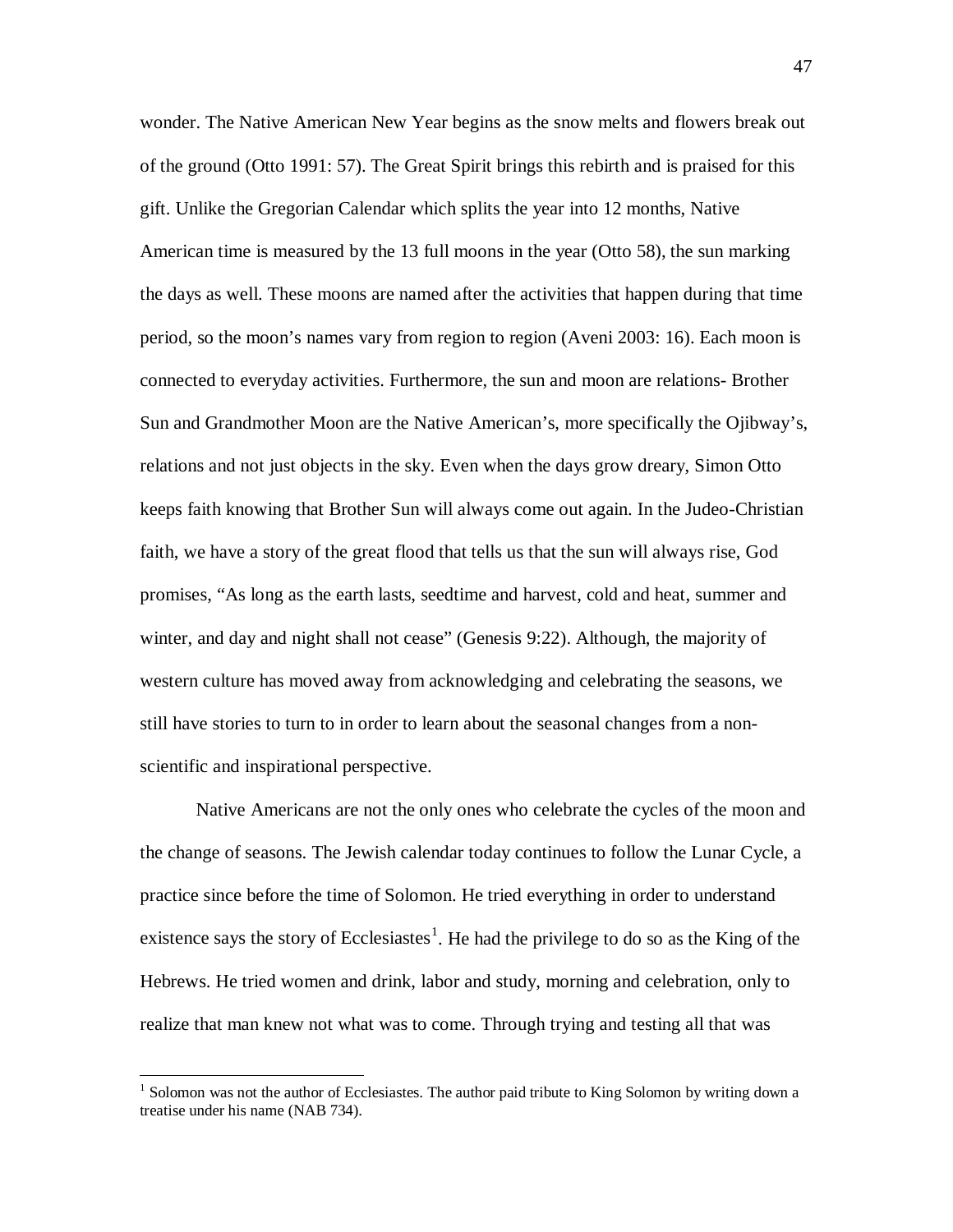wonder. The Native American New Year begins as the snow melts and flowers break out of the ground (Otto 1991: 57). The Great Spirit brings this rebirth and is praised for this gift. Unlike the Gregorian Calendar which splits the year into 12 months, Native American time is measured by the 13 full moons in the year (Otto 58), the sun marking the days as well. These moons are named after the activities that happen during that time period, so the moon's names vary from region to region (Aveni 2003: 16). Each moon is connected to everyday activities. Furthermore, the sun and moon are relations- Brother Sun and Grandmother Moon are the Native American's, more specifically the Ojibway's, relations and not just objects in the sky. Even when the days grow dreary, Simon Otto keeps faith knowing that Brother Sun will always come out again. In the Judeo-Christian faith, we have a story of the great flood that tells us that the sun will always rise, God promises, "As long as the earth lasts, seedtime and harvest, cold and heat, summer and winter, and day and night shall not cease" (Genesis 9:22). Although, the majority of western culture has moved away from acknowledging and celebrating the seasons, we still have stories to turn to in order to learn about the seasonal changes from a non-scientific and inspirational perspective.

Native Americans are not the only ones who celebrate the cycles of the moon and the change of seasons. The Jewish calendar today continues to follow the Lunar Cycle, a practice since before the time of Solomon. He tried everything in order to understand existence says the story of Ecclesiastes[1]. He had the privilege to do so as the King of the Hebrews. He tried women and drink, labor and study, morning and celebration, only to realize that man knew not what was to come. Through trying and testing all that was

[1] Solomon was not the author of Ecclesiastes. The author paid tribute to King Solomon by writing down a treatise under his name (NAB 734).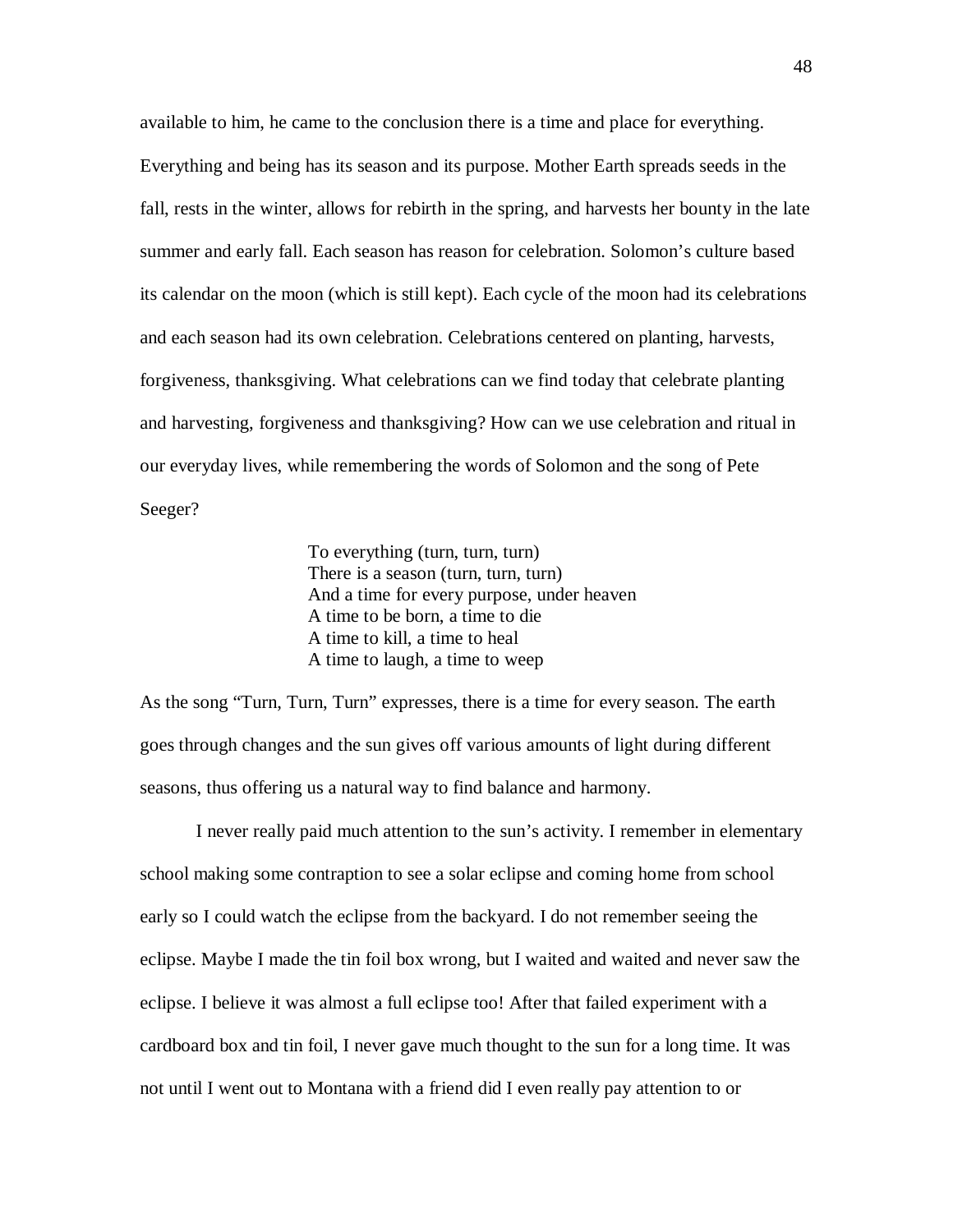available to him, he came to the conclusion there is a time and place for everything. Everything and being has its season and its purpose. Mother Earth spreads seeds in the fall, rests in the winter, allows for rebirth in the spring, and harvests her bounty in the late summer and early fall. Each season has reason for celebration. Solomon's culture based its calendar on the moon (which is still kept). Each cycle of the moon had its celebrations and each season had its own celebration. Celebrations centered on planting, harvests, forgiveness, thanksgiving. What celebrations can we find today that celebrate planting and harvesting, forgiveness and thanksgiving? How can we use celebration and ritual in our everyday lives, while remembering the words of Solomon and the song of Pete Seeger?

> To everything (turn, turn, turn)
> There is a season (turn, turn, turn)
> And a time for every purpose, under heaven
> A time to be born, a time to die
> A time to kill, a time to heal
> A time to laugh, a time to weep

As the song "Turn, Turn, Turn" expresses, there is a time for every season. The earth goes through changes and the sun gives off various amounts of light during different seasons, thus offering us a natural way to find balance and harmony.

I never really paid much attention to the sun's activity. I remember in elementary school making some contraption to see a solar eclipse and coming home from school early so I could watch the eclipse from the backyard. I do not remember seeing the eclipse. Maybe I made the tin foil box wrong, but I waited and waited and never saw the eclipse. I believe it was almost a full eclipse too! After that failed experiment with a cardboard box and tin foil, I never gave much thought to the sun for a long time. It was not until I went out to Montana with a friend did I even really pay attention to or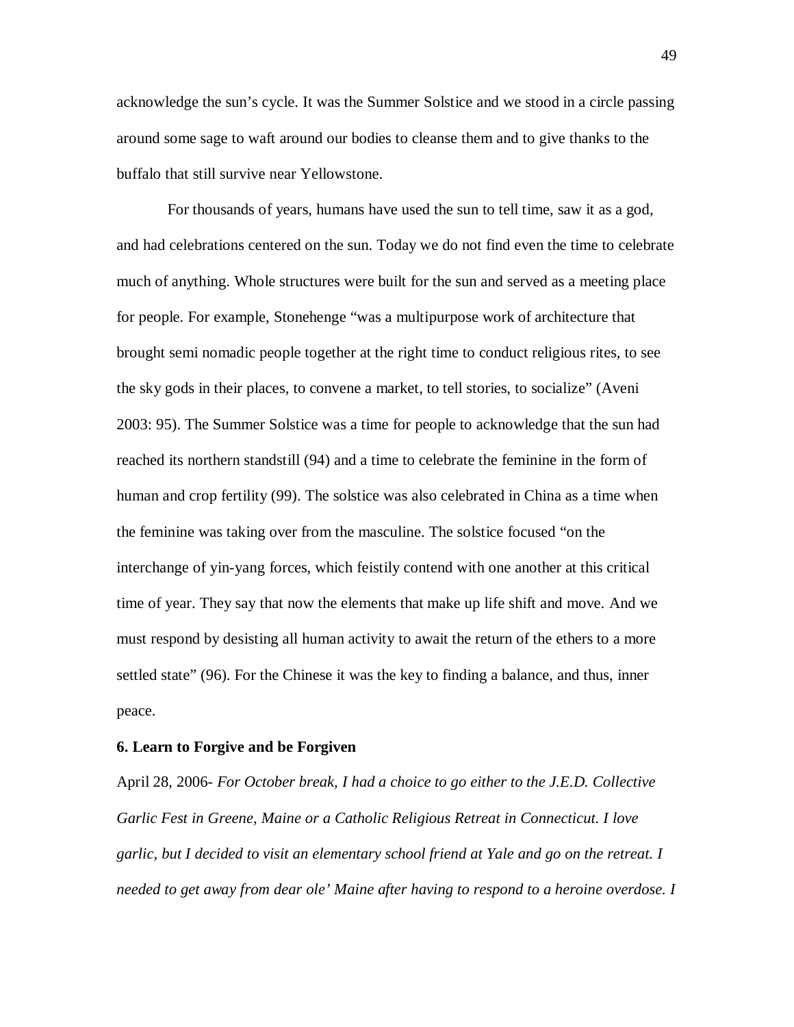acknowledge the sun's cycle. It was the Summer Solstice and we stood in a circle passing around some sage to waft around our bodies to cleanse them and to give thanks to the buffalo that still survive near Yellowstone.

For thousands of years, humans have used the sun to tell time, saw it as a god, and had celebrations centered on the sun. Today we do not find even the time to celebrate much of anything. Whole structures were built for the sun and served as a meeting place for people. For example, Stonehenge "was a multipurpose work of architecture that brought semi nomadic people together at the right time to conduct religious rites, to see the sky gods in their places, to convene a market, to tell stories, to socialize" (Aveni 2003: 95). The Summer Solstice was a time for people to acknowledge that the sun had reached its northern standstill (94) and a time to celebrate the feminine in the form of human and crop fertility (99). The solstice was also celebrated in China as a time when the feminine was taking over from the masculine. The solstice focused "on the interchange of yin-yang forces, which feistily contend with one another at this critical time of year. They say that now the elements that make up life shift and move. And we must respond by desisting all human activity to await the return of the ethers to a more settled state" (96). For the Chinese it was the key to finding a balance, and thus, inner peace.

**6. Learn to Forgive and be Forgiven**

April 28, 2006- *For October break, I had a choice to go either to the J.E.D. Collective Garlic Fest in Greene, Maine or a Catholic Religious Retreat in Connecticut. I love garlic, but I decided to visit an elementary school friend at Yale and go on the retreat. I needed to get away from dear ole' Maine after having to respond to a heroine overdose. I*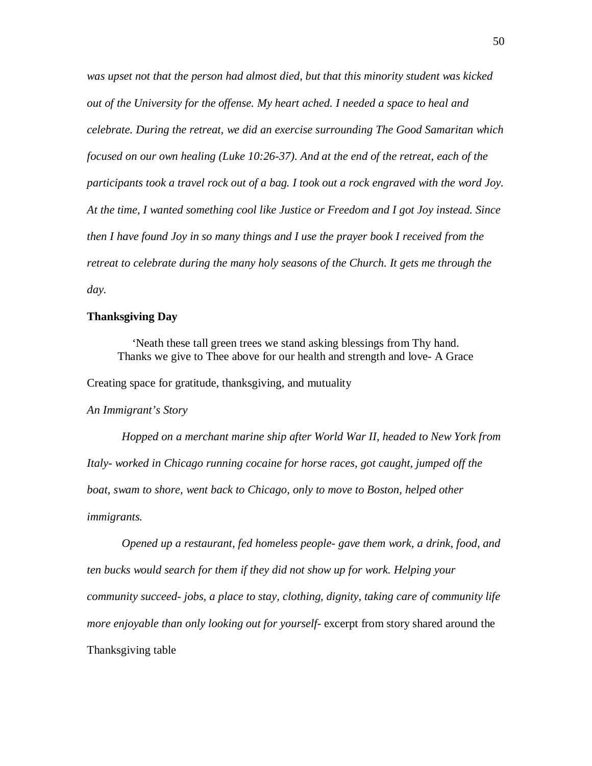*was upset not that the person had almost died, but that this minority student was kicked out of the University for the offense. My heart ached. I needed a space to heal and celebrate. During the retreat, we did an exercise surrounding The Good Samaritan which focused on our own healing (Luke 10:26-37). And at the end of the retreat, each of the participants took a travel rock out of a bag. I took out a rock engraved with the word Joy. At the time, I wanted something cool like Justice or Freedom and I got Joy instead. Since then I have found Joy in so many things and I use the prayer book I received from the retreat to celebrate during the many holy seasons of the Church. It gets me through the day.*

**Thanksgiving Day**

'Neath these tall green trees we stand asking blessings from Thy hand.
Thanks we give to Thee above for our health and strength and love- A Grace

Creating space for gratitude, thanksgiving, and mutuality

*An Immigrant's Story*

*Hopped on a merchant marine ship after World War II, headed to New York from Italy- worked in Chicago running cocaine for horse races, got caught, jumped off the boat, swam to shore, went back to Chicago, only to move to Boston, helped other immigrants.*

*Opened up a restaurant, fed homeless people- gave them work, a drink, food, and ten bucks would search for them if they did not show up for work. Helping your community succeed- jobs, a place to stay, clothing, dignity, taking care of community life more enjoyable than only looking out for yourself-* excerpt from story shared around the Thanksgiving table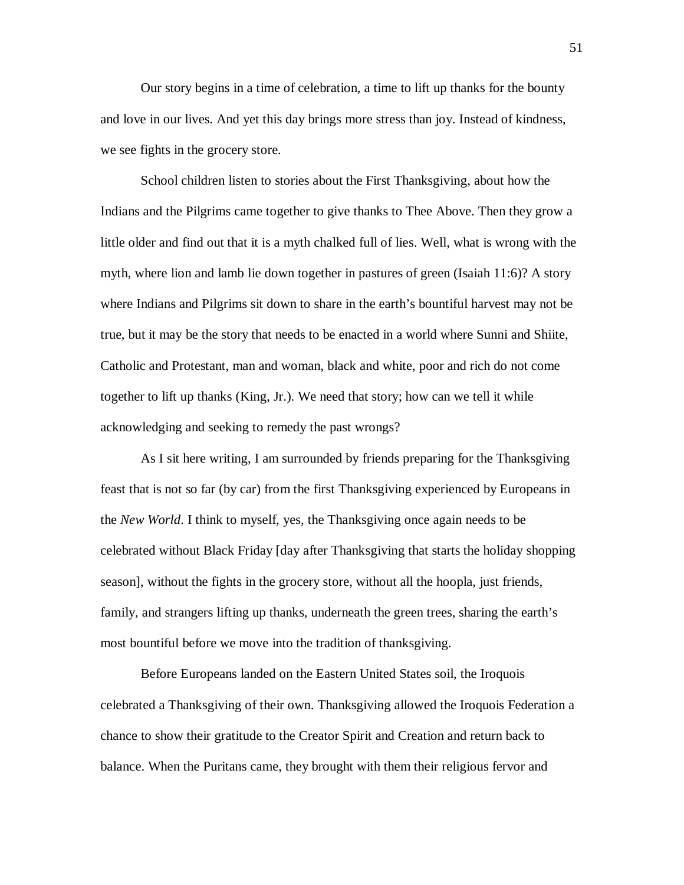Our story begins in a time of celebration, a time to lift up thanks for the bounty and love in our lives. And yet this day brings more stress than joy. Instead of kindness, we see fights in the grocery store.

School children listen to stories about the First Thanksgiving, about how the Indians and the Pilgrims came together to give thanks to Thee Above. Then they grow a little older and find out that it is a myth chalked full of lies. Well, what is wrong with the myth, where lion and lamb lie down together in pastures of green (Isaiah 11:6)? A story where Indians and Pilgrims sit down to share in the earth's bountiful harvest may not be true, but it may be the story that needs to be enacted in a world where Sunni and Shiite, Catholic and Protestant, man and woman, black and white, poor and rich do not come together to lift up thanks (King, Jr.). We need that story; how can we tell it while acknowledging and seeking to remedy the past wrongs?

As I sit here writing, I am surrounded by friends preparing for the Thanksgiving feast that is not so far (by car) from the first Thanksgiving experienced by Europeans in the *New World*. I think to myself, yes, the Thanksgiving once again needs to be celebrated without Black Friday [day after Thanksgiving that starts the holiday shopping season], without the fights in the grocery store, without all the hoopla, just friends, family, and strangers lifting up thanks, underneath the green trees, sharing the earth's most bountiful before we move into the tradition of thanksgiving.

Before Europeans landed on the Eastern United States soil, the Iroquois celebrated a Thanksgiving of their own. Thanksgiving allowed the Iroquois Federation a chance to show their gratitude to the Creator Spirit and Creation and return back to balance. When the Puritans came, they brought with them their religious fervor and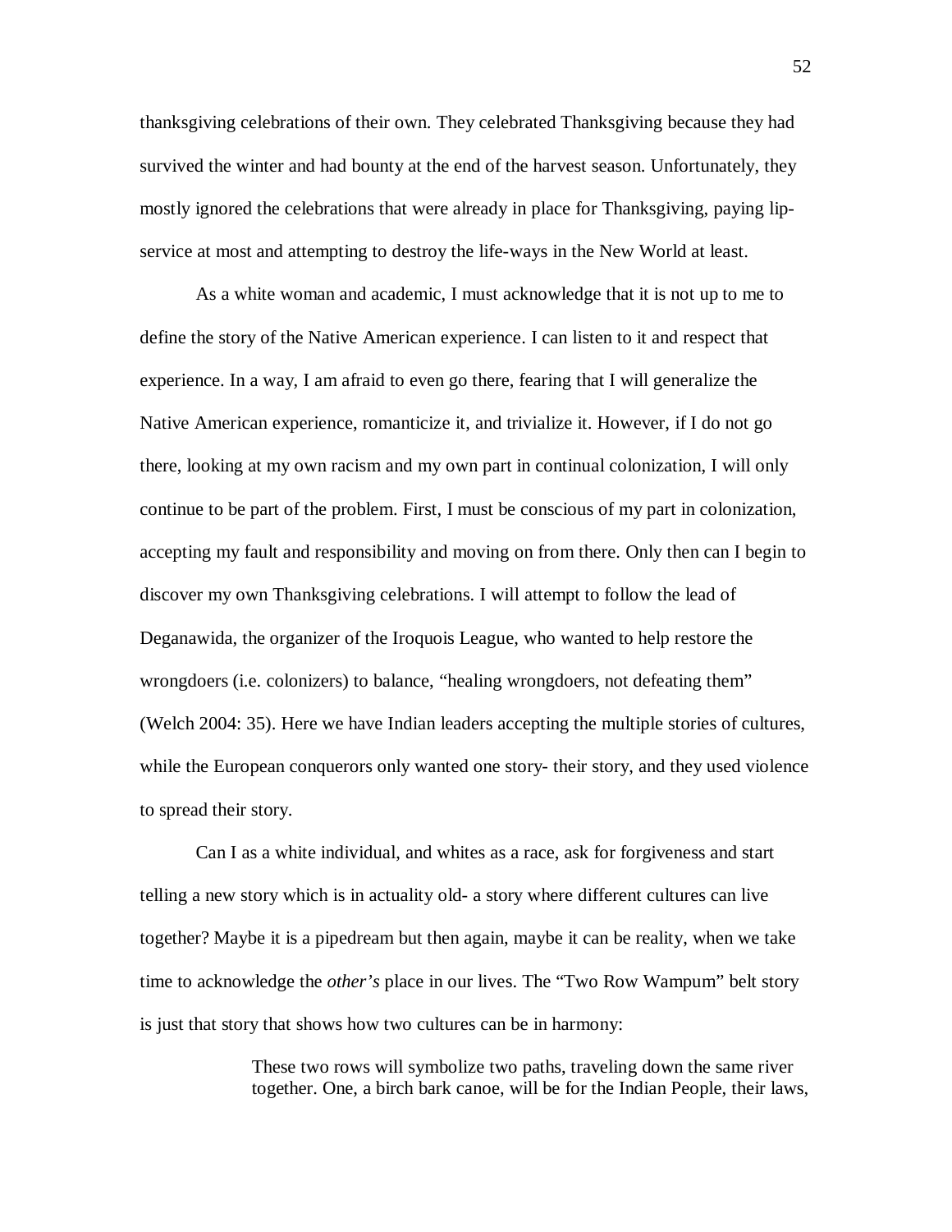thanksgiving celebrations of their own. They celebrated Thanksgiving because they had survived the winter and had bounty at the end of the harvest season. Unfortunately, they mostly ignored the celebrations that were already in place for Thanksgiving, paying lip-service at most and attempting to destroy the life-ways in the New World at least.

As a white woman and academic, I must acknowledge that it is not up to me to define the story of the Native American experience. I can listen to it and respect that experience. In a way, I am afraid to even go there, fearing that I will generalize the Native American experience, romanticize it, and trivialize it. However, if I do not go there, looking at my own racism and my own part in continual colonization, I will only continue to be part of the problem. First, I must be conscious of my part in colonization, accepting my fault and responsibility and moving on from there. Only then can I begin to discover my own Thanksgiving celebrations. I will attempt to follow the lead of Deganawida, the organizer of the Iroquois League, who wanted to help restore the wrongdoers (i.e. colonizers) to balance, "healing wrongdoers, not defeating them" (Welch 2004: 35). Here we have Indian leaders accepting the multiple stories of cultures, while the European conquerors only wanted one story- their story, and they used violence to spread their story.

Can I as a white individual, and whites as a race, ask for forgiveness and start telling a new story which is in actuality old- a story where different cultures can live together? Maybe it is a pipedream but then again, maybe it can be reality, when we take time to acknowledge the *other's* place in our lives. The "Two Row Wampum" belt story is just that story that shows how two cultures can be in harmony:

> These two rows will symbolize two paths, traveling down the same river together. One, a birch bark canoe, will be for the Indian People, their laws,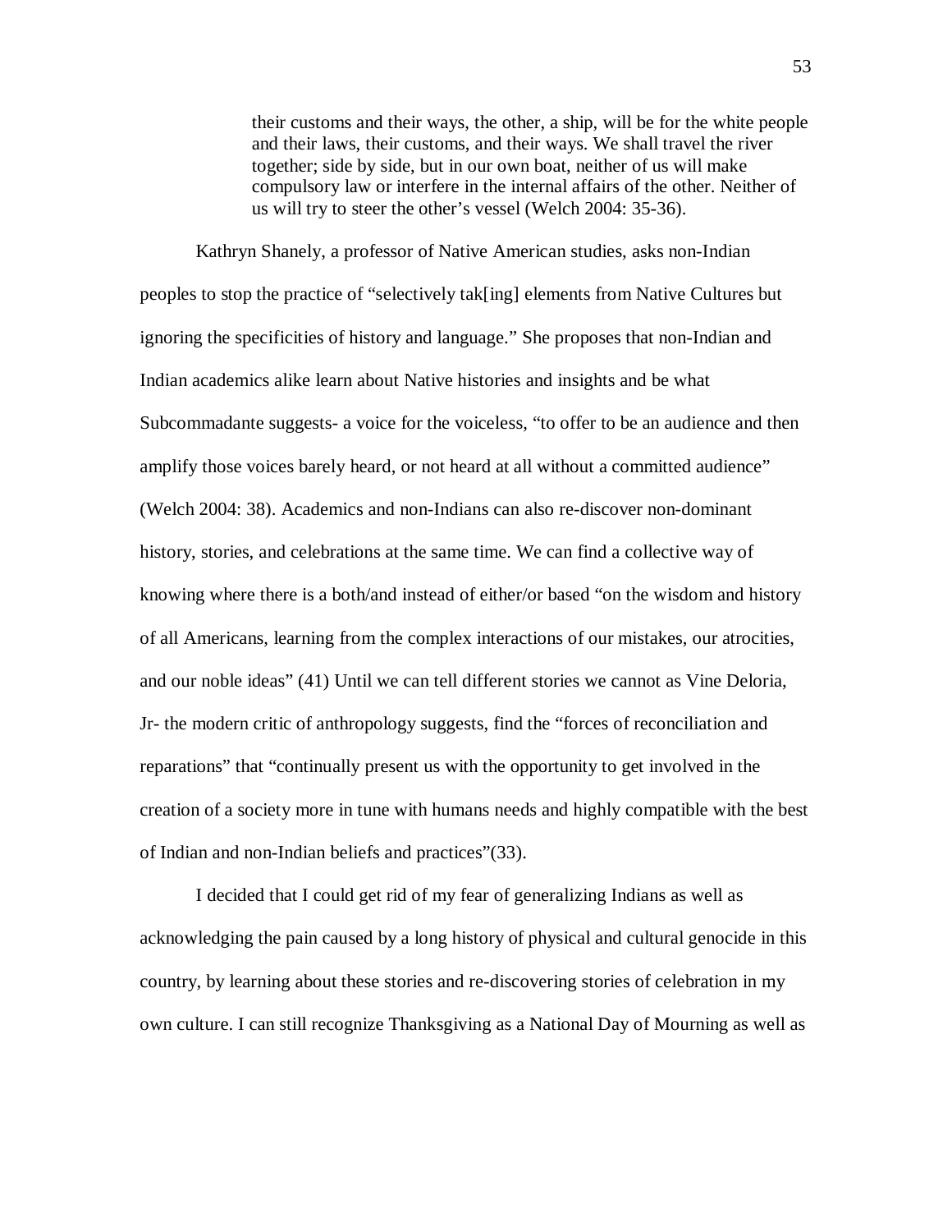> their customs and their ways, the other, a ship, will be for the white people and their laws, their customs, and their ways. We shall travel the river together; side by side, but in our own boat, neither of us will make compulsory law or interfere in the internal affairs of the other. Neither of us will try to steer the other's vessel (Welch 2004: 35-36).

Kathryn Shanely, a professor of Native American studies, asks non-Indian peoples to stop the practice of "selectively tak[ing] elements from Native Cultures but ignoring the specificities of history and language." She proposes that non-Indian and Indian academics alike learn about Native histories and insights and be what Subcommadante suggests- a voice for the voiceless, "to offer to be an audience and then amplify those voices barely heard, or not heard at all without a committed audience" (Welch 2004: 38). Academics and non-Indians can also re-discover non-dominant history, stories, and celebrations at the same time. We can find a collective way of knowing where there is a both/and instead of either/or based "on the wisdom and history of all Americans, learning from the complex interactions of our mistakes, our atrocities, and our noble ideas" (41) Until we can tell different stories we cannot as Vine Deloria, Jr- the modern critic of anthropology suggests, find the "forces of reconciliation and reparations" that "continually present us with the opportunity to get involved in the creation of a society more in tune with humans needs and highly compatible with the best of Indian and non-Indian beliefs and practices"(33).

I decided that I could get rid of my fear of generalizing Indians as well as acknowledging the pain caused by a long history of physical and cultural genocide in this country, by learning about these stories and re-discovering stories of celebration in my own culture. I can still recognize Thanksgiving as a National Day of Mourning as well as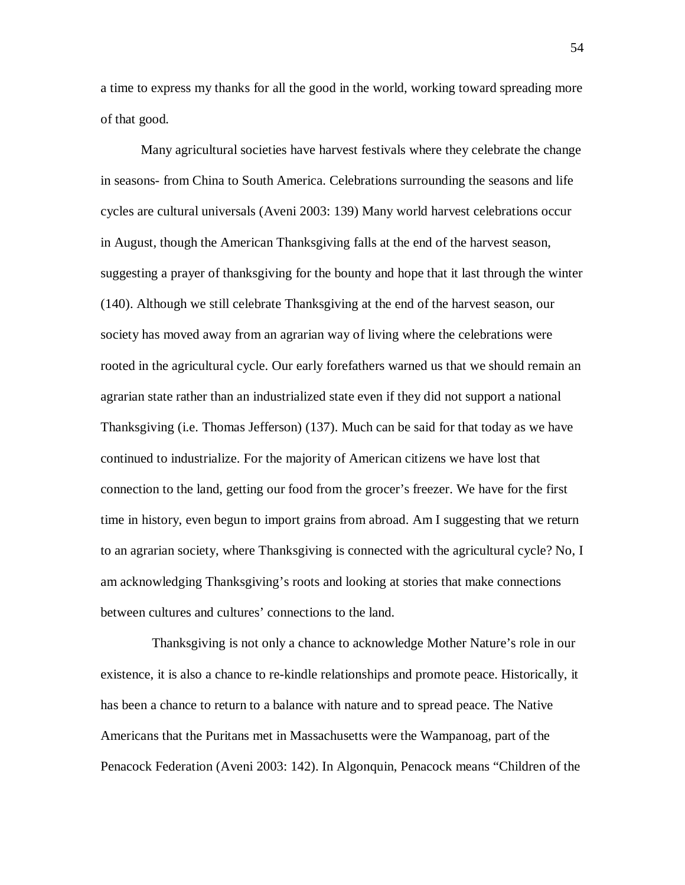a time to express my thanks for all the good in the world, working toward spreading more of that good.

Many agricultural societies have harvest festivals where they celebrate the change in seasons- from China to South America. Celebrations surrounding the seasons and life cycles are cultural universals (Aveni 2003: 139) Many world harvest celebrations occur in August, though the American Thanksgiving falls at the end of the harvest season, suggesting a prayer of thanksgiving for the bounty and hope that it last through the winter (140). Although we still celebrate Thanksgiving at the end of the harvest season, our society has moved away from an agrarian way of living where the celebrations were rooted in the agricultural cycle. Our early forefathers warned us that we should remain an agrarian state rather than an industrialized state even if they did not support a national Thanksgiving (i.e. Thomas Jefferson) (137). Much can be said for that today as we have continued to industrialize. For the majority of American citizens we have lost that connection to the land, getting our food from the grocer's freezer. We have for the first time in history, even begun to import grains from abroad. Am I suggesting that we return to an agrarian society, where Thanksgiving is connected with the agricultural cycle? No, I am acknowledging Thanksgiving's roots and looking at stories that make connections between cultures and cultures' connections to the land.

Thanksgiving is not only a chance to acknowledge Mother Nature's role in our existence, it is also a chance to re-kindle relationships and promote peace. Historically, it has been a chance to return to a balance with nature and to spread peace. The Native Americans that the Puritans met in Massachusetts were the Wampanoag, part of the Penacock Federation (Aveni 2003: 142). In Algonquin, Penacock means "Children of the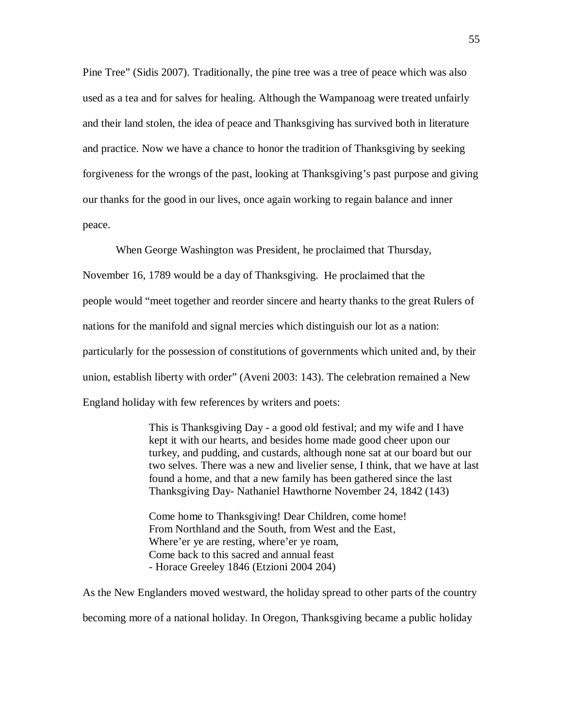Pine Tree" (Sidis 2007). Traditionally, the pine tree was a tree of peace which was also used as a tea and for salves for healing. Although the Wampanoag were treated unfairly and their land stolen, the idea of peace and Thanksgiving has survived both in literature and practice. Now we have a chance to honor the tradition of Thanksgiving by seeking forgiveness for the wrongs of the past, looking at Thanksgiving's past purpose and giving our thanks for the good in our lives, once again working to regain balance and inner peace.

When George Washington was President, he proclaimed that Thursday, November 16, 1789 would be a day of Thanksgiving. He proclaimed that the people would "meet together and reorder sincere and hearty thanks to the great Rulers of nations for the manifold and signal mercies which distinguish our lot as a nation: particularly for the possession of constitutions of governments which united and, by their union, establish liberty with order" (Aveni 2003: 143). The celebration remained a New England holiday with few references by writers and poets:

> This is Thanksgiving Day - a good old festival; and my wife and I have kept it with our hearts, and besides home made good cheer upon our turkey, and pudding, and custards, although none sat at our board but our two selves. There was a new and livelier sense, I think, that we have at last found a home, and that a new family has been gathered since the last Thanksgiving Day- Nathaniel Hawthorne November 24, 1842 (143)
>
> Come home to Thanksgiving! Dear Children, come home!
> From Northland and the South, from West and the East,
> Where'er ye are resting, where'er ye roam,
> Come back to this sacred and annual feast
> - Horace Greeley 1846 (Etzioni 2004 204)

As the New Englanders moved westward, the holiday spread to other parts of the country becoming more of a national holiday. In Oregon, Thanksgiving became a public holiday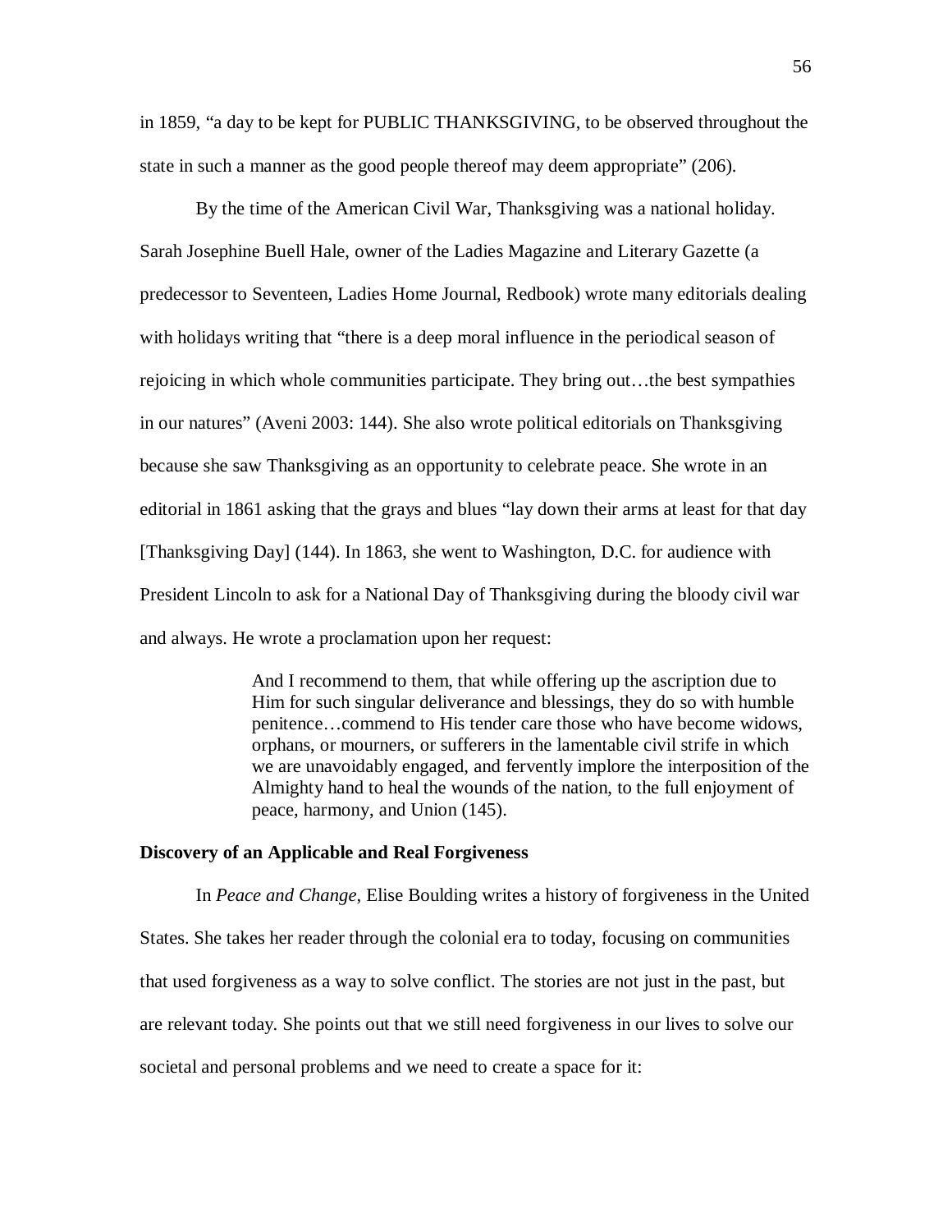in 1859, "a day to be kept for PUBLIC THANKSGIVING, to be observed throughout the state in such a manner as the good people thereof may deem appropriate" (206).

By the time of the American Civil War, Thanksgiving was a national holiday. Sarah Josephine Buell Hale, owner of the Ladies Magazine and Literary Gazette (a predecessor to Seventeen, Ladies Home Journal, Redbook) wrote many editorials dealing with holidays writing that "there is a deep moral influence in the periodical season of rejoicing in which whole communities participate. They bring out…the best sympathies in our natures" (Aveni 2003: 144). She also wrote political editorials on Thanksgiving because she saw Thanksgiving as an opportunity to celebrate peace. She wrote in an editorial in 1861 asking that the grays and blues "lay down their arms at least for that day [Thanksgiving Day] (144). In 1863, she went to Washington, D.C. for audience with President Lincoln to ask for a National Day of Thanksgiving during the bloody civil war and always. He wrote a proclamation upon her request:

> And I recommend to them, that while offering up the ascription due to Him for such singular deliverance and blessings, they do so with humble penitence…commend to His tender care those who have become widows, orphans, or mourners, or sufferers in the lamentable civil strife in which we are unavoidably engaged, and fervently implore the interposition of the Almighty hand to heal the wounds of the nation, to the full enjoyment of peace, harmony, and Union (145).

**Discovery of an Applicable and Real Forgiveness**

In *Peace and Change*, Elise Boulding writes a history of forgiveness in the United States. She takes her reader through the colonial era to today, focusing on communities that used forgiveness as a way to solve conflict. The stories are not just in the past, but are relevant today. She points out that we still need forgiveness in our lives to solve our societal and personal problems and we need to create a space for it: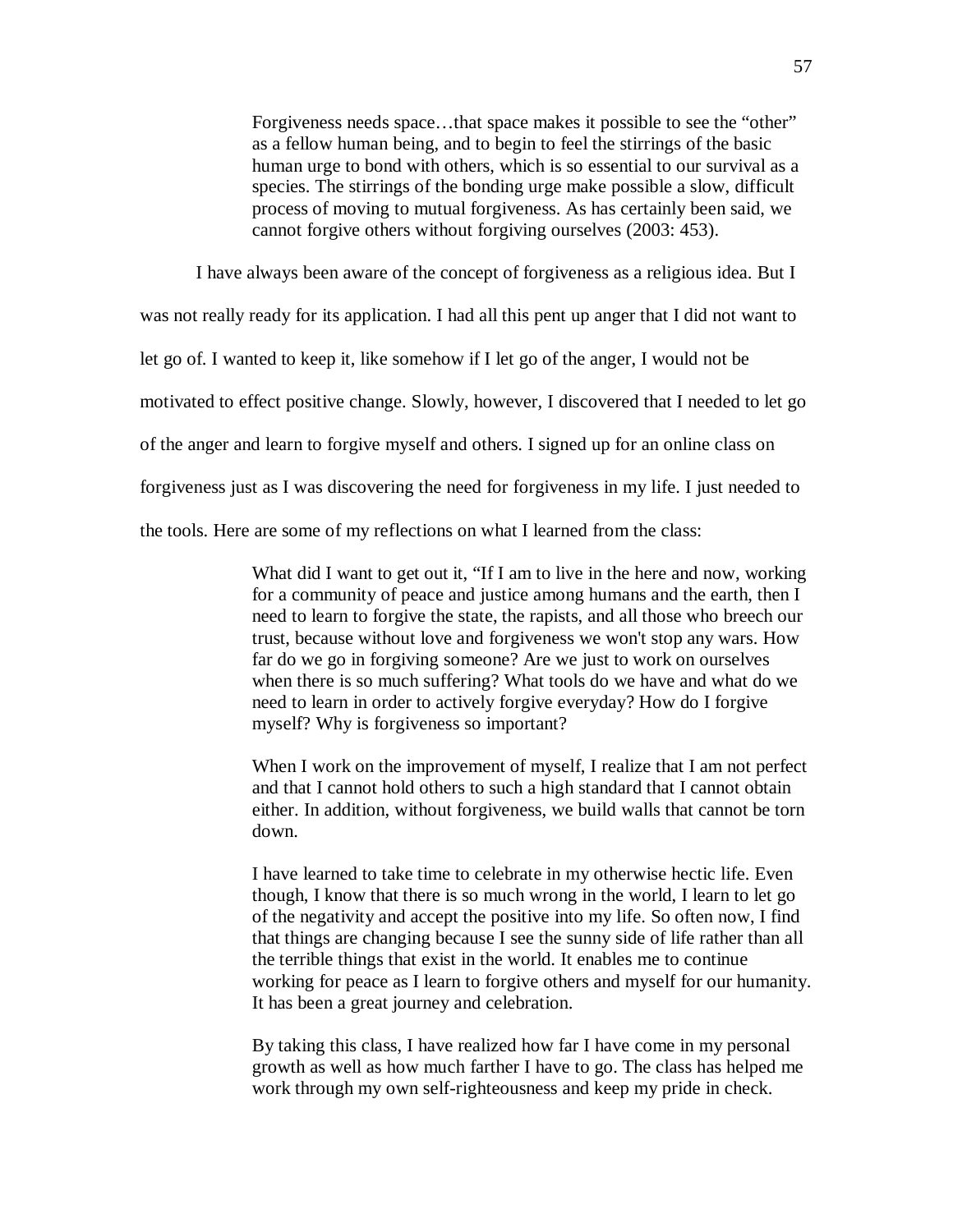> Forgiveness needs space…that space makes it possible to see the "other" as a fellow human being, and to begin to feel the stirrings of the basic human urge to bond with others, which is so essential to our survival as a species. The stirrings of the bonding urge make possible a slow, difficult process of moving to mutual forgiveness. As has certainly been said, we cannot forgive others without forgiving ourselves (2003: 453).

I have always been aware of the concept of forgiveness as a religious idea. But I was not really ready for its application. I had all this pent up anger that I did not want to let go of. I wanted to keep it, like somehow if I let go of the anger, I would not be motivated to effect positive change. Slowly, however, I discovered that I needed to let go of the anger and learn to forgive myself and others. I signed up for an online class on forgiveness just as I was discovering the need for forgiveness in my life. I just needed to the tools. Here are some of my reflections on what I learned from the class:

> What did I want to get out it, "If I am to live in the here and now, working for a community of peace and justice among humans and the earth, then I need to learn to forgive the state, the rapists, and all those who breech our trust, because without love and forgiveness we won't stop any wars. How far do we go in forgiving someone? Are we just to work on ourselves when there is so much suffering? What tools do we have and what do we need to learn in order to actively forgive everyday? How do I forgive myself? Why is forgiveness so important?
>
> When I work on the improvement of myself, I realize that I am not perfect and that I cannot hold others to such a high standard that I cannot obtain either. In addition, without forgiveness, we build walls that cannot be torn down.
>
> I have learned to take time to celebrate in my otherwise hectic life. Even though, I know that there is so much wrong in the world, I learn to let go of the negativity and accept the positive into my life. So often now, I find that things are changing because I see the sunny side of life rather than all the terrible things that exist in the world. It enables me to continue working for peace as I learn to forgive others and myself for our humanity. It has been a great journey and celebration.
>
> By taking this class, I have realized how far I have come in my personal growth as well as how much farther I have to go. The class has helped me work through my own self-righteousness and keep my pride in check.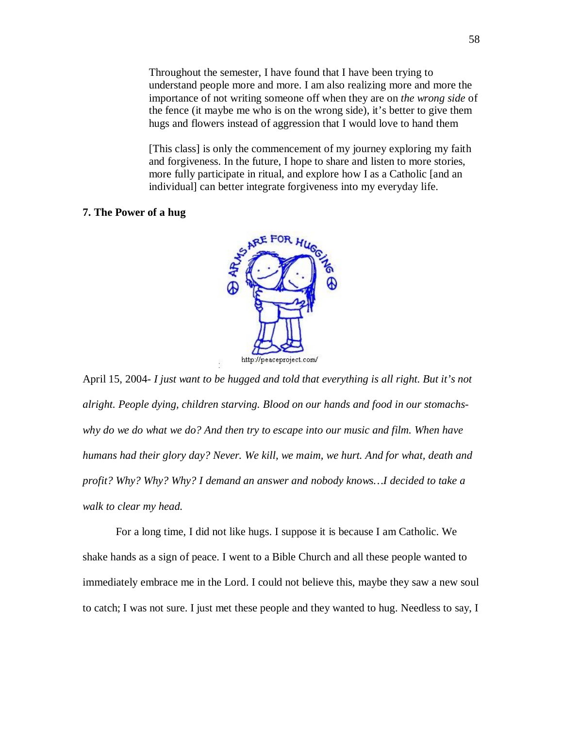> Throughout the semester, I have found that I have been trying to understand people more and more. I am also realizing more and more the importance of not writing someone off when they are on *the wrong side* of the fence (it maybe me who is on the wrong side), it's better to give them hugs and flowers instead of aggression that I would love to hand them
>
> [This class] is only the commencement of my journey exploring my faith and forgiveness. In the future, I hope to share and listen to more stories, more fully participate in ritual, and explore how I as a Catholic [and an individual] can better integrate forgiveness into my everyday life.

### 7. The Power of a hug

http://peaceproject.com/

April 15, 2004- *I just want to be hugged and told that everything is all right. But it's not alright. People dying, children starving. Blood on our hands and food in our stomachs- why do we do what we do? And then try to escape into our music and film. When have humans had their glory day? Never. We kill, we maim, we hurt. And for what, death and profit? Why? Why? Why? I demand an answer and nobody knows…I decided to take a walk to clear my head.*

For a long time, I did not like hugs. I suppose it is because I am Catholic. We shake hands as a sign of peace. I went to a Bible Church and all these people wanted to immediately embrace me in the Lord. I could not believe this, maybe they saw a new soul to catch; I was not sure. I just met these people and they wanted to hug. Needless to say, I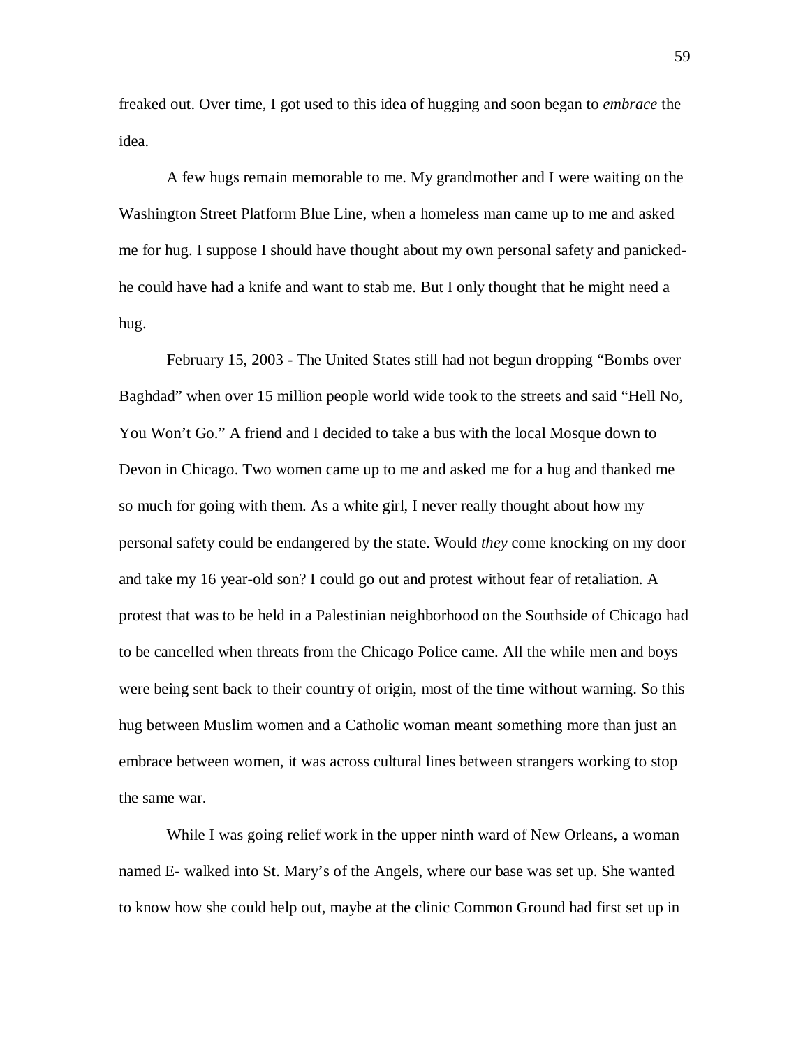freaked out. Over time, I got used to this idea of hugging and soon began to *embrace* the idea.

A few hugs remain memorable to me. My grandmother and I were waiting on the Washington Street Platform Blue Line, when a homeless man came up to me and asked me for hug. I suppose I should have thought about my own personal safety and panicked- he could have had a knife and want to stab me. But I only thought that he might need a hug.

February 15, 2003 - The United States still had not begun dropping "Bombs over Baghdad" when over 15 million people world wide took to the streets and said "Hell No, You Won't Go." A friend and I decided to take a bus with the local Mosque down to Devon in Chicago. Two women came up to me and asked me for a hug and thanked me so much for going with them. As a white girl, I never really thought about how my personal safety could be endangered by the state. Would *they* come knocking on my door and take my 16 year-old son? I could go out and protest without fear of retaliation. A protest that was to be held in a Palestinian neighborhood on the Southside of Chicago had to be cancelled when threats from the Chicago Police came. All the while men and boys were being sent back to their country of origin, most of the time without warning. So this hug between Muslim women and a Catholic woman meant something more than just an embrace between women, it was across cultural lines between strangers working to stop the same war.

While I was going relief work in the upper ninth ward of New Orleans, a woman named E- walked into St. Mary's of the Angels, where our base was set up. She wanted to know how she could help out, maybe at the clinic Common Ground had first set up in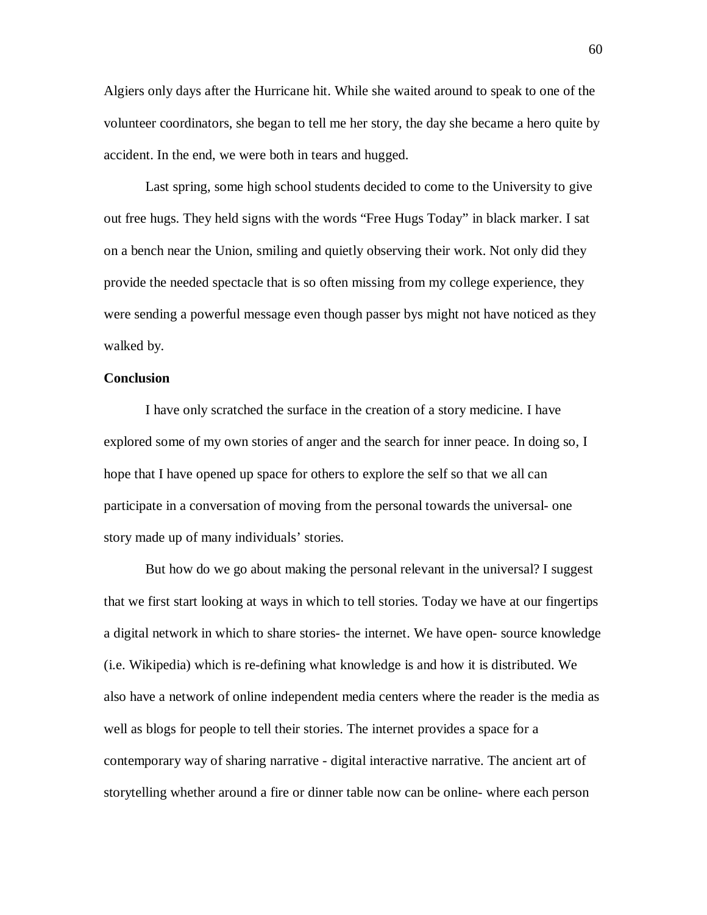Algiers only days after the Hurricane hit. While she waited around to speak to one of the volunteer coordinators, she began to tell me her story, the day she became a hero quite by accident. In the end, we were both in tears and hugged.

Last spring, some high school students decided to come to the University to give out free hugs. They held signs with the words "Free Hugs Today" in black marker. I sat on a bench near the Union, smiling and quietly observing their work. Not only did they provide the needed spectacle that is so often missing from my college experience, they were sending a powerful message even though passer bys might not have noticed as they walked by.

**Conclusion**

I have only scratched the surface in the creation of a story medicine. I have explored some of my own stories of anger and the search for inner peace. In doing so, I hope that I have opened up space for others to explore the self so that we all can participate in a conversation of moving from the personal towards the universal- one story made up of many individuals' stories.

But how do we go about making the personal relevant in the universal? I suggest that we first start looking at ways in which to tell stories. Today we have at our fingertips a digital network in which to share stories- the internet. We have open- source knowledge (i.e. Wikipedia) which is re-defining what knowledge is and how it is distributed. We also have a network of online independent media centers where the reader is the media as well as blogs for people to tell their stories. The internet provides a space for a contemporary way of sharing narrative - digital interactive narrative. The ancient art of storytelling whether around a fire or dinner table now can be online- where each person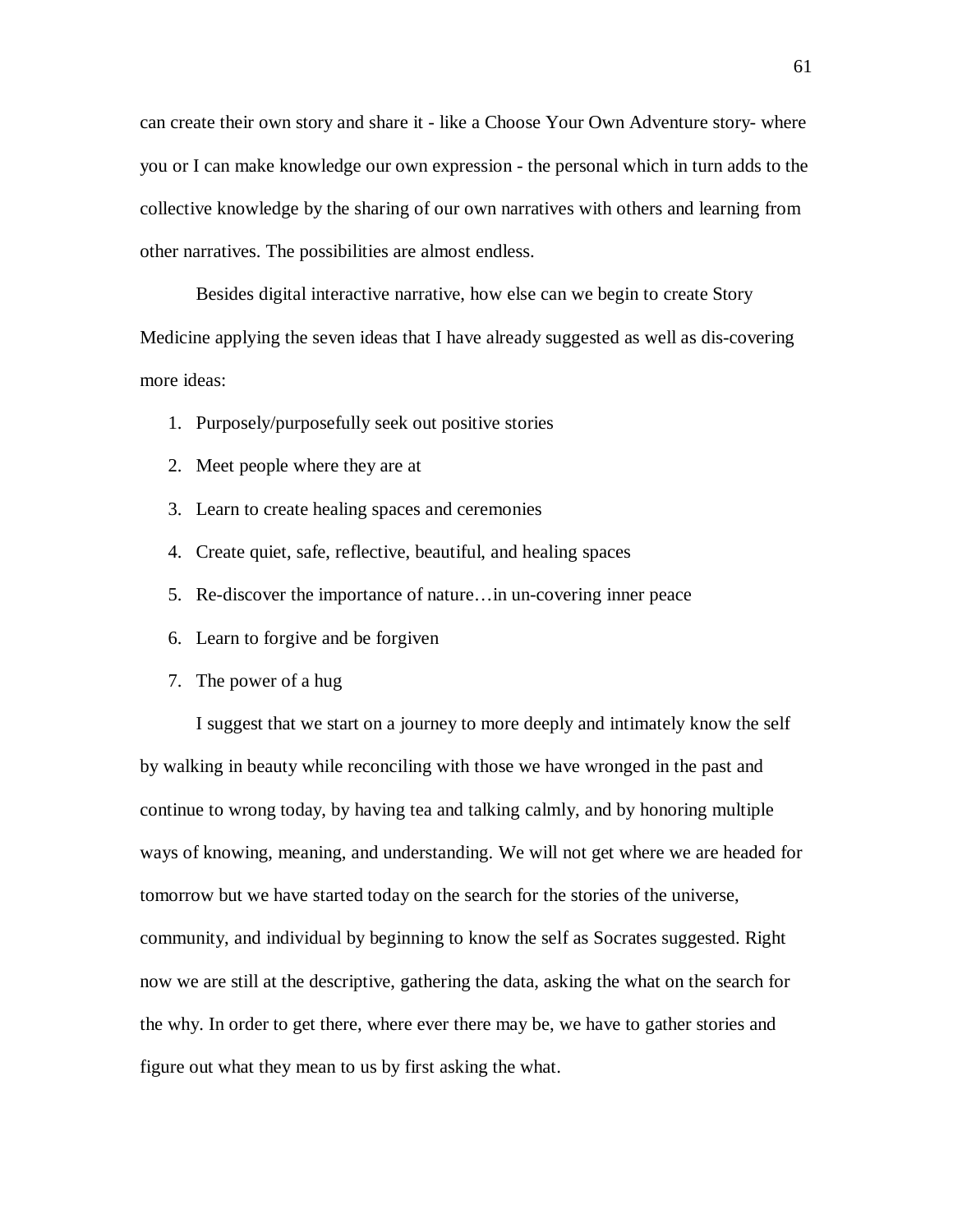can create their own story and share it - like a Choose Your Own Adventure story- where you or I can make knowledge our own expression - the personal which in turn adds to the collective knowledge by the sharing of our own narratives with others and learning from other narratives. The possibilities are almost endless.

Besides digital interactive narrative, how else can we begin to create Story Medicine applying the seven ideas that I have already suggested as well as dis-covering more ideas:

1. Purposely/purposefully seek out positive stories
2. Meet people where they are at
3. Learn to create healing spaces and ceremonies
4. Create quiet, safe, reflective, beautiful, and healing spaces
5. Re-discover the importance of nature…in un-covering inner peace
6. Learn to forgive and be forgiven
7. The power of a hug

I suggest that we start on a journey to more deeply and intimately know the self by walking in beauty while reconciling with those we have wronged in the past and continue to wrong today, by having tea and talking calmly, and by honoring multiple ways of knowing, meaning, and understanding. We will not get where we are headed for tomorrow but we have started today on the search for the stories of the universe, community, and individual by beginning to know the self as Socrates suggested. Right now we are still at the descriptive, gathering the data, asking the what on the search for the why. In order to get there, where ever there may be, we have to gather stories and figure out what they mean to us by first asking the what.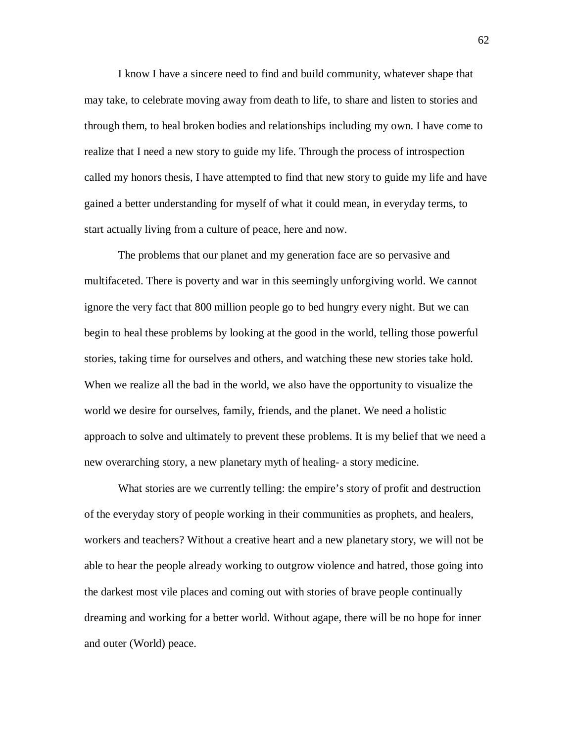I know I have a sincere need to find and build community, whatever shape that may take, to celebrate moving away from death to life, to share and listen to stories and through them, to heal broken bodies and relationships including my own. I have come to realize that I need a new story to guide my life. Through the process of introspection called my honors thesis, I have attempted to find that new story to guide my life and have gained a better understanding for myself of what it could mean, in everyday terms, to start actually living from a culture of peace, here and now.

The problems that our planet and my generation face are so pervasive and multifaceted. There is poverty and war in this seemingly unforgiving world. We cannot ignore the very fact that 800 million people go to bed hungry every night. But we can begin to heal these problems by looking at the good in the world, telling those powerful stories, taking time for ourselves and others, and watching these new stories take hold. When we realize all the bad in the world, we also have the opportunity to visualize the world we desire for ourselves, family, friends, and the planet. We need a holistic approach to solve and ultimately to prevent these problems. It is my belief that we need a new overarching story, a new planetary myth of healing- a story medicine.

What stories are we currently telling: the empire's story of profit and destruction of the everyday story of people working in their communities as prophets, and healers, workers and teachers? Without a creative heart and a new planetary story, we will not be able to hear the people already working to outgrow violence and hatred, those going into the darkest most vile places and coming out with stories of brave people continually dreaming and working for a better world. Without agape, there will be no hope for inner and outer (World) peace.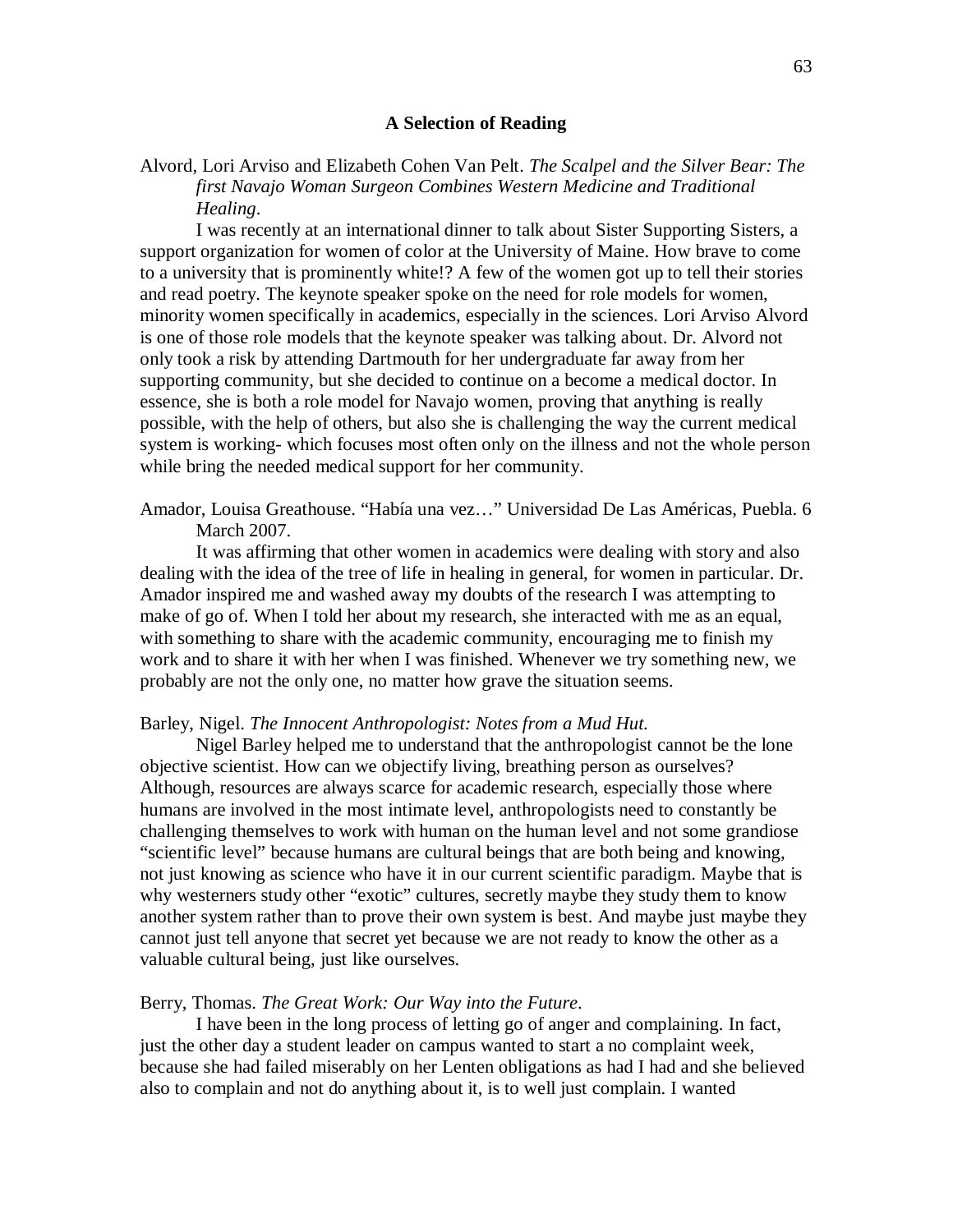## A Selection of Reading

Alvord, Lori Arviso and Elizabeth Cohen Van Pelt. *The Scalpel and the Silver Bear: The first Navajo Woman Surgeon Combines Western Medicine and Traditional Healing*.

I was recently at an international dinner to talk about Sister Supporting Sisters, a support organization for women of color at the University of Maine. How brave to come to a university that is prominently white!? A few of the women got up to tell their stories and read poetry. The keynote speaker spoke on the need for role models for women, minority women specifically in academics, especially in the sciences. Lori Arviso Alvord is one of those role models that the keynote speaker was talking about. Dr. Alvord not only took a risk by attending Dartmouth for her undergraduate far away from her supporting community, but she decided to continue on a become a medical doctor. In essence, she is both a role model for Navajo women, proving that anything is really possible, with the help of others, but also she is challenging the way the current medical system is working- which focuses most often only on the illness and not the whole person while bring the needed medical support for her community.

Amador, Louisa Greathouse. "Había una vez…" Universidad De Las Américas, Puebla. 6 March 2007.

It was affirming that other women in academics were dealing with story and also dealing with the idea of the tree of life in healing in general, for women in particular. Dr. Amador inspired me and washed away my doubts of the research I was attempting to make of go of. When I told her about my research, she interacted with me as an equal, with something to share with the academic community, encouraging me to finish my work and to share it with her when I was finished. Whenever we try something new, we probably are not the only one, no matter how grave the situation seems.

Barley, Nigel. *The Innocent Anthropologist: Notes from a Mud Hut.*

Nigel Barley helped me to understand that the anthropologist cannot be the lone objective scientist. How can we objectify living, breathing person as ourselves? Although, resources are always scarce for academic research, especially those where humans are involved in the most intimate level, anthropologists need to constantly be challenging themselves to work with human on the human level and not some grandiose "scientific level" because humans are cultural beings that are both being and knowing, not just knowing as science who have it in our current scientific paradigm. Maybe that is why westerners study other "exotic" cultures, secretly maybe they study them to know another system rather than to prove their own system is best. And maybe just maybe they cannot just tell anyone that secret yet because we are not ready to know the other as a valuable cultural being, just like ourselves.

Berry, Thomas. *The Great Work: Our Way into the Future*.

I have been in the long process of letting go of anger and complaining. In fact, just the other day a student leader on campus wanted to start a no complaint week, because she had failed miserably on her Lenten obligations as had I had and she believed also to complain and not do anything about it, is to well just complain. I wanted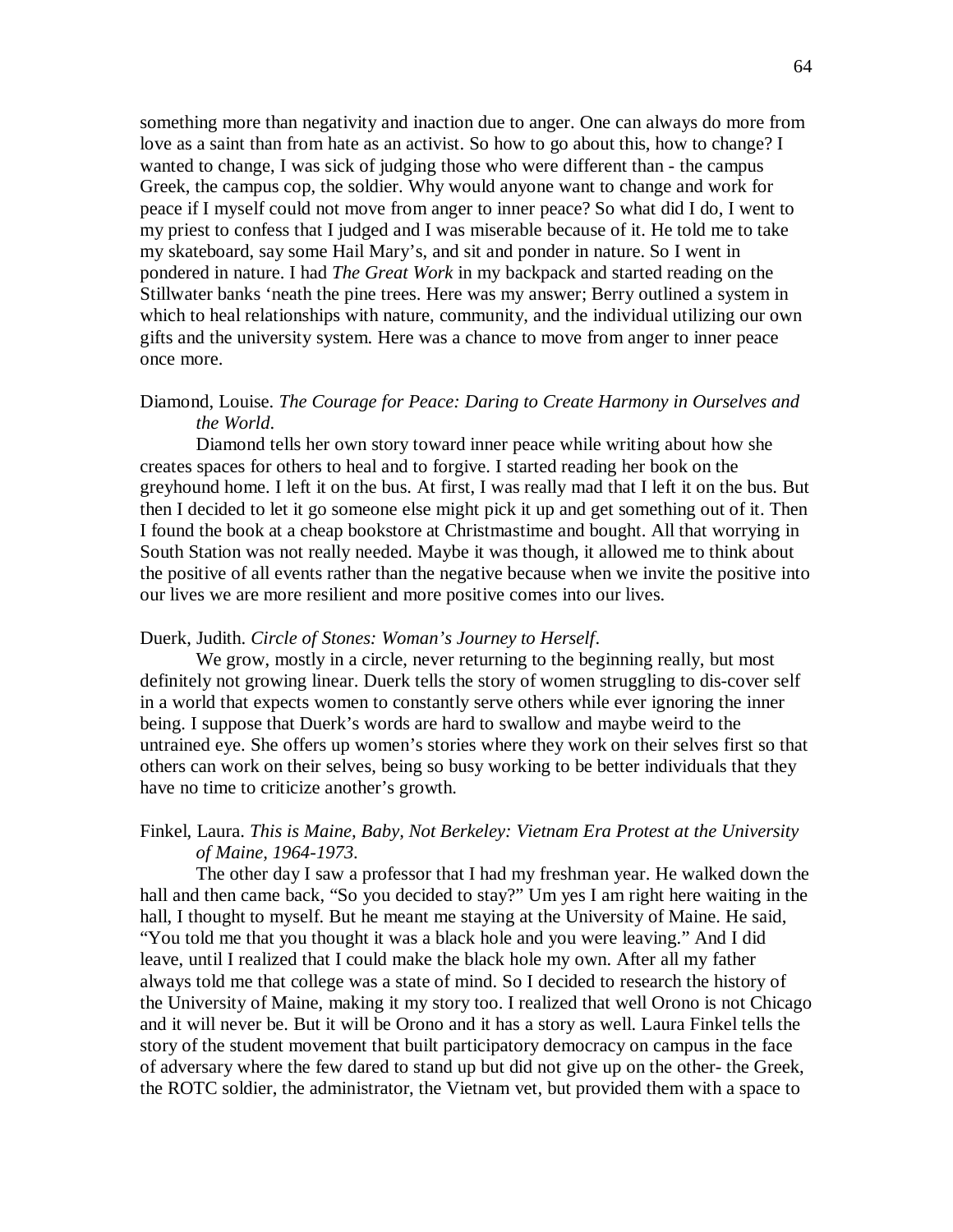something more than negativity and inaction due to anger. One can always do more from love as a saint than from hate as an activist. So how to go about this, how to change? I wanted to change, I was sick of judging those who were different than - the campus Greek, the campus cop, the soldier. Why would anyone want to change and work for peace if I myself could not move from anger to inner peace? So what did I do, I went to my priest to confess that I judged and I was miserable because of it. He told me to take my skateboard, say some Hail Mary's, and sit and ponder in nature. So I went in pondered in nature. I had *The Great Work* in my backpack and started reading on the Stillwater banks 'neath the pine trees. Here was my answer; Berry outlined a system in which to heal relationships with nature, community, and the individual utilizing our own gifts and the university system. Here was a chance to move from anger to inner peace once more.

Diamond, Louise. *The Courage for Peace: Daring to Create Harmony in Ourselves and the World*.

Diamond tells her own story toward inner peace while writing about how she creates spaces for others to heal and to forgive. I started reading her book on the greyhound home. I left it on the bus. At first, I was really mad that I left it on the bus. But then I decided to let it go someone else might pick it up and get something out of it. Then I found the book at a cheap bookstore at Christmastime and bought. All that worrying in South Station was not really needed. Maybe it was though, it allowed me to think about the positive of all events rather than the negative because when we invite the positive into our lives we are more resilient and more positive comes into our lives.

Duerk, Judith. *Circle of Stones: Woman's Journey to Herself*.

We grow, mostly in a circle, never returning to the beginning really, but most definitely not growing linear. Duerk tells the story of women struggling to dis-cover self in a world that expects women to constantly serve others while ever ignoring the inner being. I suppose that Duerk's words are hard to swallow and maybe weird to the untrained eye. She offers up women's stories where they work on their selves first so that others can work on their selves, being so busy working to be better individuals that they have no time to criticize another's growth.

Finkel, Laura. *This is Maine, Baby, Not Berkeley: Vietnam Era Protest at the University of Maine, 1964-1973*.

The other day I saw a professor that I had my freshman year. He walked down the hall and then came back, "So you decided to stay?" Um yes I am right here waiting in the hall, I thought to myself. But he meant me staying at the University of Maine. He said, "You told me that you thought it was a black hole and you were leaving." And I did leave, until I realized that I could make the black hole my own. After all my father always told me that college was a state of mind. So I decided to research the history of the University of Maine, making it my story too. I realized that well Orono is not Chicago and it will never be. But it will be Orono and it has a story as well. Laura Finkel tells the story of the student movement that built participatory democracy on campus in the face of adversary where the few dared to stand up but did not give up on the other- the Greek, the ROTC soldier, the administrator, the Vietnam vet, but provided them with a space to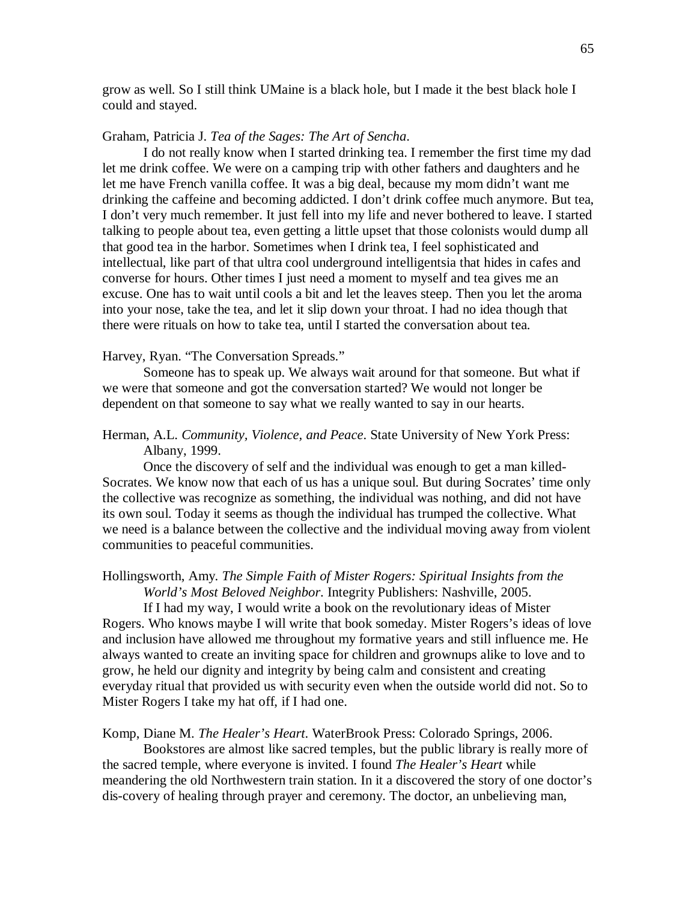grow as well. So I still think UMaine is a black hole, but I made it the best black hole I could and stayed.

Graham, Patricia J. *Tea of the Sages: The Art of Sencha*.

I do not really know when I started drinking tea. I remember the first time my dad let me drink coffee. We were on a camping trip with other fathers and daughters and he let me have French vanilla coffee. It was a big deal, because my mom didn't want me drinking the caffeine and becoming addicted. I don't drink coffee much anymore. But tea, I don't very much remember. It just fell into my life and never bothered to leave. I started talking to people about tea, even getting a little upset that those colonists would dump all that good tea in the harbor. Sometimes when I drink tea, I feel sophisticated and intellectual, like part of that ultra cool underground intelligentsia that hides in cafes and converse for hours. Other times I just need a moment to myself and tea gives me an excuse. One has to wait until cools a bit and let the leaves steep. Then you let the aroma into your nose, take the tea, and let it slip down your throat. I had no idea though that there were rituals on how to take tea, until I started the conversation about tea.

Harvey, Ryan. "The Conversation Spreads."

Someone has to speak up. We always wait around for that someone. But what if we were that someone and got the conversation started? We would not longer be dependent on that someone to say what we really wanted to say in our hearts.

Herman, A.L. *Community, Violence, and Peace*. State University of New York Press: Albany, 1999.

Once the discovery of self and the individual was enough to get a man killed- Socrates. We know now that each of us has a unique soul. But during Socrates' time only the collective was recognize as something, the individual was nothing, and did not have its own soul. Today it seems as though the individual has trumped the collective. What we need is a balance between the collective and the individual moving away from violent communities to peaceful communities.

Hollingsworth, Amy. *The Simple Faith of Mister Rogers: Spiritual Insights from the World's Most Beloved Neighbor*. Integrity Publishers: Nashville, 2005.

If I had my way, I would write a book on the revolutionary ideas of Mister Rogers. Who knows maybe I will write that book someday. Mister Rogers's ideas of love and inclusion have allowed me throughout my formative years and still influence me. He always wanted to create an inviting space for children and grownups alike to love and to grow, he held our dignity and integrity by being calm and consistent and creating everyday ritual that provided us with security even when the outside world did not. So to Mister Rogers I take my hat off, if I had one.

Komp, Diane M. *The Healer's Heart*. WaterBrook Press: Colorado Springs, 2006.

Bookstores are almost like sacred temples, but the public library is really more of the sacred temple, where everyone is invited. I found *The Healer's Heart* while meandering the old Northwestern train station. In it a discovered the story of one doctor's dis-covery of healing through prayer and ceremony. The doctor, an unbelieving man,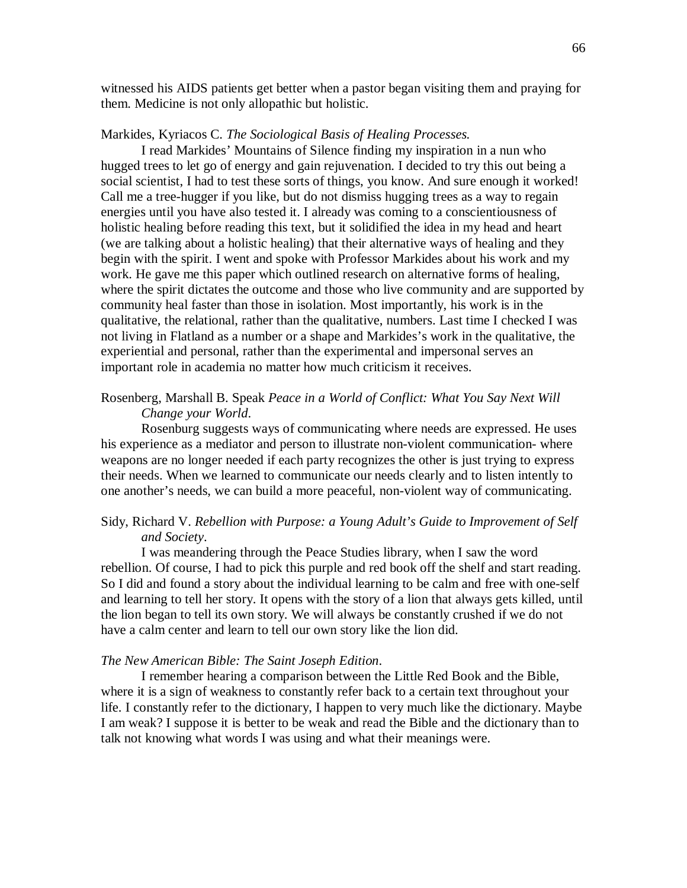witnessed his AIDS patients get better when a pastor began visiting them and praying for them. Medicine is not only allopathic but holistic.

Markides, Kyriacos C. *The Sociological Basis of Healing Processes.*

I read Markides' Mountains of Silence finding my inspiration in a nun who hugged trees to let go of energy and gain rejuvenation. I decided to try this out being a social scientist, I had to test these sorts of things, you know. And sure enough it worked! Call me a tree-hugger if you like, but do not dismiss hugging trees as a way to regain energies until you have also tested it. I already was coming to a conscientiousness of holistic healing before reading this text, but it solidified the idea in my head and heart (we are talking about a holistic healing) that their alternative ways of healing and they begin with the spirit. I went and spoke with Professor Markides about his work and my work. He gave me this paper which outlined research on alternative forms of healing, where the spirit dictates the outcome and those who live community and are supported by community heal faster than those in isolation. Most importantly, his work is in the qualitative, the relational, rather than the qualitative, numbers. Last time I checked I was not living in Flatland as a number or a shape and Markides's work in the qualitative, the experiential and personal, rather than the experimental and impersonal serves an important role in academia no matter how much criticism it receives.

Rosenberg, Marshall B. Speak *Peace in a World of Conflict: What You Say Next Will Change your World*.

Rosenburg suggests ways of communicating where needs are expressed. He uses his experience as a mediator and person to illustrate non-violent communication- where weapons are no longer needed if each party recognizes the other is just trying to express their needs. When we learned to communicate our needs clearly and to listen intently to one another's needs, we can build a more peaceful, non-violent way of communicating.

Sidy, Richard V. *Rebellion with Purpose: a Young Adult's Guide to Improvement of Self and Society*.

I was meandering through the Peace Studies library, when I saw the word rebellion. Of course, I had to pick this purple and red book off the shelf and start reading. So I did and found a story about the individual learning to be calm and free with one-self and learning to tell her story. It opens with the story of a lion that always gets killed, until the lion began to tell its own story. We will always be constantly crushed if we do not have a calm center and learn to tell our own story like the lion did.

*The New American Bible: The Saint Joseph Edition*.

I remember hearing a comparison between the Little Red Book and the Bible, where it is a sign of weakness to constantly refer back to a certain text throughout your life. I constantly refer to the dictionary, I happen to very much like the dictionary. Maybe I am weak? I suppose it is better to be weak and read the Bible and the dictionary than to talk not knowing what words I was using and what their meanings were.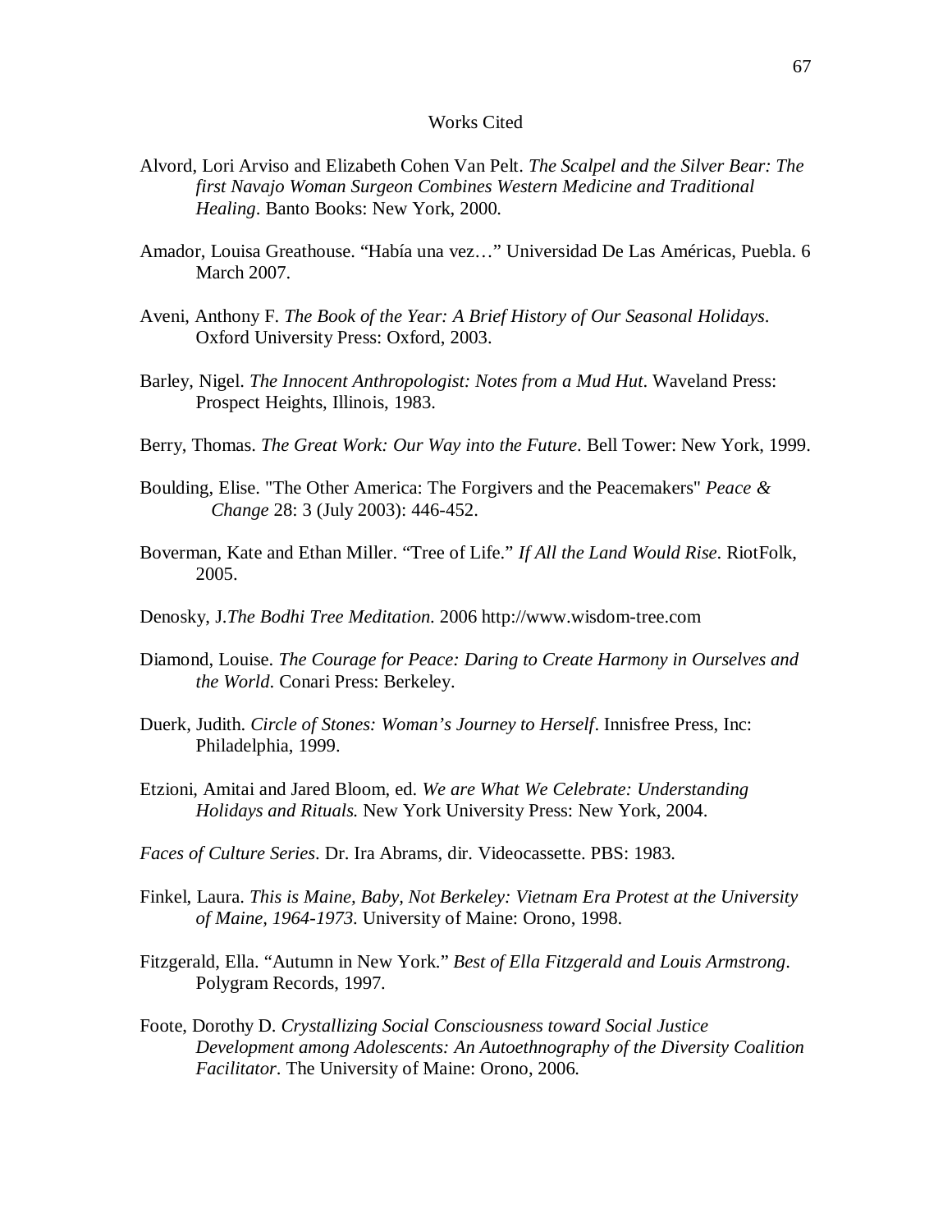# Works Cited

Alvord, Lori Arviso and Elizabeth Cohen Van Pelt. *The Scalpel and the Silver Bear: The first Navajo Woman Surgeon Combines Western Medicine and Traditional Healing*. Banto Books: New York, 2000.

Amador, Louisa Greathouse. "Había una vez…" Universidad De Las Américas, Puebla. 6 March 2007.

Aveni, Anthony F. *The Book of the Year: A Brief History of Our Seasonal Holidays*. Oxford University Press: Oxford, 2003.

Barley, Nigel. *The Innocent Anthropologist: Notes from a Mud Hut*. Waveland Press: Prospect Heights, Illinois, 1983.

Berry, Thomas. *The Great Work: Our Way into the Future*. Bell Tower: New York, 1999.

Boulding, Elise. "The Other America: The Forgivers and the Peacemakers" *Peace & Change* 28: 3 (July 2003): 446-452.

Boverman, Kate and Ethan Miller. "Tree of Life." *If All the Land Would Rise*. RiotFolk, 2005.

Denosky, J.*The Bodhi Tree Meditation*. 2006 http://www.wisdom-tree.com

Diamond, Louise. *The Courage for Peace: Daring to Create Harmony in Ourselves and the World*. Conari Press: Berkeley.

Duerk, Judith. *Circle of Stones: Woman's Journey to Herself*. Innisfree Press, Inc: Philadelphia, 1999.

Etzioni, Amitai and Jared Bloom, ed. *We are What We Celebrate: Understanding Holidays and Rituals.* New York University Press: New York, 2004.

*Faces of Culture Series*. Dr. Ira Abrams, dir. Videocassette. PBS: 1983.

Finkel, Laura. *This is Maine, Baby, Not Berkeley: Vietnam Era Protest at the University of Maine, 1964-1973*. University of Maine: Orono, 1998.

Fitzgerald, Ella. "Autumn in New York." *Best of Ella Fitzgerald and Louis Armstrong*. Polygram Records, 1997.

Foote, Dorothy D. *Crystallizing Social Consciousness toward Social Justice Development among Adolescents: An Autoethnography of the Diversity Coalition Facilitator*. The University of Maine: Orono, 2006.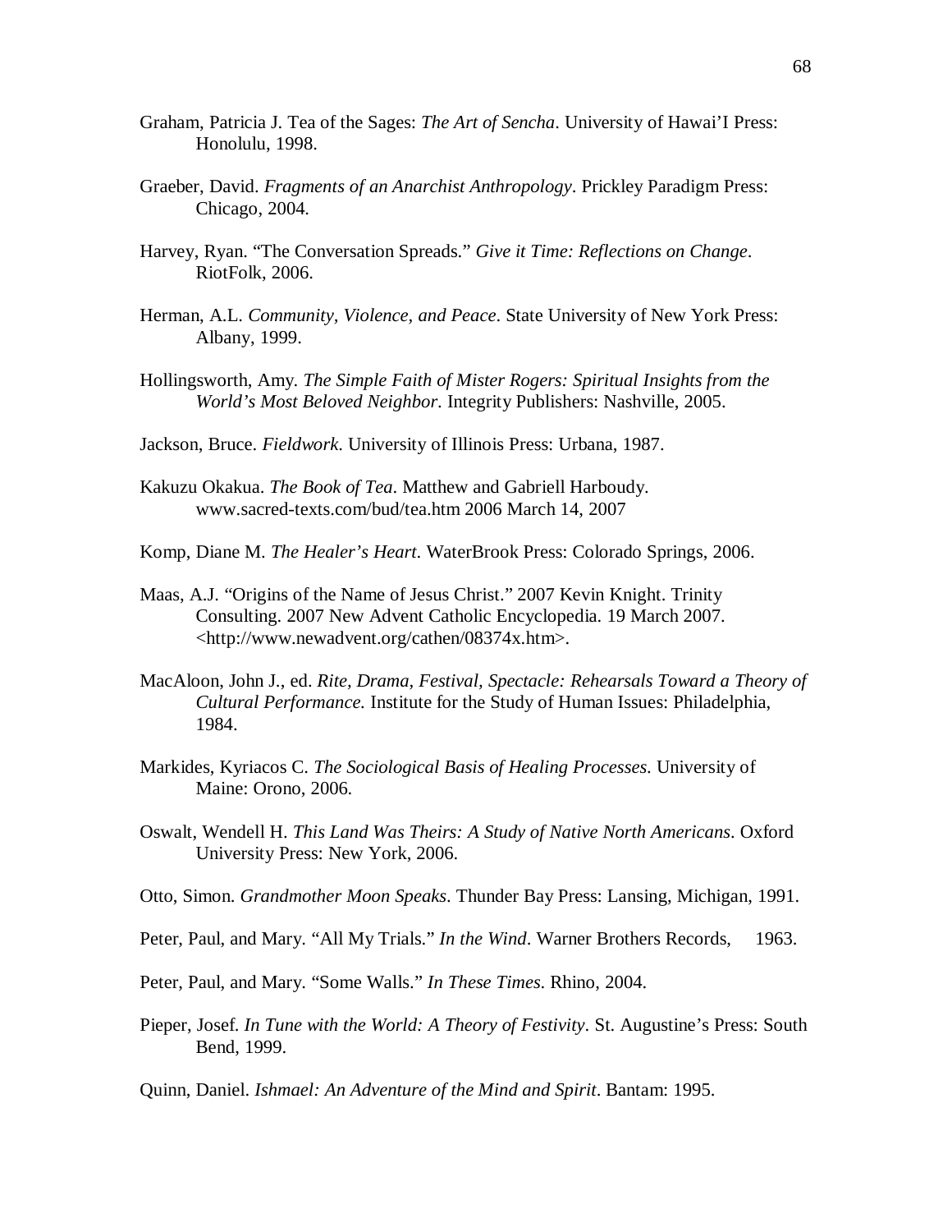Graham, Patricia J. Tea of the Sages: *The Art of Sencha*. University of Hawai'I Press: Honolulu, 1998.

Graeber, David. *Fragments of an Anarchist Anthropology*. Prickley Paradigm Press: Chicago, 2004.

Harvey, Ryan. "The Conversation Spreads." *Give it Time: Reflections on Change*. RiotFolk, 2006.

Herman, A.L. *Community, Violence, and Peace*. State University of New York Press: Albany, 1999.

Hollingsworth, Amy. *The Simple Faith of Mister Rogers: Spiritual Insights from the World's Most Beloved Neighbor*. Integrity Publishers: Nashville, 2005.

Jackson, Bruce. *Fieldwork*. University of Illinois Press: Urbana, 1987.

Kakuzu Okakua. *The Book of Tea*. Matthew and Gabriell Harboudy. www.sacred-texts.com/bud/tea.htm 2006 March 14, 2007

Komp, Diane M. *The Healer's Heart*. WaterBrook Press: Colorado Springs, 2006.

Maas, A.J. "Origins of the Name of Jesus Christ." 2007 Kevin Knight. Trinity Consulting. 2007 New Advent Catholic Encyclopedia. 19 March 2007. <http://www.newadvent.org/cathen/08374x.htm>.

MacAloon, John J., ed. *Rite, Drama, Festival, Spectacle: Rehearsals Toward a Theory of Cultural Performance.* Institute for the Study of Human Issues: Philadelphia, 1984.

Markides, Kyriacos C. *The Sociological Basis of Healing Processes*. University of Maine: Orono, 2006.

Oswalt, Wendell H. *This Land Was Theirs: A Study of Native North Americans*. Oxford University Press: New York, 2006.

Otto, Simon. *Grandmother Moon Speaks*. Thunder Bay Press: Lansing, Michigan, 1991.

Peter, Paul, and Mary. "All My Trials." *In the Wind*. Warner Brothers Records, 1963.

Peter, Paul, and Mary. "Some Walls." *In These Times*. Rhino, 2004.

Pieper, Josef. *In Tune with the World: A Theory of Festivity*. St. Augustine's Press: South Bend, 1999.

Quinn, Daniel. *Ishmael: An Adventure of the Mind and Spirit*. Bantam: 1995.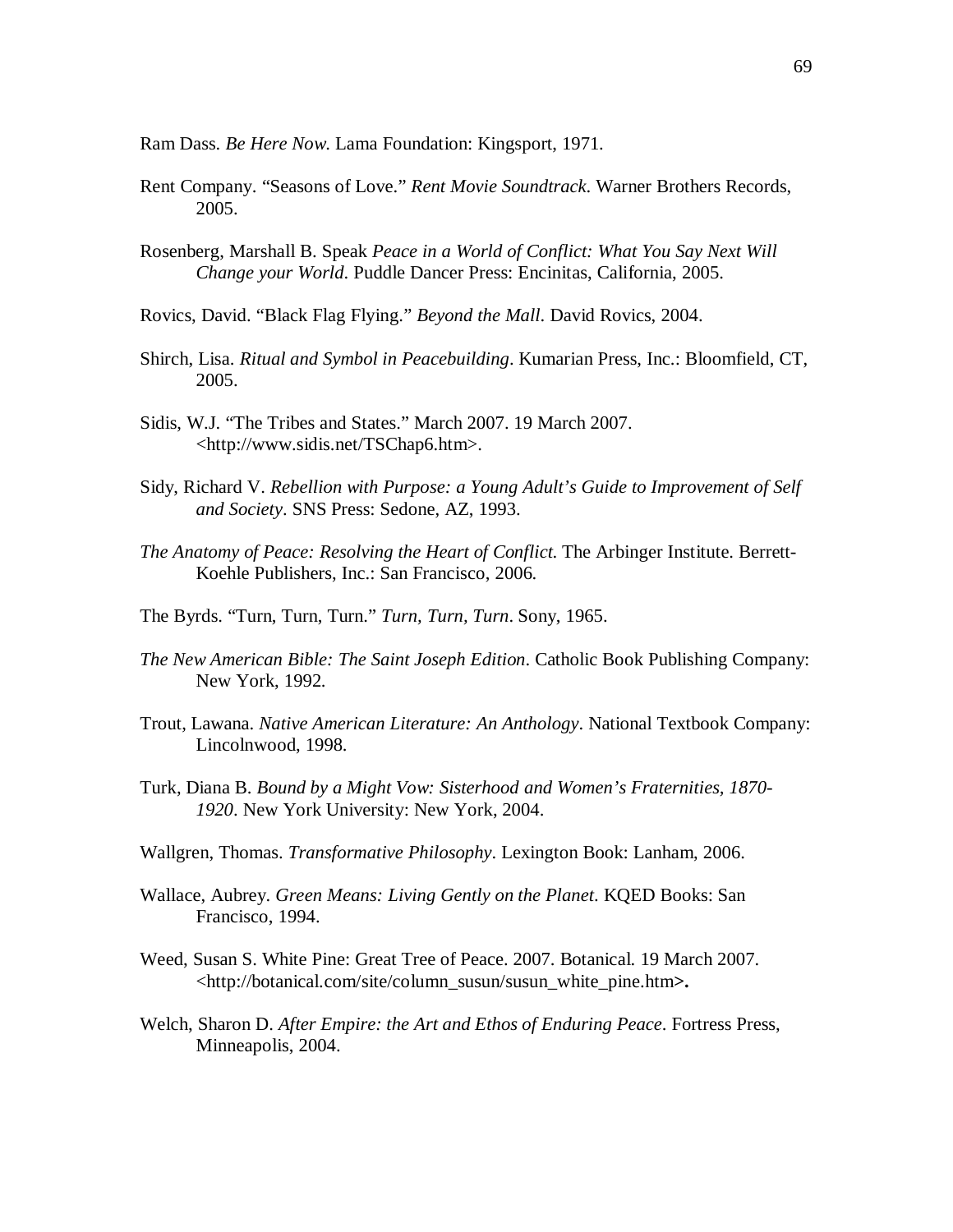Ram Dass. *Be Here Now*. Lama Foundation: Kingsport, 1971.

Rent Company. “Seasons of Love.” *Rent Movie Soundtrack*. Warner Brothers Records, 2005.

Rosenberg, Marshall B. Speak *Peace in a World of Conflict: What You Say Next Will Change your World*. Puddle Dancer Press: Encinitas, California, 2005.

Rovics, David. “Black Flag Flying.” *Beyond the Mall*. David Rovics, 2004.

Shirch, Lisa. *Ritual and Symbol in Peacebuilding*. Kumarian Press, Inc.: Bloomfield, CT, 2005.

Sidis, W.J. “The Tribes and States.” March 2007. 19 March 2007. <http://www.sidis.net/TSChap6.htm>.

Sidy, Richard V. *Rebellion with Purpose: a Young Adult’s Guide to Improvement of Self and Society*. SNS Press: Sedone, AZ, 1993.

*The Anatomy of Peace: Resolving the Heart of Conflict*. The Arbinger Institute. Berrett-Koehle Publishers, Inc.: San Francisco, 2006.

The Byrds. “Turn, Turn, Turn.” *Turn, Turn, Turn*. Sony, 1965.

*The New American Bible: The Saint Joseph Edition*. Catholic Book Publishing Company: New York, 1992.

Trout, Lawana. *Native American Literature: An Anthology*. National Textbook Company: Lincolnwood, 1998.

Turk, Diana B. *Bound by a Might Vow: Sisterhood and Women’s Fraternities, 1870-1920*. New York University: New York, 2004.

Wallgren, Thomas. *Transformative Philosophy*. Lexington Book: Lanham, 2006.

Wallace, Aubrey. *Green Means: Living Gently on the Planet*. KQED Books: San Francisco, 1994.

Weed, Susan S. White Pine: Great Tree of Peace. 2007. Botanical. 19 March 2007. <http://botanical.com/site/column_susun/susun_white_pine.htm>**.**

Welch, Sharon D. *After Empire: the Art and Ethos of Enduring Peace*. Fortress Press, Minneapolis, 2004.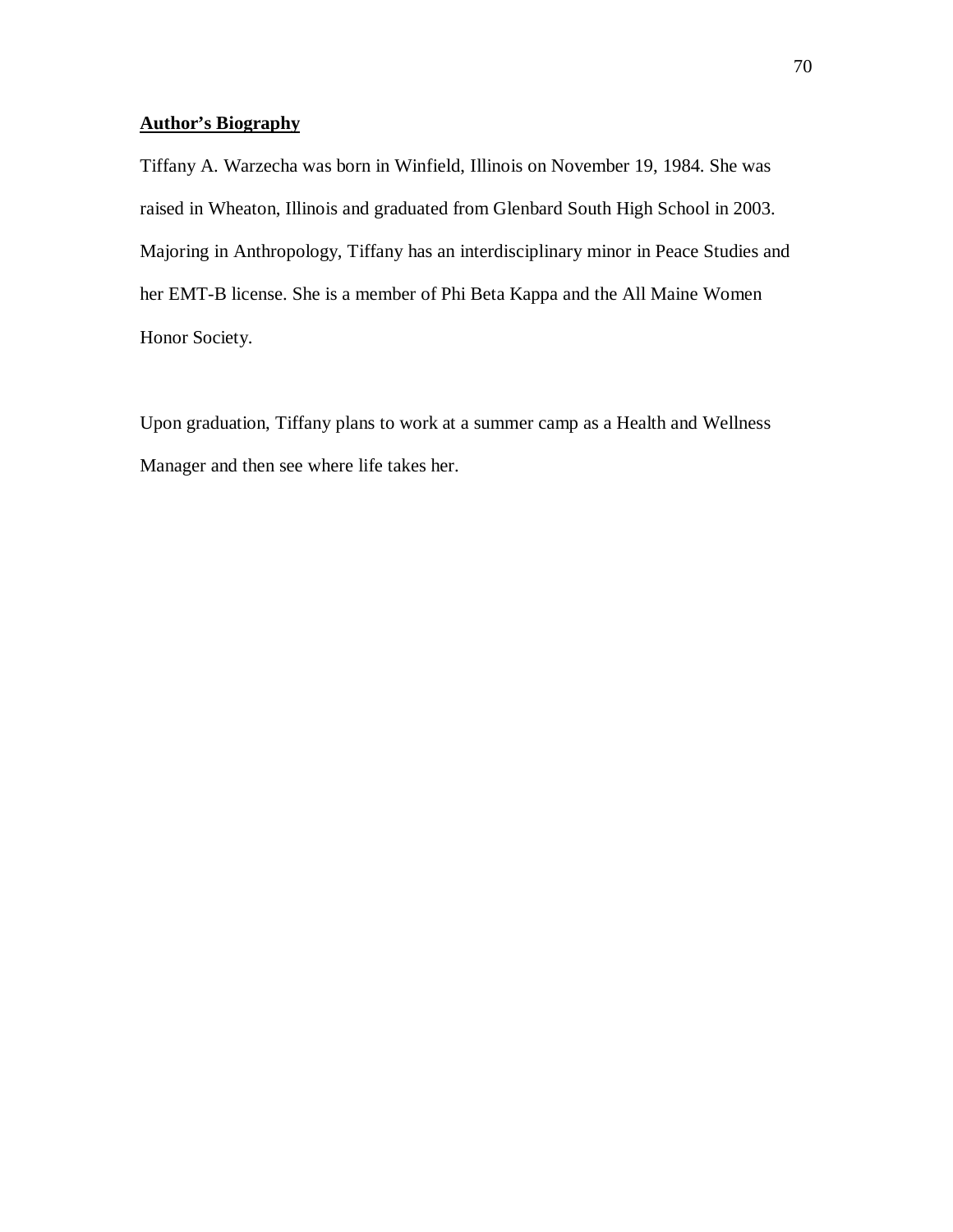## **Author's Biography**

Tiffany A. Warzecha was born in Winfield, Illinois on November 19, 1984. She was raised in Wheaton, Illinois and graduated from Glenbard South High School in 2003. Majoring in Anthropology, Tiffany has an interdisciplinary minor in Peace Studies and her EMT-B license. She is a member of Phi Beta Kappa and the All Maine Women Honor Society.

Upon graduation, Tiffany plans to work at a summer camp as a Health and Wellness Manager and then see where life takes her.